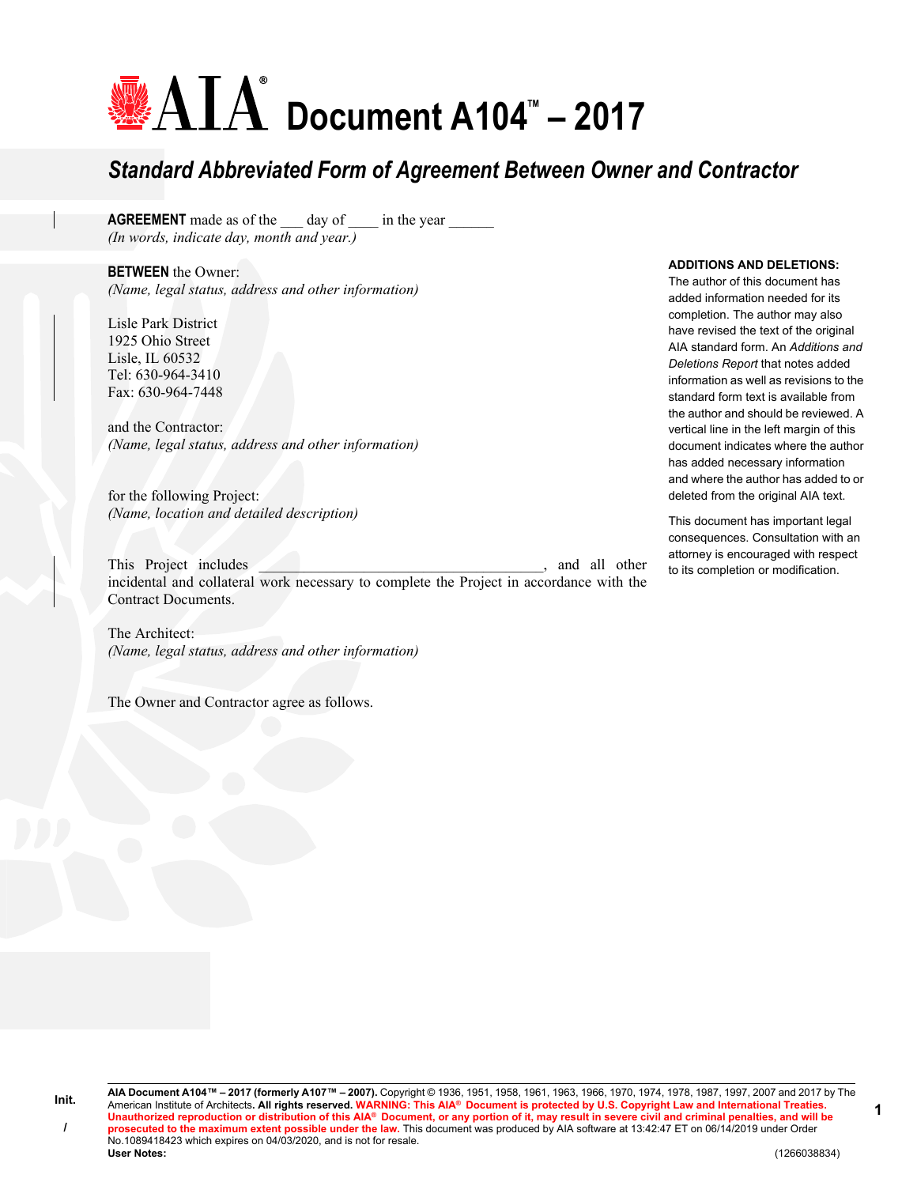# AIA Document A104™ – 2017

## *Standard Abbreviated Form of Agreement Between Owner and Contractor*

**AGREEMENT** made as of the ___ day of ____ in the year ______
*(In words, indicate day, month and year.)*

**BETWEEN** the Owner:
*(Name, legal status, address and other information)*

Lisle Park District
1925 Ohio Street
Lisle, IL 60532
Tel: 630-964-3410
Fax: 630-964-7448

and the Contractor:
*(Name, legal status, address and other information)*

for the following Project:
*(Name, location and detailed description)*

This Project includes ___________________________________, and all other incidental and collateral work necessary to complete the Project in accordance with the Contract Documents.

The Architect:
*(Name, legal status, address and other information)*

The Owner and Contractor agree as follows.

**ADDITIONS AND DELETIONS:**
The author of this document has added information needed for its completion. The author may also have revised the text of the original AIA standard form. An *Additions and Deletions Report* that notes added information as well as revisions to the standard form text is available from the author and should be reviewed. A vertical line in the left margin of this document indicates where the author has added necessary information and where the author has added to or deleted from the original AIA text.

This document has important legal consequences. Consultation with an attorney is encouraged with respect to its completion or modification.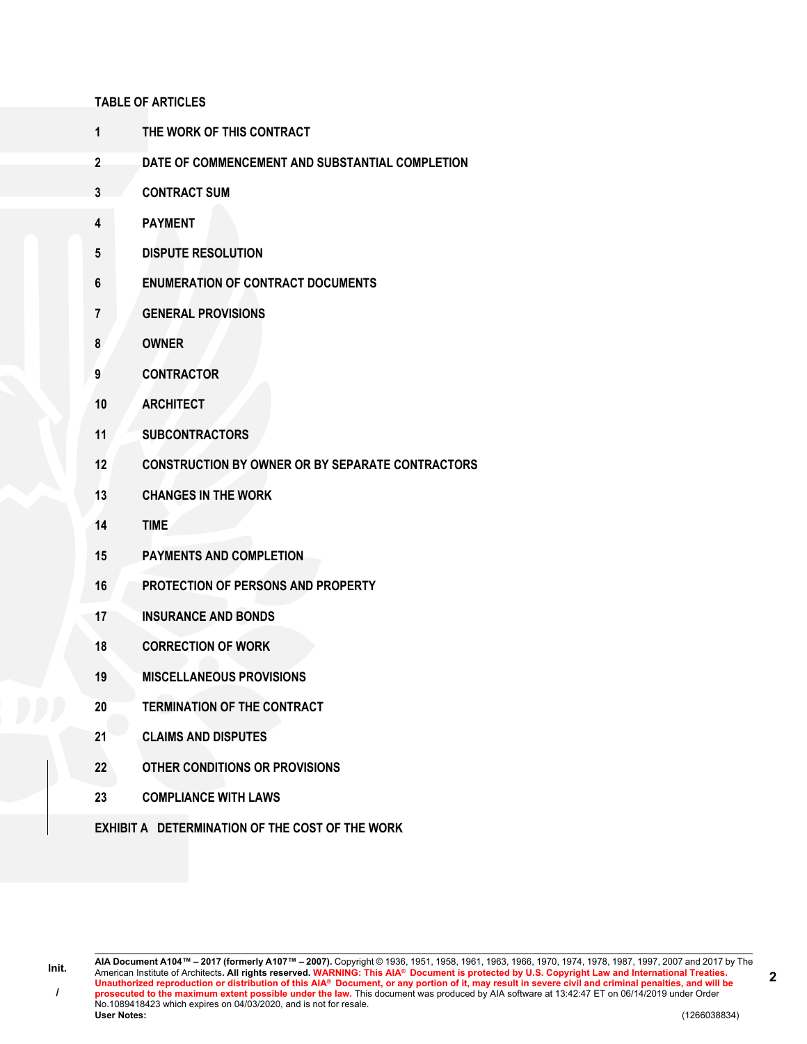**TABLE OF ARTICLES**

**1 THE WORK OF THIS CONTRACT**

**2 DATE OF COMMENCEMENT AND SUBSTANTIAL COMPLETION**

**3 CONTRACT SUM**

**4 PAYMENT**

**5 DISPUTE RESOLUTION**

**6 ENUMERATION OF CONTRACT DOCUMENTS**

**7 GENERAL PROVISIONS**

**8 OWNER**

**9 CONTRACTOR**

**10 ARCHITECT**

**11 SUBCONTRACTORS**

**12 CONSTRUCTION BY OWNER OR BY SEPARATE CONTRACTORS**

**13 CHANGES IN THE WORK**

**14 TIME**

**15 PAYMENTS AND COMPLETION**

**16 PROTECTION OF PERSONS AND PROPERTY**

**17 INSURANCE AND BONDS**

**18 CORRECTION OF WORK**

**19 MISCELLANEOUS PROVISIONS**

**20 TERMINATION OF THE CONTRACT**

**21 CLAIMS AND DISPUTES**

**22 OTHER CONDITIONS OR PROVISIONS**

**23 COMPLIANCE WITH LAWS**

**EXHIBIT A DETERMINATION OF THE COST OF THE WORK**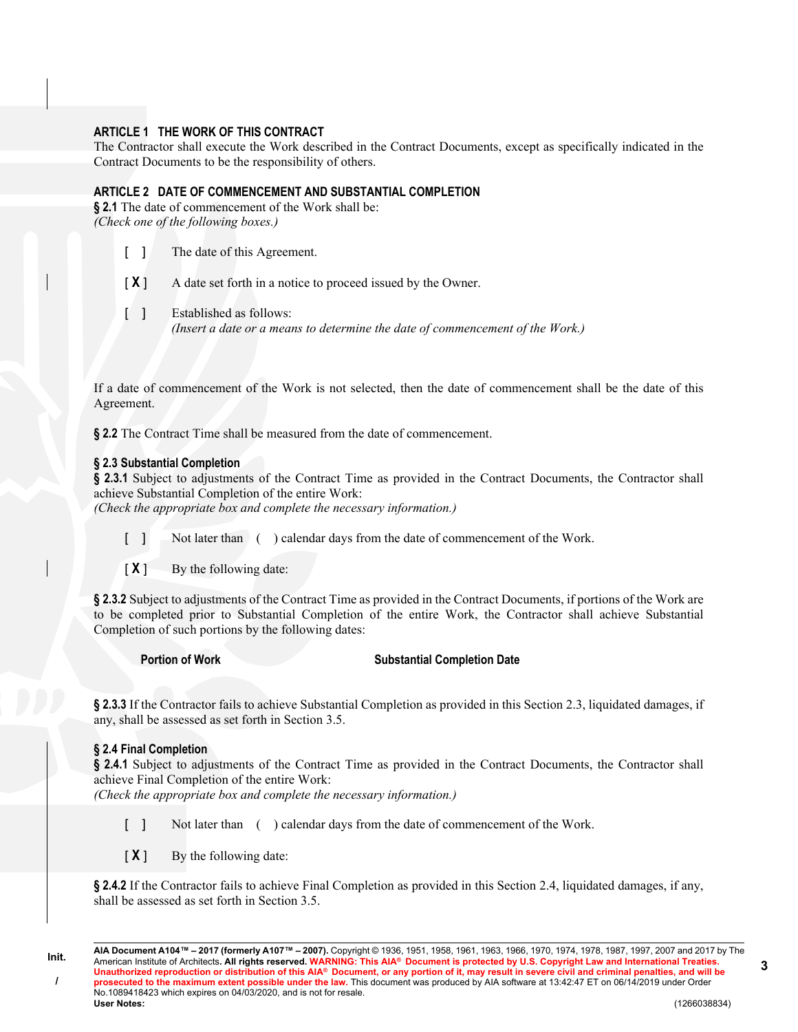## ARTICLE 1 THE WORK OF THIS CONTRACT

The Contractor shall execute the Work described in the Contract Documents, except as specifically indicated in the Contract Documents to be the responsibility of others.

## ARTICLE 2 DATE OF COMMENCEMENT AND SUBSTANTIAL COMPLETION

**§ 2.1** The date of commencement of the Work shall be:
*(Check one of the following boxes.)*

[ ] The date of this Agreement.

[ X ] A date set forth in a notice to proceed issued by the Owner.

[ ] Established as follows:
*(Insert a date or a means to determine the date of commencement of the Work.)*

If a date of commencement of the Work is not selected, then the date of commencement shall be the date of this Agreement.

**§ 2.2** The Contract Time shall be measured from the date of commencement.

### § 2.3 Substantial Completion

**§ 2.3.1** Subject to adjustments of the Contract Time as provided in the Contract Documents, the Contractor shall achieve Substantial Completion of the entire Work:
*(Check the appropriate box and complete the necessary information.)*

[ ] Not later than ( ) calendar days from the date of commencement of the Work.

[ X ] By the following date:

**§ 2.3.2** Subject to adjustments of the Contract Time as provided in the Contract Documents, if portions of the Work are to be completed prior to Substantial Completion of the entire Work, the Contractor shall achieve Substantial Completion of such portions by the following dates:

| Portion of Work | Substantial Completion Date |
| --- | --- |

**§ 2.3.3** If the Contractor fails to achieve Substantial Completion as provided in this Section 2.3, liquidated damages, if any, shall be assessed as set forth in Section 3.5.

### § 2.4 Final Completion

**§ 2.4.1** Subject to adjustments of the Contract Time as provided in the Contract Documents, the Contractor shall achieve Final Completion of the entire Work:
*(Check the appropriate box and complete the necessary information.)*

[ ] Not later than ( ) calendar days from the date of commencement of the Work.

[ X ] By the following date:

**§ 2.4.2** If the Contractor fails to achieve Final Completion as provided in this Section 2.4, liquidated damages, if any, shall be assessed as set forth in Section 3.5.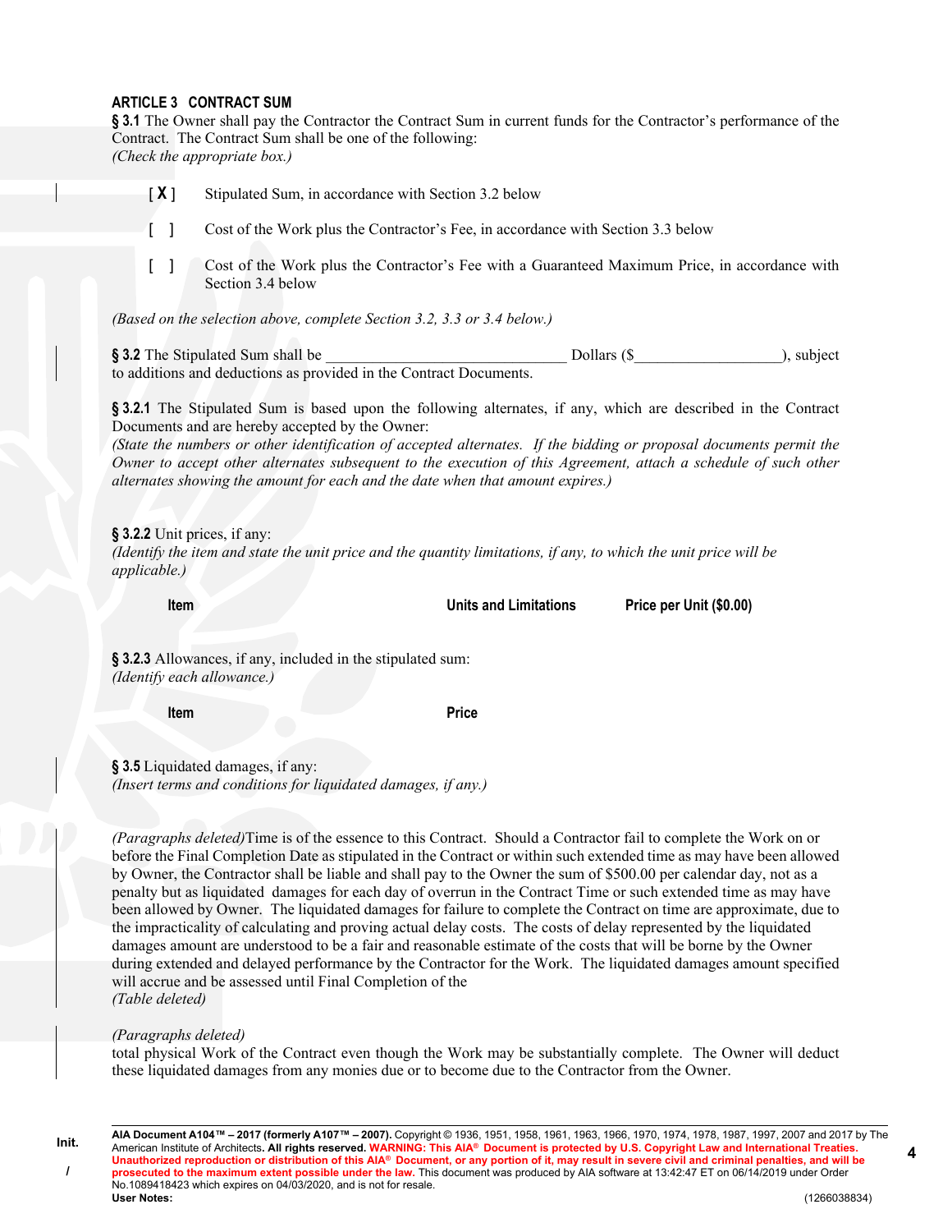## ARTICLE 3 CONTRACT SUM

**§ 3.1** The Owner shall pay the Contractor the Contract Sum in current funds for the Contractor's performance of the Contract. The Contract Sum shall be one of the following:
*(Check the appropriate box.)*

[ **X** ] Stipulated Sum, in accordance with Section 3.2 below

[ ] Cost of the Work plus the Contractor's Fee, in accordance with Section 3.3 below

[ ] Cost of the Work plus the Contractor's Fee with a Guaranteed Maximum Price, in accordance with Section 3.4 below

*(Based on the selection above, complete Section 3.2, 3.3 or 3.4 below.)*

**§ 3.2** The Stipulated Sum shall be ______________________________ Dollars ($__________________), subject to additions and deductions as provided in the Contract Documents.

**§ 3.2.1** The Stipulated Sum is based upon the following alternates, if any, which are described in the Contract Documents and are hereby accepted by the Owner:
*(State the numbers or other identification of accepted alternates. If the bidding or proposal documents permit the Owner to accept other alternates subsequent to the execution of this Agreement, attach a schedule of such other alternates showing the amount for each and the date when that amount expires.)*

**§ 3.2.2** Unit prices, if any:
*(Identify the item and state the unit price and the quantity limitations, if any, to which the unit price will be applicable.)*

| Item | Units and Limitations | Price per Unit ($0.00) |
|---|---|---|

**§ 3.2.3** Allowances, if any, included in the stipulated sum:
*(Identify each allowance.)*

| Item | Price |
|---|---|

**§ 3.5** Liquidated damages, if any:
*(Insert terms and conditions for liquidated damages, if any.)*

*(Paragraphs deleted)*Time is of the essence to this Contract. Should a Contractor fail to complete the Work on or before the Final Completion Date as stipulated in the Contract or within such extended time as may have been allowed by Owner, the Contractor shall be liable and shall pay to the Owner the sum of $500.00 per calendar day, not as a penalty but as liquidated damages for each day of overrun in the Contract Time or such extended time as may have been allowed by Owner. The liquidated damages for failure to complete the Contract on time are approximate, due to the impracticality of calculating and proving actual delay costs. The costs of delay represented by the liquidated damages amount are understood to be a fair and reasonable estimate of the costs that will be borne by the Owner during extended and delayed performance by the Contractor for the Work. The liquidated damages amount specified will accrue and be assessed until Final Completion of the
*(Table deleted)*

*(Paragraphs deleted)*
total physical Work of the Contract even though the Work may be substantially complete. The Owner will deduct these liquidated damages from any monies due or to become due to the Contractor from the Owner.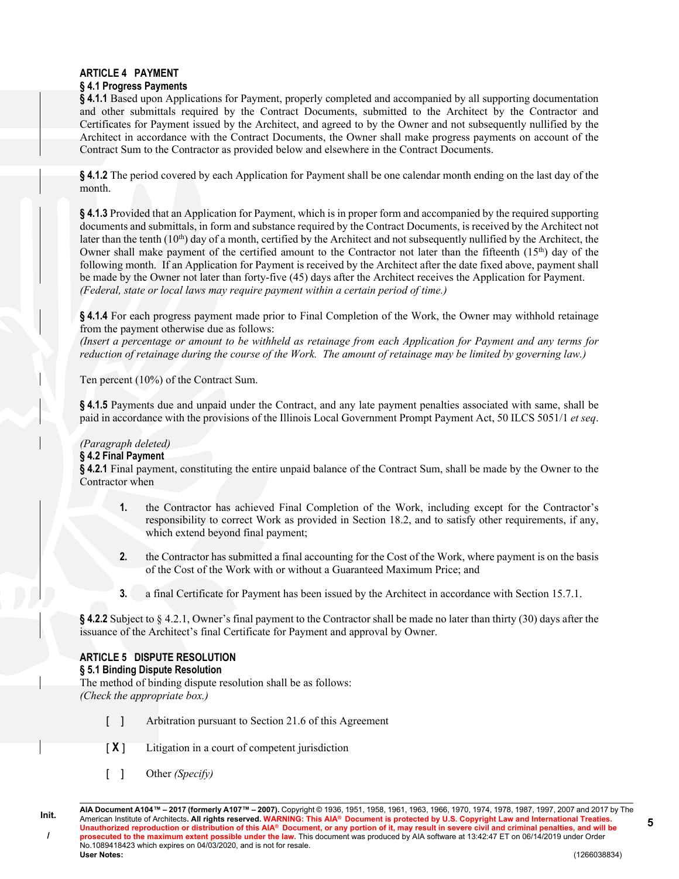## ARTICLE 4 PAYMENT

### § 4.1 Progress Payments

**§ 4.1.1** Based upon Applications for Payment, properly completed and accompanied by all supporting documentation and other submittals required by the Contract Documents, submitted to the Architect by the Contractor and Certificates for Payment issued by the Architect, and agreed to by the Owner and not subsequently nullified by the Architect in accordance with the Contract Documents, the Owner shall make progress payments on account of the Contract Sum to the Contractor as provided below and elsewhere in the Contract Documents.

**§ 4.1.2** The period covered by each Application for Payment shall be one calendar month ending on the last day of the month.

**§ 4.1.3** Provided that an Application for Payment, which is in proper form and accompanied by the required supporting documents and submittals, in form and substance required by the Contract Documents, is received by the Architect not later than the tenth (10th) day of a month, certified by the Architect and not subsequently nullified by the Architect, the Owner shall make payment of the certified amount to the Contractor not later than the fifteenth (15th) day of the following month. If an Application for Payment is received by the Architect after the date fixed above, payment shall be made by the Owner not later than forty-five (45) days after the Architect receives the Application for Payment.
*(Federal, state or local laws may require payment within a certain period of time.)*

**§ 4.1.4** For each progress payment made prior to Final Completion of the Work, the Owner may withhold retainage from the payment otherwise due as follows:
*(Insert a percentage or amount to be withheld as retainage from each Application for Payment and any terms for reduction of retainage during the course of the Work. The amount of retainage may be limited by governing law.)*

Ten percent (10%) of the Contract Sum.

**§ 4.1.5** Payments due and unpaid under the Contract, and any late payment penalties associated with same, shall be paid in accordance with the provisions of the Illinois Local Government Prompt Payment Act, 50 ILCS 5051/1 *et seq*.

*(Paragraph deleted)*

### § 4.2 Final Payment

**§ 4.2.1** Final payment, constituting the entire unpaid balance of the Contract Sum, shall be made by the Owner to the Contractor when

1. the Contractor has achieved Final Completion of the Work, including except for the Contractor's responsibility to correct Work as provided in Section 18.2, and to satisfy other requirements, if any, which extend beyond final payment;

2. the Contractor has submitted a final accounting for the Cost of the Work, where payment is on the basis of the Cost of the Work with or without a Guaranteed Maximum Price; and

3. a final Certificate for Payment has been issued by the Architect in accordance with Section 15.7.1.

**§ 4.2.2** Subject to § 4.2.1, Owner's final payment to the Contractor shall be made no later than thirty (30) days after the issuance of the Architect's final Certificate for Payment and approval by Owner.

## ARTICLE 5 DISPUTE RESOLUTION

### § 5.1 Binding Dispute Resolution

The method of binding dispute resolution shall be as follows:
*(Check the appropriate box.)*

[ ] Arbitration pursuant to Section 21.6 of this Agreement

[ X ] Litigation in a court of competent jurisdiction

[ ] Other *(Specify)*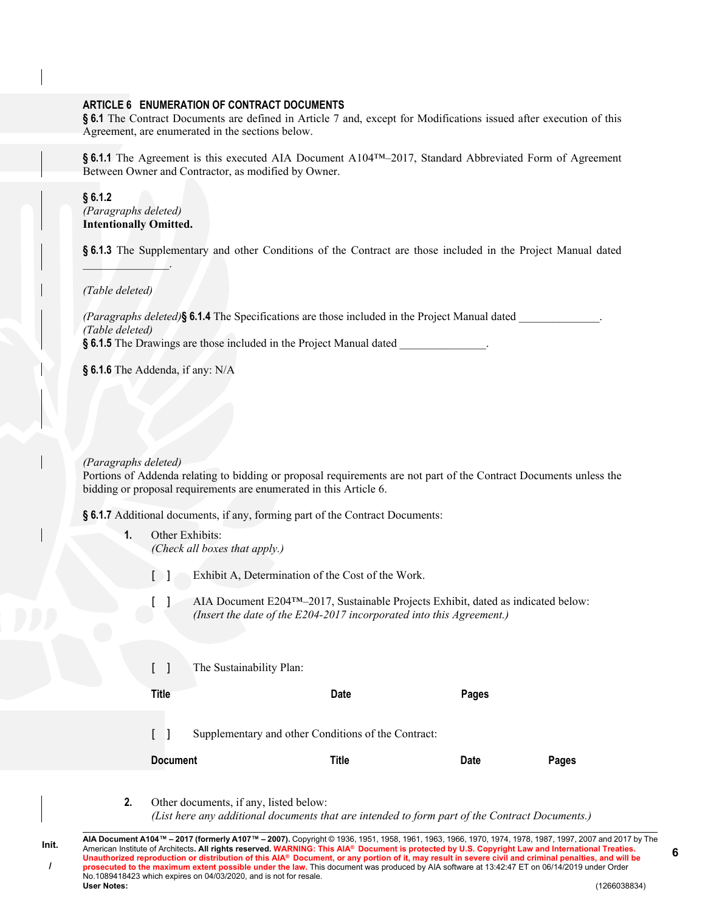## ARTICLE 6   ENUMERATION OF CONTRACT DOCUMENTS

**§ 6.1** The Contract Documents are defined in Article 7 and, except for Modifications issued after execution of this Agreement, are enumerated in the sections below.

**§ 6.1.1** The Agreement is this executed AIA Document A104™–2017, Standard Abbreviated Form of Agreement Between Owner and Contractor, as modified by Owner.

**§ 6.1.2**
*(Paragraphs deleted)*
**Intentionally Omitted.**

**§ 6.1.3** The Supplementary and other Conditions of the Contract are those included in the Project Manual dated _______________.

*(Table deleted)*

*(Paragraphs deleted)* **§ 6.1.4** The Specifications are those included in the Project Manual dated ______________.
*(Table deleted)*
**§ 6.1.5** The Drawings are those included in the Project Manual dated _______________.

**§ 6.1.6** The Addenda, if any: N/A

*(Paragraphs deleted)*
Portions of Addenda relating to bidding or proposal requirements are not part of the Contract Documents unless the bidding or proposal requirements are enumerated in this Article 6.

**§ 6.1.7** Additional documents, if any, forming part of the Contract Documents:

**1.** Other Exhibits:
*(Check all boxes that apply.)*

[ ] Exhibit A, Determination of the Cost of the Work.

[ ] AIA Document E204™–2017, Sustainable Projects Exhibit, dated as indicated below:
*(Insert the date of the E204-2017 incorporated into this Agreement.)*

[ ] The Sustainability Plan:

| Title | Date | Pages |
|---|---|---|

[ ] Supplementary and other Conditions of the Contract:

| Document | Title | Date | Pages |
|---|---|---|---|

**2.** Other documents, if any, listed below:
*(List here any additional documents that are intended to form part of the Contract Documents.)*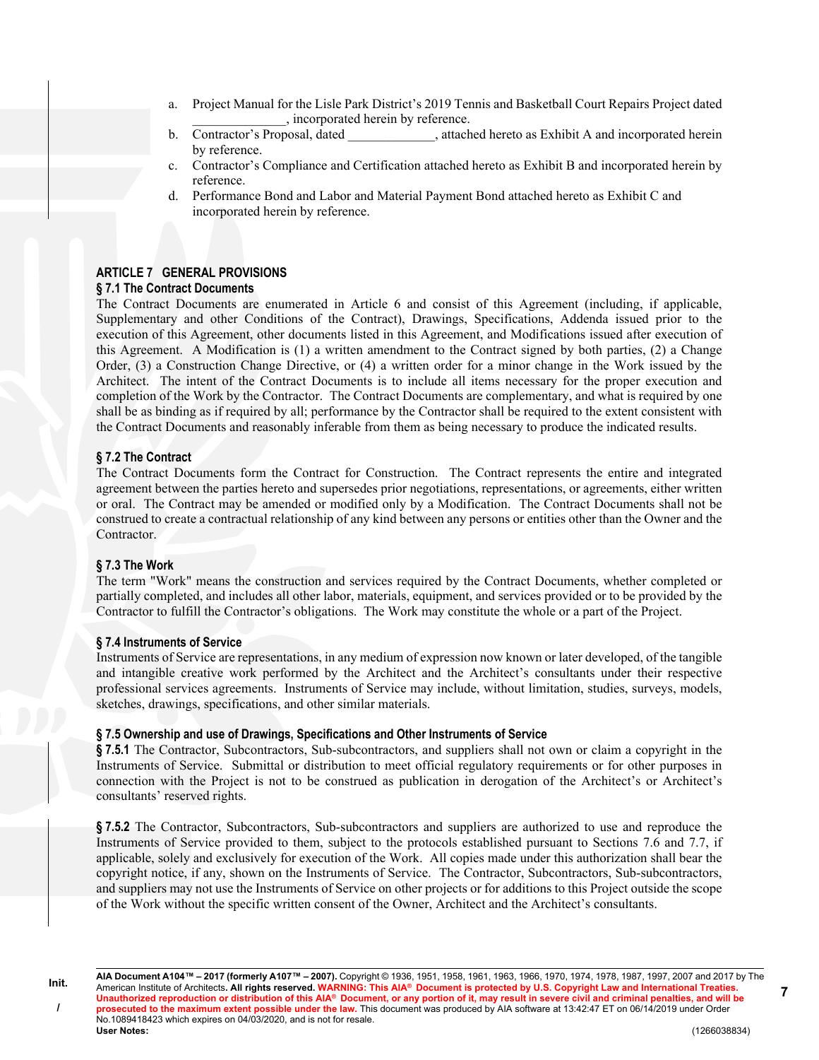a. Project Manual for the Lisle Park District's 2019 Tennis and Basketball Court Repairs Project dated _______________, incorporated herein by reference.
b. Contractor's Proposal, dated _____________, attached hereto as Exhibit A and incorporated herein by reference.
c. Contractor's Compliance and Certification attached hereto as Exhibit B and incorporated herein by reference.
d. Performance Bond and Labor and Material Payment Bond attached hereto as Exhibit C and incorporated herein by reference.

## ARTICLE 7 GENERAL PROVISIONS

### § 7.1 The Contract Documents

The Contract Documents are enumerated in Article 6 and consist of this Agreement (including, if applicable, Supplementary and other Conditions of the Contract), Drawings, Specifications, Addenda issued prior to the execution of this Agreement, other documents listed in this Agreement, and Modifications issued after execution of this Agreement. A Modification is (1) a written amendment to the Contract signed by both parties, (2) a Change Order, (3) a Construction Change Directive, or (4) a written order for a minor change in the Work issued by the Architect. The intent of the Contract Documents is to include all items necessary for the proper execution and completion of the Work by the Contractor. The Contract Documents are complementary, and what is required by one shall be as binding as if required by all; performance by the Contractor shall be required to the extent consistent with the Contract Documents and reasonably inferable from them as being necessary to produce the indicated results.

### § 7.2 The Contract

The Contract Documents form the Contract for Construction. The Contract represents the entire and integrated agreement between the parties hereto and supersedes prior negotiations, representations, or agreements, either written or oral. The Contract may be amended or modified only by a Modification. The Contract Documents shall not be construed to create a contractual relationship of any kind between any persons or entities other than the Owner and the Contractor.

### § 7.3 The Work

The term "Work" means the construction and services required by the Contract Documents, whether completed or partially completed, and includes all other labor, materials, equipment, and services provided or to be provided by the Contractor to fulfill the Contractor's obligations. The Work may constitute the whole or a part of the Project.

### § 7.4 Instruments of Service

Instruments of Service are representations, in any medium of expression now known or later developed, of the tangible and intangible creative work performed by the Architect and the Architect's consultants under their respective professional services agreements. Instruments of Service may include, without limitation, studies, surveys, models, sketches, drawings, specifications, and other similar materials.

### § 7.5 Ownership and use of Drawings, Specifications and Other Instruments of Service

**§ 7.5.1** The Contractor, Subcontractors, Sub-subcontractors, and suppliers shall not own or claim a copyright in the Instruments of Service. Submittal or distribution to meet official regulatory requirements or for other purposes in connection with the Project is not to be construed as publication in derogation of the Architect's or Architect's consultants' reserved rights.

**§ 7.5.2** The Contractor, Subcontractors, Sub-subcontractors and suppliers are authorized to use and reproduce the Instruments of Service provided to them, subject to the protocols established pursuant to Sections 7.6 and 7.7, if applicable, solely and exclusively for execution of the Work. All copies made under this authorization shall bear the copyright notice, if any, shown on the Instruments of Service. The Contractor, Subcontractors, Sub-subcontractors, and suppliers may not use the Instruments of Service on other projects or for additions to this Project outside the scope of the Work without the specific written consent of the Owner, Architect and the Architect's consultants.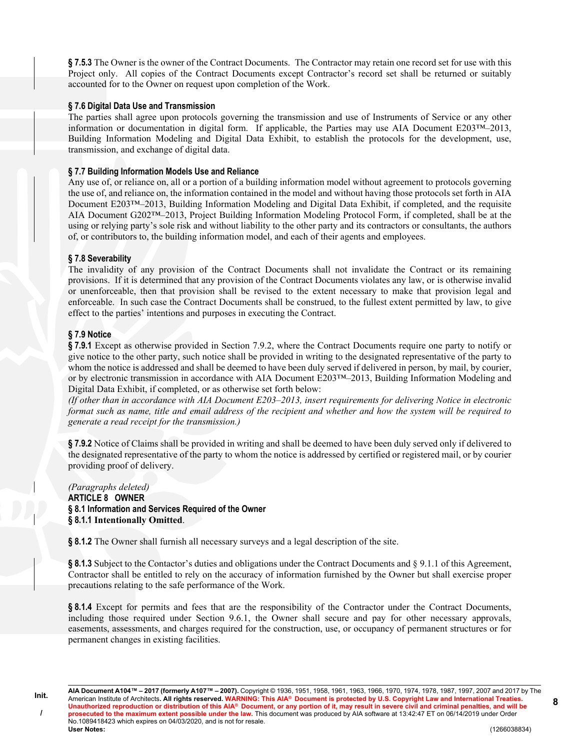**§ 7.5.3** The Owner is the owner of the Contract Documents. The Contractor may retain one record set for use with this Project only. All copies of the Contract Documents except Contractor's record set shall be returned or suitably accounted for to the Owner on request upon completion of the Work.

### § 7.6 Digital Data Use and Transmission

The parties shall agree upon protocols governing the transmission and use of Instruments of Service or any other information or documentation in digital form. If applicable, the Parties may use AIA Document E203™–2013, Building Information Modeling and Digital Data Exhibit, to establish the protocols for the development, use, transmission, and exchange of digital data.

### § 7.7 Building Information Models Use and Reliance

Any use of, or reliance on, all or a portion of a building information model without agreement to protocols governing the use of, and reliance on, the information contained in the model and without having those protocols set forth in AIA Document E203™–2013, Building Information Modeling and Digital Data Exhibit, if completed, and the requisite AIA Document G202™–2013, Project Building Information Modeling Protocol Form, if completed, shall be at the using or relying party's sole risk and without liability to the other party and its contractors or consultants, the authors of, or contributors to, the building information model, and each of their agents and employees.

### § 7.8 Severability

The invalidity of any provision of the Contract Documents shall not invalidate the Contract or its remaining provisions. If it is determined that any provision of the Contract Documents violates any law, or is otherwise invalid or unenforceable, then that provision shall be revised to the extent necessary to make that provision legal and enforceable. In such case the Contract Documents shall be construed, to the fullest extent permitted by law, to give effect to the parties' intentions and purposes in executing the Contract.

### § 7.9 Notice

**§ 7.9.1** Except as otherwise provided in Section 7.9.2, where the Contract Documents require one party to notify or give notice to the other party, such notice shall be provided in writing to the designated representative of the party to whom the notice is addressed and shall be deemed to have been duly served if delivered in person, by mail, by courier, or by electronic transmission in accordance with AIA Document E203™–2013, Building Information Modeling and Digital Data Exhibit, if completed, or as otherwise set forth below:

*(If other than in accordance with AIA Document E203–2013, insert requirements for delivering Notice in electronic format such as name, title and email address of the recipient and whether and how the system will be required to generate a read receipt for the transmission.)*

**§ 7.9.2** Notice of Claims shall be provided in writing and shall be deemed to have been duly served only if delivered to the designated representative of the party to whom the notice is addressed by certified or registered mail, or by courier providing proof of delivery.

*(Paragraphs deleted)*

## ARTICLE 8 OWNER

### § 8.1 Information and Services Required of the Owner

**§ 8.1.1 Intentionally Omitted**.

**§ 8.1.2** The Owner shall furnish all necessary surveys and a legal description of the site.

**§ 8.1.3** Subject to the Contactor's duties and obligations under the Contract Documents and § 9.1.1 of this Agreement, Contractor shall be entitled to rely on the accuracy of information furnished by the Owner but shall exercise proper precautions relating to the safe performance of the Work.

**§ 8.1.4** Except for permits and fees that are the responsibility of the Contractor under the Contract Documents, including those required under Section 9.6.1, the Owner shall secure and pay for other necessary approvals, easements, assessments, and charges required for the construction, use, or occupancy of permanent structures or for permanent changes in existing facilities.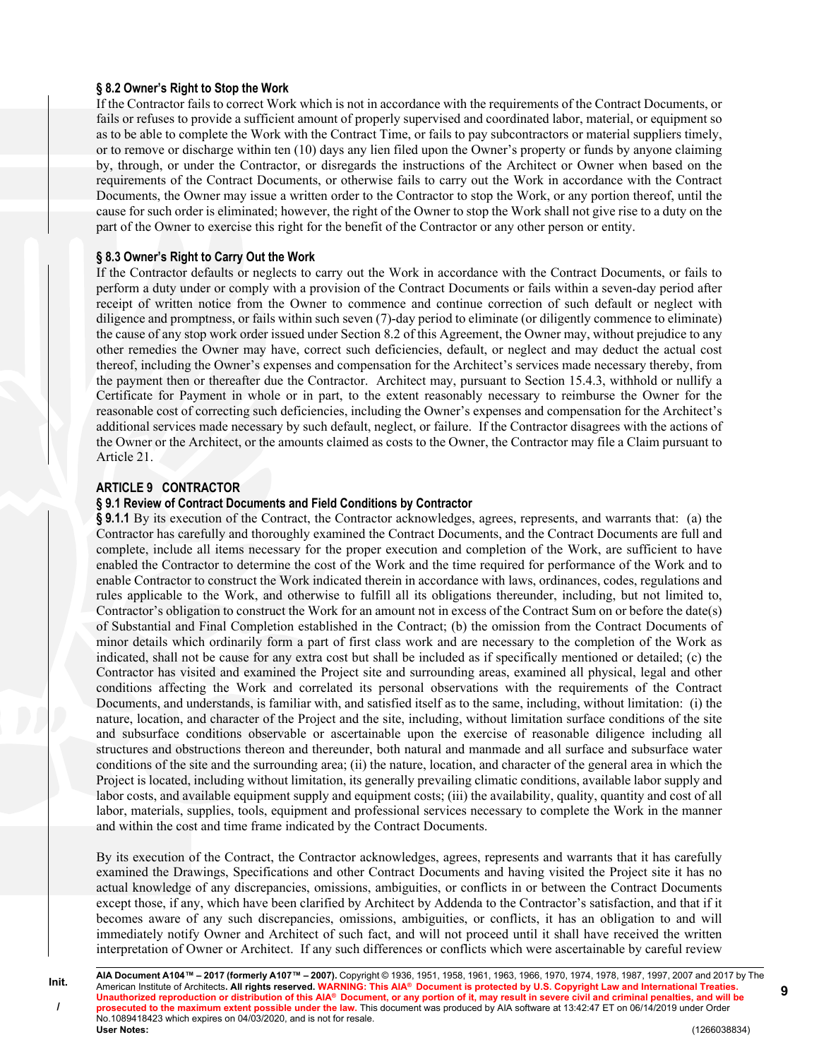### § 8.2 Owner's Right to Stop the Work

If the Contractor fails to correct Work which is not in accordance with the requirements of the Contract Documents, or fails or refuses to provide a sufficient amount of properly supervised and coordinated labor, material, or equipment so as to be able to complete the Work with the Contract Time, or fails to pay subcontractors or material suppliers timely, or to remove or discharge within ten (10) days any lien filed upon the Owner's property or funds by anyone claiming by, through, or under the Contractor, or disregards the instructions of the Architect or Owner when based on the requirements of the Contract Documents, or otherwise fails to carry out the Work in accordance with the Contract Documents, the Owner may issue a written order to the Contractor to stop the Work, or any portion thereof, until the cause for such order is eliminated; however, the right of the Owner to stop the Work shall not give rise to a duty on the part of the Owner to exercise this right for the benefit of the Contractor or any other person or entity.

### § 8.3 Owner's Right to Carry Out the Work

If the Contractor defaults or neglects to carry out the Work in accordance with the Contract Documents, or fails to perform a duty under or comply with a provision of the Contract Documents or fails within a seven-day period after receipt of written notice from the Owner to commence and continue correction of such default or neglect with diligence and promptness, or fails within such seven (7)-day period to eliminate (or diligently commence to eliminate) the cause of any stop work order issued under Section 8.2 of this Agreement, the Owner may, without prejudice to any other remedies the Owner may have, correct such deficiencies, default, or neglect and may deduct the actual cost thereof, including the Owner's expenses and compensation for the Architect's services made necessary thereby, from the payment then or thereafter due the Contractor. Architect may, pursuant to Section 15.4.3, withhold or nullify a Certificate for Payment in whole or in part, to the extent reasonably necessary to reimburse the Owner for the reasonable cost of correcting such deficiencies, including the Owner's expenses and compensation for the Architect's additional services made necessary by such default, neglect, or failure. If the Contractor disagrees with the actions of the Owner or the Architect, or the amounts claimed as costs to the Owner, the Contractor may file a Claim pursuant to Article 21.

## ARTICLE 9 CONTRACTOR

### § 9.1 Review of Contract Documents and Field Conditions by Contractor

**§ 9.1.1** By its execution of the Contract, the Contractor acknowledges, agrees, represents, and warrants that: (a) the Contractor has carefully and thoroughly examined the Contract Documents, and the Contract Documents are full and complete, include all items necessary for the proper execution and completion of the Work, are sufficient to have enabled the Contractor to determine the cost of the Work and the time required for performance of the Work and to enable Contractor to construct the Work indicated therein in accordance with laws, ordinances, codes, regulations and rules applicable to the Work, and otherwise to fulfill all its obligations thereunder, including, but not limited to, Contractor's obligation to construct the Work for an amount not in excess of the Contract Sum on or before the date(s) of Substantial and Final Completion established in the Contract; (b) the omission from the Contract Documents of minor details which ordinarily form a part of first class work and are necessary to the completion of the Work as indicated, shall not be cause for any extra cost but shall be included as if specifically mentioned or detailed; (c) the Contractor has visited and examined the Project site and surrounding areas, examined all physical, legal and other conditions affecting the Work and correlated its personal observations with the requirements of the Contract Documents, and understands, is familiar with, and satisfied itself as to the same, including, without limitation: (i) the nature, location, and character of the Project and the site, including, without limitation surface conditions of the site and subsurface conditions observable or ascertainable upon the exercise of reasonable diligence including all structures and obstructions thereon and thereunder, both natural and manmade and all surface and subsurface water conditions of the site and the surrounding area; (ii) the nature, location, and character of the general area in which the Project is located, including without limitation, its generally prevailing climatic conditions, available labor supply and labor costs, and available equipment supply and equipment costs; (iii) the availability, quality, quantity and cost of all labor, materials, supplies, tools, equipment and professional services necessary to complete the Work in the manner and within the cost and time frame indicated by the Contract Documents.

By its execution of the Contract, the Contractor acknowledges, agrees, represents and warrants that it has carefully examined the Drawings, Specifications and other Contract Documents and having visited the Project site it has no actual knowledge of any discrepancies, omissions, ambiguities, or conflicts in or between the Contract Documents except those, if any, which have been clarified by Architect by Addenda to the Contractor's satisfaction, and that if it becomes aware of any such discrepancies, omissions, ambiguities, or conflicts, it has an obligation to and will immediately notify Owner and Architect of such fact, and will not proceed until it shall have received the written interpretation of Owner or Architect. If any such differences or conflicts which were ascertainable by careful review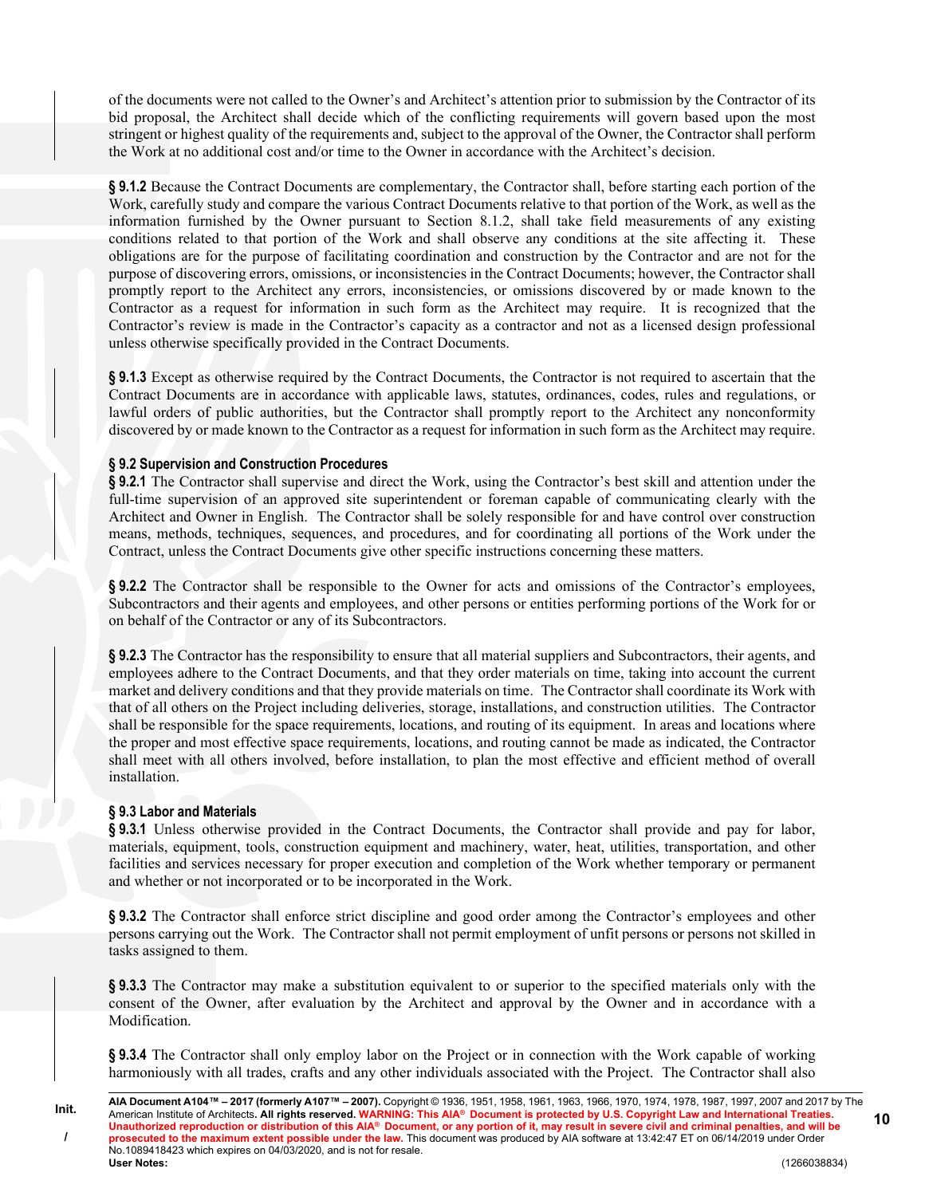of the documents were not called to the Owner's and Architect's attention prior to submission by the Contractor of its bid proposal, the Architect shall decide which of the conflicting requirements will govern based upon the most stringent or highest quality of the requirements and, subject to the approval of the Owner, the Contractor shall perform the Work at no additional cost and/or time to the Owner in accordance with the Architect's decision.

**§ 9.1.2** Because the Contract Documents are complementary, the Contractor shall, before starting each portion of the Work, carefully study and compare the various Contract Documents relative to that portion of the Work, as well as the information furnished by the Owner pursuant to Section 8.1.2, shall take field measurements of any existing conditions related to that portion of the Work and shall observe any conditions at the site affecting it. These obligations are for the purpose of facilitating coordination and construction by the Contractor and are not for the purpose of discovering errors, omissions, or inconsistencies in the Contract Documents; however, the Contractor shall promptly report to the Architect any errors, inconsistencies, or omissions discovered by or made known to the Contractor as a request for information in such form as the Architect may require. It is recognized that the Contractor's review is made in the Contractor's capacity as a contractor and not as a licensed design professional unless otherwise specifically provided in the Contract Documents.

**§ 9.1.3** Except as otherwise required by the Contract Documents, the Contractor is not required to ascertain that the Contract Documents are in accordance with applicable laws, statutes, ordinances, codes, rules and regulations, or lawful orders of public authorities, but the Contractor shall promptly report to the Architect any nonconformity discovered by or made known to the Contractor as a request for information in such form as the Architect may require.

**§ 9.2 Supervision and Construction Procedures**

**§ 9.2.1** The Contractor shall supervise and direct the Work, using the Contractor's best skill and attention under the full-time supervision of an approved site superintendent or foreman capable of communicating clearly with the Architect and Owner in English. The Contractor shall be solely responsible for and have control over construction means, methods, techniques, sequences, and procedures, and for coordinating all portions of the Work under the Contract, unless the Contract Documents give other specific instructions concerning these matters.

**§ 9.2.2** The Contractor shall be responsible to the Owner for acts and omissions of the Contractor's employees, Subcontractors and their agents and employees, and other persons or entities performing portions of the Work for or on behalf of the Contractor or any of its Subcontractors.

**§ 9.2.3** The Contractor has the responsibility to ensure that all material suppliers and Subcontractors, their agents, and employees adhere to the Contract Documents, and that they order materials on time, taking into account the current market and delivery conditions and that they provide materials on time. The Contractor shall coordinate its Work with that of all others on the Project including deliveries, storage, installations, and construction utilities. The Contractor shall be responsible for the space requirements, locations, and routing of its equipment. In areas and locations where the proper and most effective space requirements, locations, and routing cannot be made as indicated, the Contractor shall meet with all others involved, before installation, to plan the most effective and efficient method of overall installation.

**§ 9.3 Labor and Materials**

**§ 9.3.1** Unless otherwise provided in the Contract Documents, the Contractor shall provide and pay for labor, materials, equipment, tools, construction equipment and machinery, water, heat, utilities, transportation, and other facilities and services necessary for proper execution and completion of the Work whether temporary or permanent and whether or not incorporated or to be incorporated in the Work.

**§ 9.3.2** The Contractor shall enforce strict discipline and good order among the Contractor's employees and other persons carrying out the Work. The Contractor shall not permit employment of unfit persons or persons not skilled in tasks assigned to them.

**§ 9.3.3** The Contractor may make a substitution equivalent to or superior to the specified materials only with the consent of the Owner, after evaluation by the Architect and approval by the Owner and in accordance with a Modification.

**§ 9.3.4** The Contractor shall only employ labor on the Project or in connection with the Work capable of working harmoniously with all trades, crafts and any other individuals associated with the Project. The Contractor shall also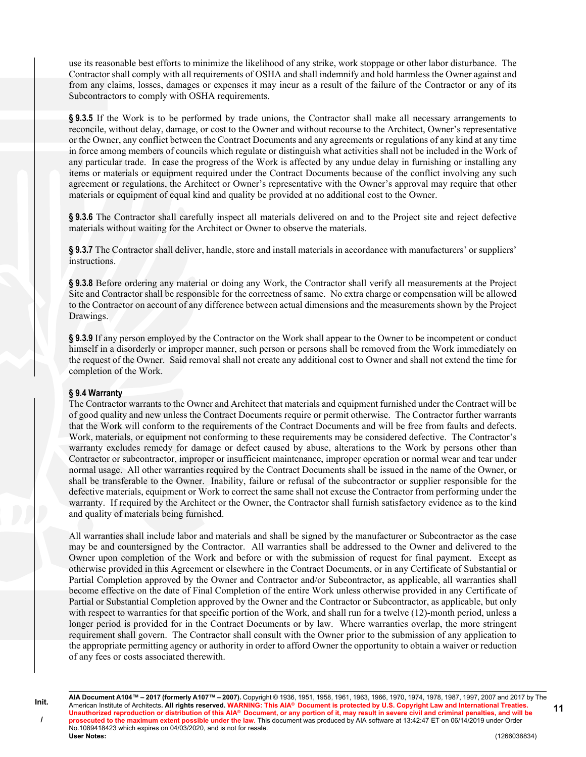use its reasonable best efforts to minimize the likelihood of any strike, work stoppage or other labor disturbance. The Contractor shall comply with all requirements of OSHA and shall indemnify and hold harmless the Owner against and from any claims, losses, damages or expenses it may incur as a result of the failure of the Contractor or any of its Subcontractors to comply with OSHA requirements.

**§ 9.3.5** If the Work is to be performed by trade unions, the Contractor shall make all necessary arrangements to reconcile, without delay, damage, or cost to the Owner and without recourse to the Architect, Owner's representative or the Owner, any conflict between the Contract Documents and any agreements or regulations of any kind at any time in force among members of councils which regulate or distinguish what activities shall not be included in the Work of any particular trade. In case the progress of the Work is affected by any undue delay in furnishing or installing any items or materials or equipment required under the Contract Documents because of the conflict involving any such agreement or regulations, the Architect or Owner's representative with the Owner's approval may require that other materials or equipment of equal kind and quality be provided at no additional cost to the Owner.

**§ 9.3.6** The Contractor shall carefully inspect all materials delivered on and to the Project site and reject defective materials without waiting for the Architect or Owner to observe the materials.

**§ 9.3.7** The Contractor shall deliver, handle, store and install materials in accordance with manufacturers' or suppliers' instructions.

**§ 9.3.8** Before ordering any material or doing any Work, the Contractor shall verify all measurements at the Project Site and Contractor shall be responsible for the correctness of same. No extra charge or compensation will be allowed to the Contractor on account of any difference between actual dimensions and the measurements shown by the Project Drawings.

**§ 9.3.9** If any person employed by the Contractor on the Work shall appear to the Owner to be incompetent or conduct himself in a disorderly or improper manner, such person or persons shall be removed from the Work immediately on the request of the Owner. Said removal shall not create any additional cost to Owner and shall not extend the time for completion of the Work.

**§ 9.4 Warranty**

The Contractor warrants to the Owner and Architect that materials and equipment furnished under the Contract will be of good quality and new unless the Contract Documents require or permit otherwise. The Contractor further warrants that the Work will conform to the requirements of the Contract Documents and will be free from faults and defects. Work, materials, or equipment not conforming to these requirements may be considered defective. The Contractor's warranty excludes remedy for damage or defect caused by abuse, alterations to the Work by persons other than Contractor or subcontractor, improper or insufficient maintenance, improper operation or normal wear and tear under normal usage. All other warranties required by the Contract Documents shall be issued in the name of the Owner, or shall be transferable to the Owner. Inability, failure or refusal of the subcontractor or supplier responsible for the defective materials, equipment or Work to correct the same shall not excuse the Contractor from performing under the warranty. If required by the Architect or the Owner, the Contractor shall furnish satisfactory evidence as to the kind and quality of materials being furnished.

All warranties shall include labor and materials and shall be signed by the manufacturer or Subcontractor as the case may be and countersigned by the Contractor. All warranties shall be addressed to the Owner and delivered to the Owner upon completion of the Work and before or with the submission of request for final payment. Except as otherwise provided in this Agreement or elsewhere in the Contract Documents, or in any Certificate of Substantial or Partial Completion approved by the Owner and Contractor and/or Subcontractor, as applicable, all warranties shall become effective on the date of Final Completion of the entire Work unless otherwise provided in any Certificate of Partial or Substantial Completion approved by the Owner and the Contractor or Subcontractor, as applicable, but only with respect to warranties for that specific portion of the Work, and shall run for a twelve (12)-month period, unless a longer period is provided for in the Contract Documents or by law. Where warranties overlap, the more stringent requirement shall govern. The Contractor shall consult with the Owner prior to the submission of any application to the appropriate permitting agency or authority in order to afford Owner the opportunity to obtain a waiver or reduction of any fees or costs associated therewith.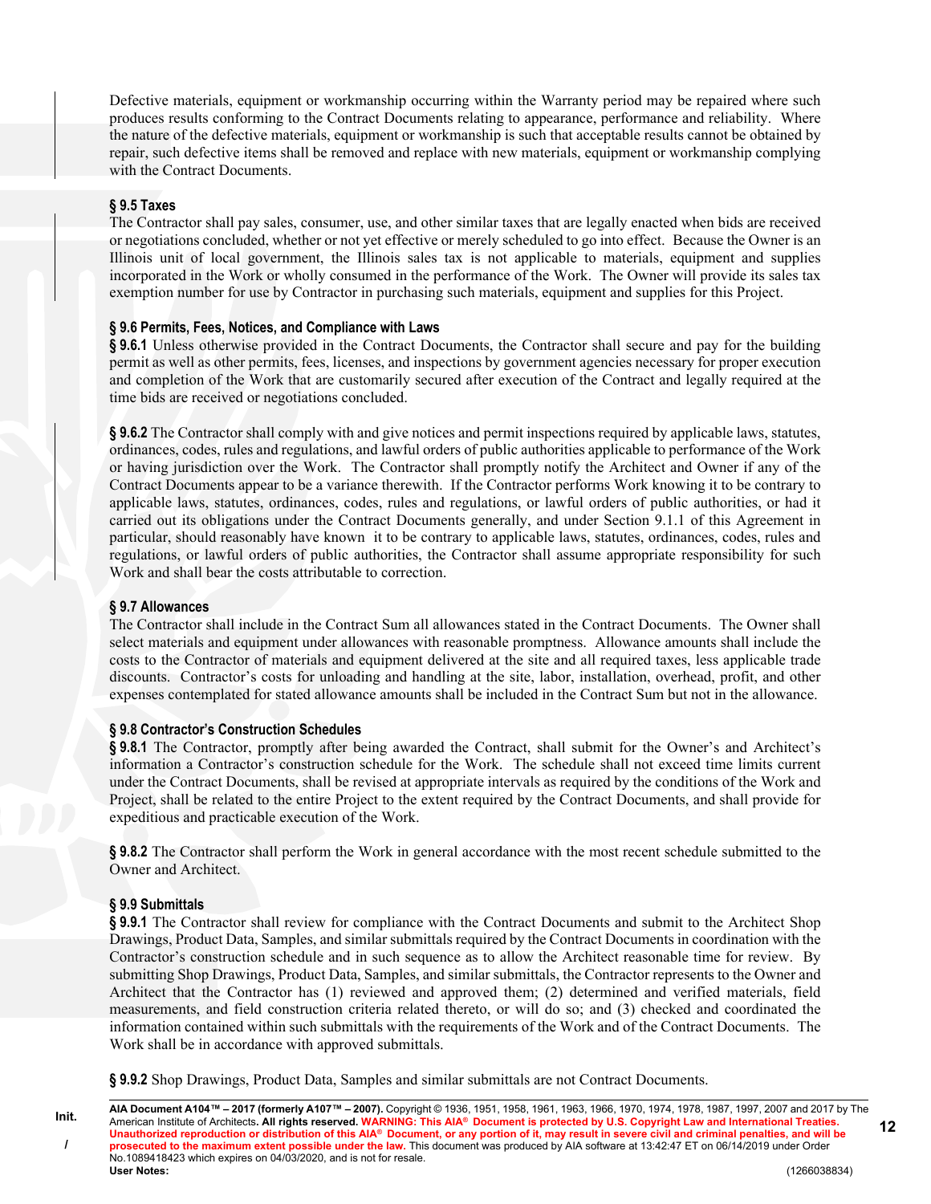Defective materials, equipment or workmanship occurring within the Warranty period may be repaired where such produces results conforming to the Contract Documents relating to appearance, performance and reliability. Where the nature of the defective materials, equipment or workmanship is such that acceptable results cannot be obtained by repair, such defective items shall be removed and replace with new materials, equipment or workmanship complying with the Contract Documents.

### § 9.5 Taxes

The Contractor shall pay sales, consumer, use, and other similar taxes that are legally enacted when bids are received or negotiations concluded, whether or not yet effective or merely scheduled to go into effect. Because the Owner is an Illinois unit of local government, the Illinois sales tax is not applicable to materials, equipment and supplies incorporated in the Work or wholly consumed in the performance of the Work. The Owner will provide its sales tax exemption number for use by Contractor in purchasing such materials, equipment and supplies for this Project.

### § 9.6 Permits, Fees, Notices, and Compliance with Laws

**§ 9.6.1** Unless otherwise provided in the Contract Documents, the Contractor shall secure and pay for the building permit as well as other permits, fees, licenses, and inspections by government agencies necessary for proper execution and completion of the Work that are customarily secured after execution of the Contract and legally required at the time bids are received or negotiations concluded.

**§ 9.6.2** The Contractor shall comply with and give notices and permit inspections required by applicable laws, statutes, ordinances, codes, rules and regulations, and lawful orders of public authorities applicable to performance of the Work or having jurisdiction over the Work. The Contractor shall promptly notify the Architect and Owner if any of the Contract Documents appear to be a variance therewith. If the Contractor performs Work knowing it to be contrary to applicable laws, statutes, ordinances, codes, rules and regulations, or lawful orders of public authorities, or had it carried out its obligations under the Contract Documents generally, and under Section 9.1.1 of this Agreement in particular, should reasonably have known it to be contrary to applicable laws, statutes, ordinances, codes, rules and regulations, or lawful orders of public authorities, the Contractor shall assume appropriate responsibility for such Work and shall bear the costs attributable to correction.

### § 9.7 Allowances

The Contractor shall include in the Contract Sum all allowances stated in the Contract Documents. The Owner shall select materials and equipment under allowances with reasonable promptness. Allowance amounts shall include the costs to the Contractor of materials and equipment delivered at the site and all required taxes, less applicable trade discounts. Contractor's costs for unloading and handling at the site, labor, installation, overhead, profit, and other expenses contemplated for stated allowance amounts shall be included in the Contract Sum but not in the allowance.

### § 9.8 Contractor's Construction Schedules

**§ 9.8.1** The Contractor, promptly after being awarded the Contract, shall submit for the Owner's and Architect's information a Contractor's construction schedule for the Work. The schedule shall not exceed time limits current under the Contract Documents, shall be revised at appropriate intervals as required by the conditions of the Work and Project, shall be related to the entire Project to the extent required by the Contract Documents, and shall provide for expeditious and practicable execution of the Work.

**§ 9.8.2** The Contractor shall perform the Work in general accordance with the most recent schedule submitted to the Owner and Architect.

### § 9.9 Submittals

**§ 9.9.1** The Contractor shall review for compliance with the Contract Documents and submit to the Architect Shop Drawings, Product Data, Samples, and similar submittals required by the Contract Documents in coordination with the Contractor's construction schedule and in such sequence as to allow the Architect reasonable time for review. By submitting Shop Drawings, Product Data, Samples, and similar submittals, the Contractor represents to the Owner and Architect that the Contractor has (1) reviewed and approved them; (2) determined and verified materials, field measurements, and field construction criteria related thereto, or will do so; and (3) checked and coordinated the information contained within such submittals with the requirements of the Work and of the Contract Documents. The Work shall be in accordance with approved submittals.

**§ 9.9.2** Shop Drawings, Product Data, Samples and similar submittals are not Contract Documents.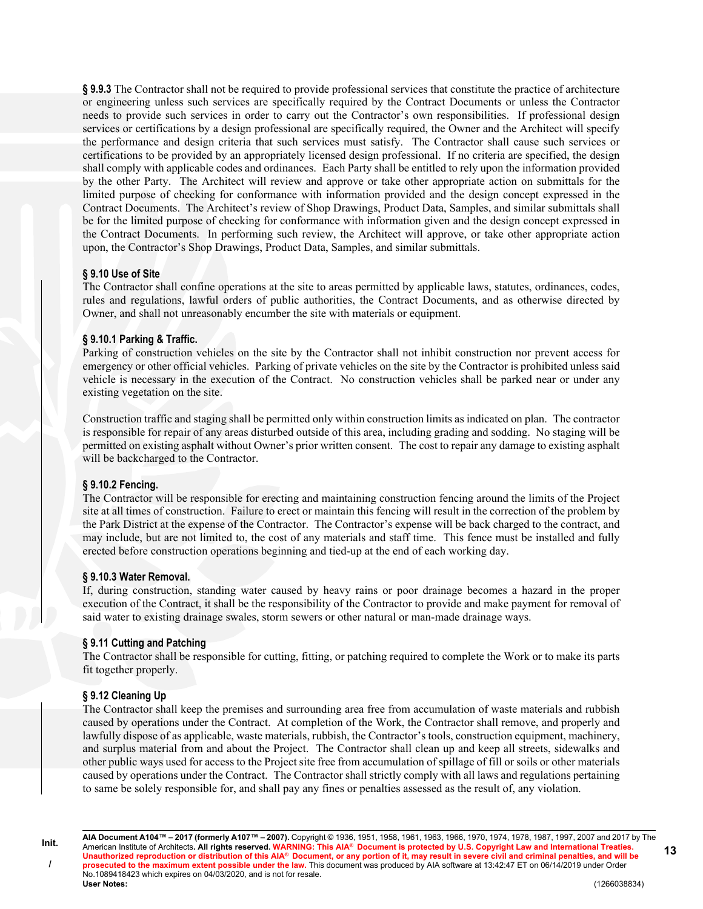**§ 9.9.3** The Contractor shall not be required to provide professional services that constitute the practice of architecture or engineering unless such services are specifically required by the Contract Documents or unless the Contractor needs to provide such services in order to carry out the Contractor's own responsibilities. If professional design services or certifications by a design professional are specifically required, the Owner and the Architect will specify the performance and design criteria that such services must satisfy. The Contractor shall cause such services or certifications to be provided by an appropriately licensed design professional. If no criteria are specified, the design shall comply with applicable codes and ordinances. Each Party shall be entitled to rely upon the information provided by the other Party. The Architect will review and approve or take other appropriate action on submittals for the limited purpose of checking for conformance with information provided and the design concept expressed in the Contract Documents. The Architect's review of Shop Drawings, Product Data, Samples, and similar submittals shall be for the limited purpose of checking for conformance with information given and the design concept expressed in the Contract Documents. In performing such review, the Architect will approve, or take other appropriate action upon, the Contractor's Shop Drawings, Product Data, Samples, and similar submittals.

### § 9.10 Use of Site

The Contractor shall confine operations at the site to areas permitted by applicable laws, statutes, ordinances, codes, rules and regulations, lawful orders of public authorities, the Contract Documents, and as otherwise directed by Owner, and shall not unreasonably encumber the site with materials or equipment.

### § 9.10.1 Parking & Traffic.

Parking of construction vehicles on the site by the Contractor shall not inhibit construction nor prevent access for emergency or other official vehicles. Parking of private vehicles on the site by the Contractor is prohibited unless said vehicle is necessary in the execution of the Contract. No construction vehicles shall be parked near or under any existing vegetation on the site.

Construction traffic and staging shall be permitted only within construction limits as indicated on plan. The contractor is responsible for repair of any areas disturbed outside of this area, including grading and sodding. No staging will be permitted on existing asphalt without Owner's prior written consent. The cost to repair any damage to existing asphalt will be backcharged to the Contractor.

### § 9.10.2 Fencing.

The Contractor will be responsible for erecting and maintaining construction fencing around the limits of the Project site at all times of construction. Failure to erect or maintain this fencing will result in the correction of the problem by the Park District at the expense of the Contractor. The Contractor's expense will be back charged to the contract, and may include, but are not limited to, the cost of any materials and staff time. This fence must be installed and fully erected before construction operations beginning and tied-up at the end of each working day.

### § 9.10.3 Water Removal.

If, during construction, standing water caused by heavy rains or poor drainage becomes a hazard in the proper execution of the Contract, it shall be the responsibility of the Contractor to provide and make payment for removal of said water to existing drainage swales, storm sewers or other natural or man-made drainage ways.

### § 9.11 Cutting and Patching

The Contractor shall be responsible for cutting, fitting, or patching required to complete the Work or to make its parts fit together properly.

### § 9.12 Cleaning Up

The Contractor shall keep the premises and surrounding area free from accumulation of waste materials and rubbish caused by operations under the Contract. At completion of the Work, the Contractor shall remove, and properly and lawfully dispose of as applicable, waste materials, rubbish, the Contractor's tools, construction equipment, machinery, and surplus material from and about the Project. The Contractor shall clean up and keep all streets, sidewalks and other public ways used for access to the Project site free from accumulation of spillage of fill or soils or other materials caused by operations under the Contract. The Contractor shall strictly comply with all laws and regulations pertaining to same be solely responsible for, and shall pay any fines or penalties assessed as the result of, any violation.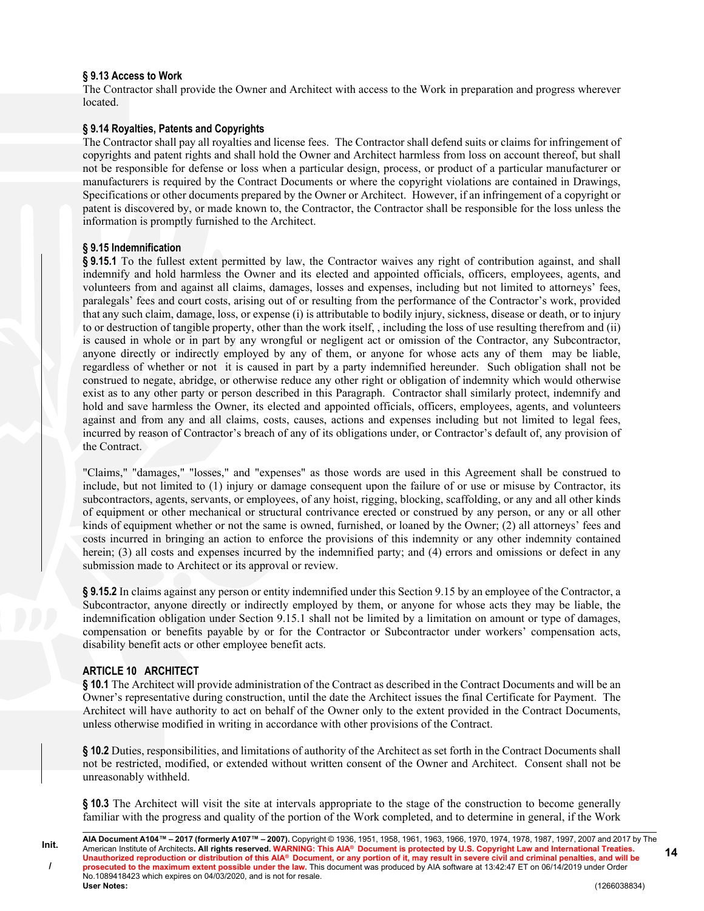### § 9.13 Access to Work

The Contractor shall provide the Owner and Architect with access to the Work in preparation and progress wherever located.

### § 9.14 Royalties, Patents and Copyrights

The Contractor shall pay all royalties and license fees. The Contractor shall defend suits or claims for infringement of copyrights and patent rights and shall hold the Owner and Architect harmless from loss on account thereof, but shall not be responsible for defense or loss when a particular design, process, or product of a particular manufacturer or manufacturers is required by the Contract Documents or where the copyright violations are contained in Drawings, Specifications or other documents prepared by the Owner or Architect. However, if an infringement of a copyright or patent is discovered by, or made known to, the Contractor, the Contractor shall be responsible for the loss unless the information is promptly furnished to the Architect.

### § 9.15 Indemnification

**§ 9.15.1** To the fullest extent permitted by law, the Contractor waives any right of contribution against, and shall indemnify and hold harmless the Owner and its elected and appointed officials, officers, employees, agents, and volunteers from and against all claims, damages, losses and expenses, including but not limited to attorneys' fees, paralegals' fees and court costs, arising out of or resulting from the performance of the Contractor's work, provided that any such claim, damage, loss, or expense (i) is attributable to bodily injury, sickness, disease or death, or to injury to or destruction of tangible property, other than the work itself, , including the loss of use resulting therefrom and (ii) is caused in whole or in part by any wrongful or negligent act or omission of the Contractor, any Subcontractor, anyone directly or indirectly employed by any of them, or anyone for whose acts any of them may be liable, regardless of whether or not it is caused in part by a party indemnified hereunder. Such obligation shall not be construed to negate, abridge, or otherwise reduce any other right or obligation of indemnity which would otherwise exist as to any other party or person described in this Paragraph. Contractor shall similarly protect, indemnify and hold and save harmless the Owner, its elected and appointed officials, officers, employees, agents, and volunteers against and from any and all claims, costs, causes, actions and expenses including but not limited to legal fees, incurred by reason of Contractor's breach of any of its obligations under, or Contractor's default of, any provision of the Contract.

"Claims," "damages," "losses," and "expenses" as those words are used in this Agreement shall be construed to include, but not limited to (1) injury or damage consequent upon the failure of or use or misuse by Contractor, its subcontractors, agents, servants, or employees, of any hoist, rigging, blocking, scaffolding, or any and all other kinds of equipment or other mechanical or structural contrivance erected or construed by any person, or any or all other kinds of equipment whether or not the same is owned, furnished, or loaned by the Owner; (2) all attorneys' fees and costs incurred in bringing an action to enforce the provisions of this indemnity or any other indemnity contained herein; (3) all costs and expenses incurred by the indemnified party; and (4) errors and omissions or defect in any submission made to Architect or its approval or review.

**§ 9.15.2** In claims against any person or entity indemnified under this Section 9.15 by an employee of the Contractor, a Subcontractor, anyone directly or indirectly employed by them, or anyone for whose acts they may be liable, the indemnification obligation under Section 9.15.1 shall not be limited by a limitation on amount or type of damages, compensation or benefits payable by or for the Contractor or Subcontractor under workers' compensation acts, disability benefit acts or other employee benefit acts.

## ARTICLE 10 ARCHITECT

**§ 10.1** The Architect will provide administration of the Contract as described in the Contract Documents and will be an Owner's representative during construction, until the date the Architect issues the final Certificate for Payment. The Architect will have authority to act on behalf of the Owner only to the extent provided in the Contract Documents, unless otherwise modified in writing in accordance with other provisions of the Contract.

**§ 10.2** Duties, responsibilities, and limitations of authority of the Architect as set forth in the Contract Documents shall not be restricted, modified, or extended without written consent of the Owner and Architect. Consent shall not be unreasonably withheld.

**§ 10.3** The Architect will visit the site at intervals appropriate to the stage of the construction to become generally familiar with the progress and quality of the portion of the Work completed, and to determine in general, if the Work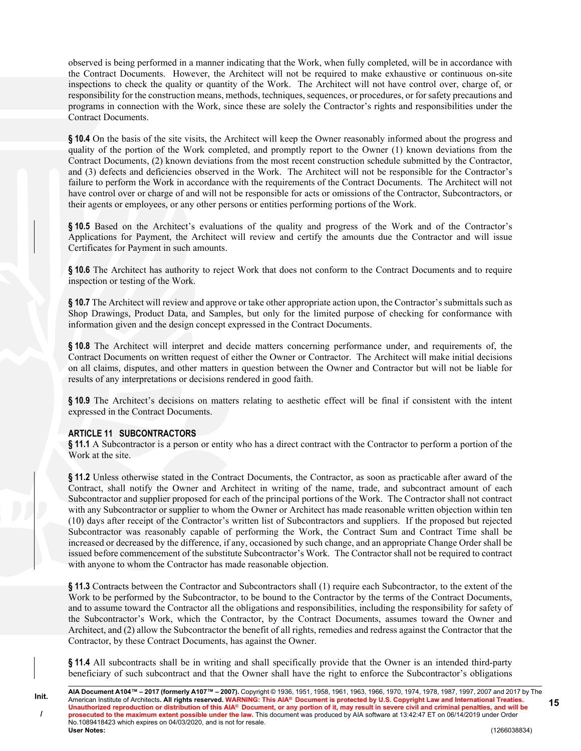observed is being performed in a manner indicating that the Work, when fully completed, will be in accordance with the Contract Documents. However, the Architect will not be required to make exhaustive or continuous on-site inspections to check the quality or quantity of the Work. The Architect will not have control over, charge of, or responsibility for the construction means, methods, techniques, sequences, or procedures, or for safety precautions and programs in connection with the Work, since these are solely the Contractor's rights and responsibilities under the Contract Documents.

**§ 10.4** On the basis of the site visits, the Architect will keep the Owner reasonably informed about the progress and quality of the portion of the Work completed, and promptly report to the Owner (1) known deviations from the Contract Documents, (2) known deviations from the most recent construction schedule submitted by the Contractor, and (3) defects and deficiencies observed in the Work. The Architect will not be responsible for the Contractor's failure to perform the Work in accordance with the requirements of the Contract Documents. The Architect will not have control over or charge of and will not be responsible for acts or omissions of the Contractor, Subcontractors, or their agents or employees, or any other persons or entities performing portions of the Work.

**§ 10.5** Based on the Architect's evaluations of the quality and progress of the Work and of the Contractor's Applications for Payment, the Architect will review and certify the amounts due the Contractor and will issue Certificates for Payment in such amounts.

**§ 10.6** The Architect has authority to reject Work that does not conform to the Contract Documents and to require inspection or testing of the Work.

**§ 10.7** The Architect will review and approve or take other appropriate action upon, the Contractor's submittals such as Shop Drawings, Product Data, and Samples, but only for the limited purpose of checking for conformance with information given and the design concept expressed in the Contract Documents.

**§ 10.8** The Architect will interpret and decide matters concerning performance under, and requirements of, the Contract Documents on written request of either the Owner or Contractor. The Architect will make initial decisions on all claims, disputes, and other matters in question between the Owner and Contractor but will not be liable for results of any interpretations or decisions rendered in good faith.

**§ 10.9** The Architect's decisions on matters relating to aesthetic effect will be final if consistent with the intent expressed in the Contract Documents.

## ARTICLE 11 SUBCONTRACTORS

**§ 11.1** A Subcontractor is a person or entity who has a direct contract with the Contractor to perform a portion of the Work at the site.

**§ 11.2** Unless otherwise stated in the Contract Documents, the Contractor, as soon as practicable after award of the Contract, shall notify the Owner and Architect in writing of the name, trade, and subcontract amount of each Subcontractor and supplier proposed for each of the principal portions of the Work. The Contractor shall not contract with any Subcontractor or supplier to whom the Owner or Architect has made reasonable written objection within ten (10) days after receipt of the Contractor's written list of Subcontractors and suppliers. If the proposed but rejected Subcontractor was reasonably capable of performing the Work, the Contract Sum and Contract Time shall be increased or decreased by the difference, if any, occasioned by such change, and an appropriate Change Order shall be issued before commencement of the substitute Subcontractor's Work. The Contractor shall not be required to contract with anyone to whom the Contractor has made reasonable objection.

**§ 11.3** Contracts between the Contractor and Subcontractors shall (1) require each Subcontractor, to the extent of the Work to be performed by the Subcontractor, to be bound to the Contractor by the terms of the Contract Documents, and to assume toward the Contractor all the obligations and responsibilities, including the responsibility for safety of the Subcontractor's Work, which the Contractor, by the Contract Documents, assumes toward the Owner and Architect, and (2) allow the Subcontractor the benefit of all rights, remedies and redress against the Contractor that the Contractor, by these Contract Documents, has against the Owner.

**§ 11.4** All subcontracts shall be in writing and shall specifically provide that the Owner is an intended third-party beneficiary of such subcontract and that the Owner shall have the right to enforce the Subcontractor's obligations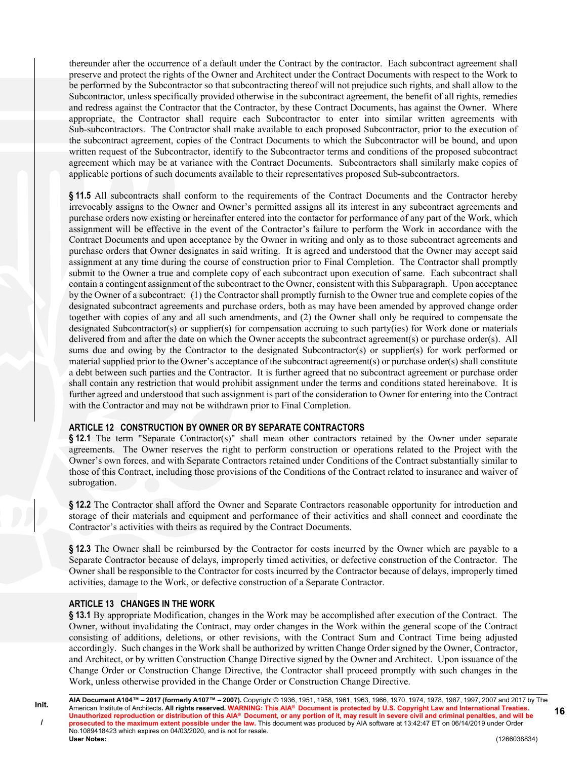thereunder after the occurrence of a default under the Contract by the contractor. Each subcontract agreement shall preserve and protect the rights of the Owner and Architect under the Contract Documents with respect to the Work to be performed by the Subcontractor so that subcontracting thereof will not prejudice such rights, and shall allow to the Subcontractor, unless specifically provided otherwise in the subcontract agreement, the benefit of all rights, remedies and redress against the Contractor that the Contractor, by these Contract Documents, has against the Owner. Where appropriate, the Contractor shall require each Subcontractor to enter into similar written agreements with Sub-subcontractors. The Contractor shall make available to each proposed Subcontractor, prior to the execution of the subcontract agreement, copies of the Contract Documents to which the Subcontractor will be bound, and upon written request of the Subcontractor, identify to the Subcontractor terms and conditions of the proposed subcontract agreement which may be at variance with the Contract Documents. Subcontractors shall similarly make copies of applicable portions of such documents available to their representatives proposed Sub-subcontractors.

**§ 11.5** All subcontracts shall conform to the requirements of the Contract Documents and the Contractor hereby irrevocably assigns to the Owner and Owner's permitted assigns all its interest in any subcontract agreements and purchase orders now existing or hereinafter entered into the contactor for performance of any part of the Work, which assignment will be effective in the event of the Contractor's failure to perform the Work in accordance with the Contract Documents and upon acceptance by the Owner in writing and only as to those subcontract agreements and purchase orders that Owner designates in said writing. It is agreed and understood that the Owner may accept said assignment at any time during the course of construction prior to Final Completion. The Contractor shall promptly submit to the Owner a true and complete copy of each subcontract upon execution of same. Each subcontract shall contain a contingent assignment of the subcontract to the Owner, consistent with this Subparagraph. Upon acceptance by the Owner of a subcontract: (1) the Contractor shall promptly furnish to the Owner true and complete copies of the designated subcontract agreements and purchase orders, both as may have been amended by approved change order together with copies of any and all such amendments, and (2) the Owner shall only be required to compensate the designated Subcontractor(s) or supplier(s) for compensation accruing to such party(ies) for Work done or materials delivered from and after the date on which the Owner accepts the subcontract agreement(s) or purchase order(s). All sums due and owing by the Contractor to the designated Subcontractor(s) or supplier(s) for work performed or material supplied prior to the Owner's acceptance of the subcontract agreement(s) or purchase order(s) shall constitute a debt between such parties and the Contractor. It is further agreed that no subcontract agreement or purchase order shall contain any restriction that would prohibit assignment under the terms and conditions stated hereinabove. It is further agreed and understood that such assignment is part of the consideration to Owner for entering into the Contract with the Contractor and may not be withdrawn prior to Final Completion.

## ARTICLE 12 CONSTRUCTION BY OWNER OR BY SEPARATE CONTRACTORS

**§ 12.1** The term "Separate Contractor(s)" shall mean other contractors retained by the Owner under separate agreements. The Owner reserves the right to perform construction or operations related to the Project with the Owner's own forces, and with Separate Contractors retained under Conditions of the Contract substantially similar to those of this Contract, including those provisions of the Conditions of the Contract related to insurance and waiver of subrogation.

**§ 12.2** The Contractor shall afford the Owner and Separate Contractors reasonable opportunity for introduction and storage of their materials and equipment and performance of their activities and shall connect and coordinate the Contractor's activities with theirs as required by the Contract Documents.

**§ 12.3** The Owner shall be reimbursed by the Contractor for costs incurred by the Owner which are payable to a Separate Contractor because of delays, improperly timed activities, or defective construction of the Contractor. The Owner shall be responsible to the Contractor for costs incurred by the Contractor because of delays, improperly timed activities, damage to the Work, or defective construction of a Separate Contractor.

## ARTICLE 13 CHANGES IN THE WORK

**§ 13.1** By appropriate Modification, changes in the Work may be accomplished after execution of the Contract. The Owner, without invalidating the Contract, may order changes in the Work within the general scope of the Contract consisting of additions, deletions, or other revisions, with the Contract Sum and Contract Time being adjusted accordingly. Such changes in the Work shall be authorized by written Change Order signed by the Owner, Contractor, and Architect, or by written Construction Change Directive signed by the Owner and Architect. Upon issuance of the Change Order or Construction Change Directive, the Contractor shall proceed promptly with such changes in the Work, unless otherwise provided in the Change Order or Construction Change Directive.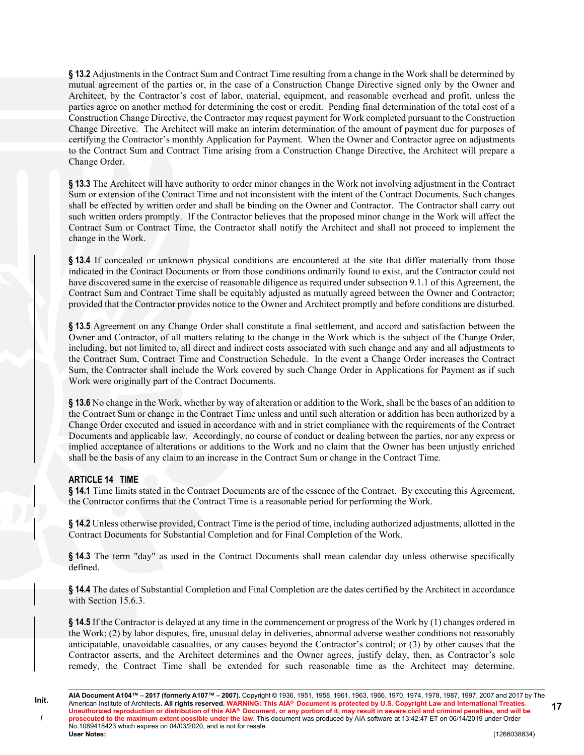**§ 13.2** Adjustments in the Contract Sum and Contract Time resulting from a change in the Work shall be determined by mutual agreement of the parties or, in the case of a Construction Change Directive signed only by the Owner and Architect, by the Contractor's cost of labor, material, equipment, and reasonable overhead and profit, unless the parties agree on another method for determining the cost or credit. Pending final determination of the total cost of a Construction Change Directive, the Contractor may request payment for Work completed pursuant to the Construction Change Directive. The Architect will make an interim determination of the amount of payment due for purposes of certifying the Contractor's monthly Application for Payment. When the Owner and Contractor agree on adjustments to the Contract Sum and Contract Time arising from a Construction Change Directive, the Architect will prepare a Change Order.

**§ 13.3** The Architect will have authority to order minor changes in the Work not involving adjustment in the Contract Sum or extension of the Contract Time and not inconsistent with the intent of the Contract Documents. Such changes shall be effected by written order and shall be binding on the Owner and Contractor. The Contractor shall carry out such written orders promptly. If the Contractor believes that the proposed minor change in the Work will affect the Contract Sum or Contract Time, the Contractor shall notify the Architect and shall not proceed to implement the change in the Work.

**§ 13.4** If concealed or unknown physical conditions are encountered at the site that differ materially from those indicated in the Contract Documents or from those conditions ordinarily found to exist, and the Contractor could not have discovered same in the exercise of reasonable diligence as required under subsection 9.1.1 of this Agreement, the Contract Sum and Contract Time shall be equitably adjusted as mutually agreed between the Owner and Contractor; provided that the Contractor provides notice to the Owner and Architect promptly and before conditions are disturbed.

**§ 13.5** Agreement on any Change Order shall constitute a final settlement, and accord and satisfaction between the Owner and Contractor, of all matters relating to the change in the Work which is the subject of the Change Order, including, but not limited to, all direct and indirect costs associated with such change and any and all adjustments to the Contract Sum, Contract Time and Construction Schedule. In the event a Change Order increases the Contract Sum, the Contractor shall include the Work covered by such Change Order in Applications for Payment as if such Work were originally part of the Contract Documents.

**§ 13.6** No change in the Work, whether by way of alteration or addition to the Work, shall be the bases of an addition to the Contract Sum or change in the Contract Time unless and until such alteration or addition has been authorized by a Change Order executed and issued in accordance with and in strict compliance with the requirements of the Contract Documents and applicable law. Accordingly, no course of conduct or dealing between the parties, nor any express or implied acceptance of alterations or additions to the Work and no claim that the Owner has been unjustly enriched shall be the basis of any claim to an increase in the Contract Sum or change in the Contract Time.

## ARTICLE 14 TIME

**§ 14.1** Time limits stated in the Contract Documents are of the essence of the Contract. By executing this Agreement, the Contractor confirms that the Contract Time is a reasonable period for performing the Work.

**§ 14.2** Unless otherwise provided, Contract Time is the period of time, including authorized adjustments, allotted in the Contract Documents for Substantial Completion and for Final Completion of the Work.

**§ 14.3** The term "day" as used in the Contract Documents shall mean calendar day unless otherwise specifically defined.

**§ 14.4** The dates of Substantial Completion and Final Completion are the dates certified by the Architect in accordance with Section 15.6.3.

**§ 14.5** If the Contractor is delayed at any time in the commencement or progress of the Work by (1) changes ordered in the Work; (2) by labor disputes, fire, unusual delay in deliveries, abnormal adverse weather conditions not reasonably anticipatable, unavoidable casualties, or any causes beyond the Contractor's control; or (3) by other causes that the Contractor asserts, and the Architect determines and the Owner agrees, justify delay, then, as Contractor's sole remedy, the Contract Time shall be extended for such reasonable time as the Architect may determine.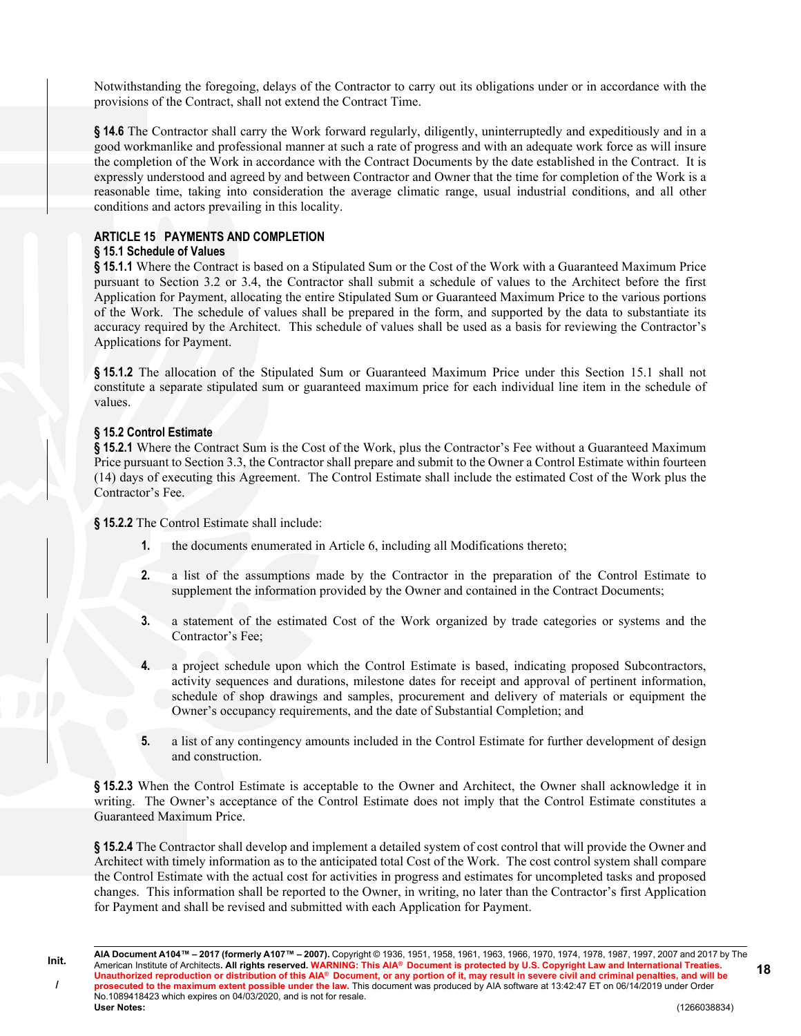Notwithstanding the foregoing, delays of the Contractor to carry out its obligations under or in accordance with the provisions of the Contract, shall not extend the Contract Time.

**§ 14.6** The Contractor shall carry the Work forward regularly, diligently, uninterruptedly and expeditiously and in a good workmanlike and professional manner at such a rate of progress and with an adequate work force as will insure the completion of the Work in accordance with the Contract Documents by the date established in the Contract. It is expressly understood and agreed by and between Contractor and Owner that the time for completion of the Work is a reasonable time, taking into consideration the average climatic range, usual industrial conditions, and all other conditions and actors prevailing in this locality.

## ARTICLE 15 PAYMENTS AND COMPLETION

### § 15.1 Schedule of Values

**§ 15.1.1** Where the Contract is based on a Stipulated Sum or the Cost of the Work with a Guaranteed Maximum Price pursuant to Section 3.2 or 3.4, the Contractor shall submit a schedule of values to the Architect before the first Application for Payment, allocating the entire Stipulated Sum or Guaranteed Maximum Price to the various portions of the Work. The schedule of values shall be prepared in the form, and supported by the data to substantiate its accuracy required by the Architect. This schedule of values shall be used as a basis for reviewing the Contractor's Applications for Payment.

**§ 15.1.2** The allocation of the Stipulated Sum or Guaranteed Maximum Price under this Section 15.1 shall not constitute a separate stipulated sum or guaranteed maximum price for each individual line item in the schedule of values.

### § 15.2 Control Estimate

**§ 15.2.1** Where the Contract Sum is the Cost of the Work, plus the Contractor's Fee without a Guaranteed Maximum Price pursuant to Section 3.3, the Contractor shall prepare and submit to the Owner a Control Estimate within fourteen (14) days of executing this Agreement. The Control Estimate shall include the estimated Cost of the Work plus the Contractor's Fee.

**§ 15.2.2** The Control Estimate shall include:

1. the documents enumerated in Article 6, including all Modifications thereto;

2. a list of the assumptions made by the Contractor in the preparation of the Control Estimate to supplement the information provided by the Owner and contained in the Contract Documents;

3. a statement of the estimated Cost of the Work organized by trade categories or systems and the Contractor's Fee;

4. a project schedule upon which the Control Estimate is based, indicating proposed Subcontractors, activity sequences and durations, milestone dates for receipt and approval of pertinent information, schedule of shop drawings and samples, procurement and delivery of materials or equipment the Owner's occupancy requirements, and the date of Substantial Completion; and

5. a list of any contingency amounts included in the Control Estimate for further development of design and construction.

**§ 15.2.3** When the Control Estimate is acceptable to the Owner and Architect, the Owner shall acknowledge it in writing. The Owner's acceptance of the Control Estimate does not imply that the Control Estimate constitutes a Guaranteed Maximum Price.

**§ 15.2.4** The Contractor shall develop and implement a detailed system of cost control that will provide the Owner and Architect with timely information as to the anticipated total Cost of the Work. The cost control system shall compare the Control Estimate with the actual cost for activities in progress and estimates for uncompleted tasks and proposed changes. This information shall be reported to the Owner, in writing, no later than the Contractor's first Application for Payment and shall be revised and submitted with each Application for Payment.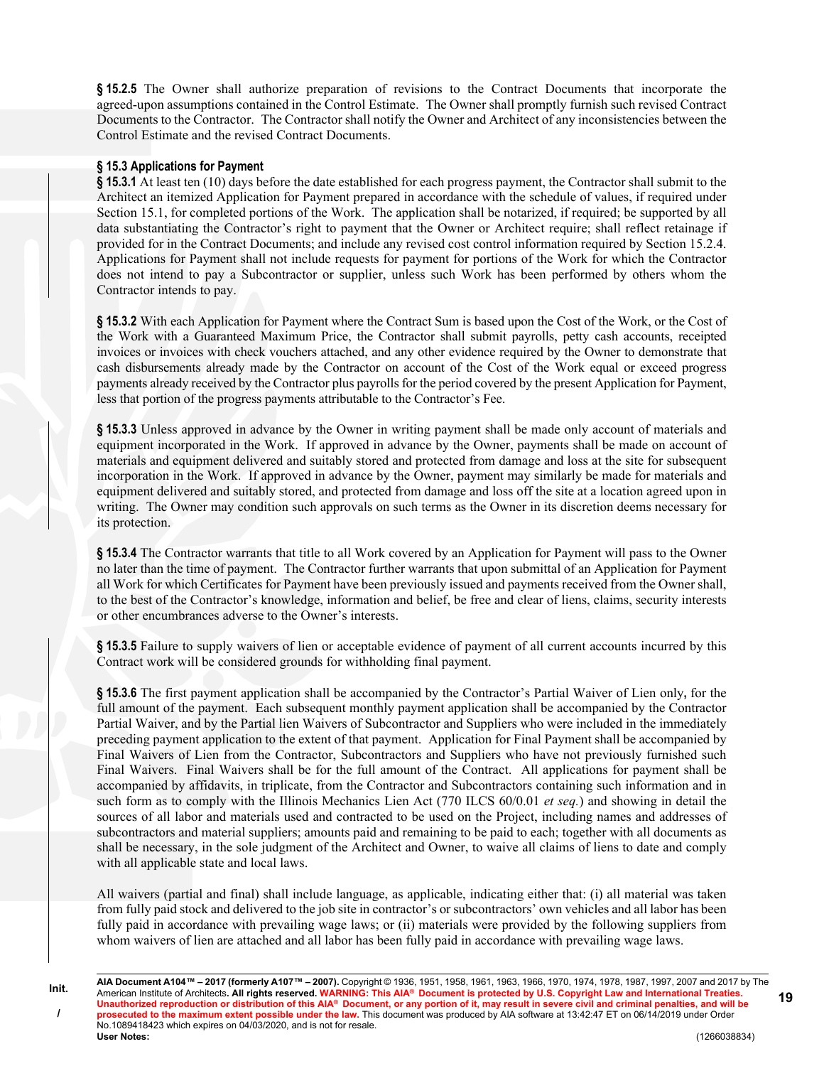**§ 15.2.5** The Owner shall authorize preparation of revisions to the Contract Documents that incorporate the agreed-upon assumptions contained in the Control Estimate. The Owner shall promptly furnish such revised Contract Documents to the Contractor. The Contractor shall notify the Owner and Architect of any inconsistencies between the Control Estimate and the revised Contract Documents.

**§ 15.3 Applications for Payment**

**§ 15.3.1** At least ten (10) days before the date established for each progress payment, the Contractor shall submit to the Architect an itemized Application for Payment prepared in accordance with the schedule of values, if required under Section 15.1, for completed portions of the Work. The application shall be notarized, if required; be supported by all data substantiating the Contractor's right to payment that the Owner or Architect require; shall reflect retainage if provided for in the Contract Documents; and include any revised cost control information required by Section 15.2.4. Applications for Payment shall not include requests for payment for portions of the Work for which the Contractor does not intend to pay a Subcontractor or supplier, unless such Work has been performed by others whom the Contractor intends to pay.

**§ 15.3.2** With each Application for Payment where the Contract Sum is based upon the Cost of the Work, or the Cost of the Work with a Guaranteed Maximum Price, the Contractor shall submit payrolls, petty cash accounts, receipted invoices or invoices with check vouchers attached, and any other evidence required by the Owner to demonstrate that cash disbursements already made by the Contractor on account of the Cost of the Work equal or exceed progress payments already received by the Contractor plus payrolls for the period covered by the present Application for Payment, less that portion of the progress payments attributable to the Contractor's Fee.

**§ 15.3.3** Unless approved in advance by the Owner in writing payment shall be made only account of materials and equipment incorporated in the Work. If approved in advance by the Owner, payments shall be made on account of materials and equipment delivered and suitably stored and protected from damage and loss at the site for subsequent incorporation in the Work. If approved in advance by the Owner, payment may similarly be made for materials and equipment delivered and suitably stored, and protected from damage and loss off the site at a location agreed upon in writing. The Owner may condition such approvals on such terms as the Owner in its discretion deems necessary for its protection.

**§ 15.3.4** The Contractor warrants that title to all Work covered by an Application for Payment will pass to the Owner no later than the time of payment. The Contractor further warrants that upon submittal of an Application for Payment all Work for which Certificates for Payment have been previously issued and payments received from the Owner shall, to the best of the Contractor's knowledge, information and belief, be free and clear of liens, claims, security interests or other encumbrances adverse to the Owner's interests.

**§ 15.3.5** Failure to supply waivers of lien or acceptable evidence of payment of all current accounts incurred by this Contract work will be considered grounds for withholding final payment.

**§ 15.3.6** The first payment application shall be accompanied by the Contractor's Partial Waiver of Lien only, for the full amount of the payment. Each subsequent monthly payment application shall be accompanied by the Contractor Partial Waiver, and by the Partial lien Waivers of Subcontractor and Suppliers who were included in the immediately preceding payment application to the extent of that payment. Application for Final Payment shall be accompanied by Final Waivers of Lien from the Contractor, Subcontractors and Suppliers who have not previously furnished such Final Waivers. Final Waivers shall be for the full amount of the Contract. All applications for payment shall be accompanied by affidavits, in triplicate, from the Contractor and Subcontractors containing such information and in such form as to comply with the Illinois Mechanics Lien Act (770 ILCS 60/0.01 *et seq.*) and showing in detail the sources of all labor and materials used and contracted to be used on the Project, including names and addresses of subcontractors and material suppliers; amounts paid and remaining to be paid to each; together with all documents as shall be necessary, in the sole judgment of the Architect and Owner, to waive all claims of liens to date and comply with all applicable state and local laws.

All waivers (partial and final) shall include language, as applicable, indicating either that: (i) all material was taken from fully paid stock and delivered to the job site in contractor's or subcontractors' own vehicles and all labor has been fully paid in accordance with prevailing wage laws; or (ii) materials were provided by the following suppliers from whom waivers of lien are attached and all labor has been fully paid in accordance with prevailing wage laws.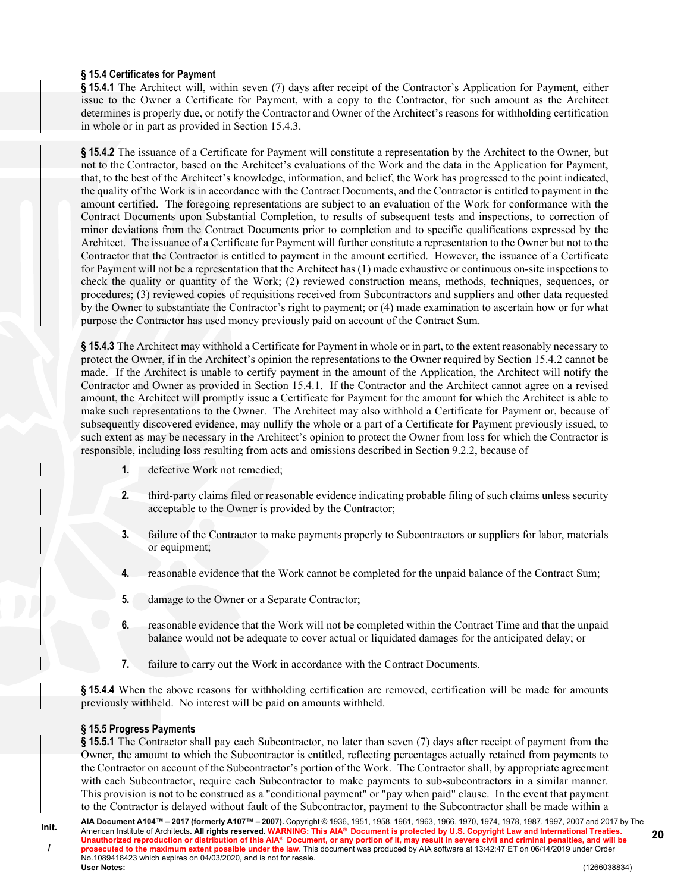### § 15.4 Certificates for Payment

**§ 15.4.1** The Architect will, within seven (7) days after receipt of the Contractor's Application for Payment, either issue to the Owner a Certificate for Payment, with a copy to the Contractor, for such amount as the Architect determines is properly due, or notify the Contractor and Owner of the Architect's reasons for withholding certification in whole or in part as provided in Section 15.4.3.

**§ 15.4.2** The issuance of a Certificate for Payment will constitute a representation by the Architect to the Owner, but not to the Contractor, based on the Architect's evaluations of the Work and the data in the Application for Payment, that, to the best of the Architect's knowledge, information, and belief, the Work has progressed to the point indicated, the quality of the Work is in accordance with the Contract Documents, and the Contractor is entitled to payment in the amount certified. The foregoing representations are subject to an evaluation of the Work for conformance with the Contract Documents upon Substantial Completion, to results of subsequent tests and inspections, to correction of minor deviations from the Contract Documents prior to completion and to specific qualifications expressed by the Architect. The issuance of a Certificate for Payment will further constitute a representation to the Owner but not to the Contractor that the Contractor is entitled to payment in the amount certified. However, the issuance of a Certificate for Payment will not be a representation that the Architect has (1) made exhaustive or continuous on-site inspections to check the quality or quantity of the Work; (2) reviewed construction means, methods, techniques, sequences, or procedures; (3) reviewed copies of requisitions received from Subcontractors and suppliers and other data requested by the Owner to substantiate the Contractor's right to payment; or (4) made examination to ascertain how or for what purpose the Contractor has used money previously paid on account of the Contract Sum.

**§ 15.4.3** The Architect may withhold a Certificate for Payment in whole or in part, to the extent reasonably necessary to protect the Owner, if in the Architect's opinion the representations to the Owner required by Section 15.4.2 cannot be made. If the Architect is unable to certify payment in the amount of the Application, the Architect will notify the Contractor and Owner as provided in Section 15.4.1. If the Contractor and the Architect cannot agree on a revised amount, the Architect will promptly issue a Certificate for Payment for the amount for which the Architect is able to make such representations to the Owner. The Architect may also withhold a Certificate for Payment or, because of subsequently discovered evidence, may nullify the whole or a part of a Certificate for Payment previously issued, to such extent as may be necessary in the Architect's opinion to protect the Owner from loss for which the Contractor is responsible, including loss resulting from acts and omissions described in Section 9.2.2, because of

1. defective Work not remedied;
2. third-party claims filed or reasonable evidence indicating probable filing of such claims unless security acceptable to the Owner is provided by the Contractor;
3. failure of the Contractor to make payments properly to Subcontractors or suppliers for labor, materials or equipment;
4. reasonable evidence that the Work cannot be completed for the unpaid balance of the Contract Sum;
5. damage to the Owner or a Separate Contractor;
6. reasonable evidence that the Work will not be completed within the Contract Time and that the unpaid balance would not be adequate to cover actual or liquidated damages for the anticipated delay; or
7. failure to carry out the Work in accordance with the Contract Documents.

**§ 15.4.4** When the above reasons for withholding certification are removed, certification will be made for amounts previously withheld. No interest will be paid on amounts withheld.

### § 15.5 Progress Payments

**§ 15.5.1** The Contractor shall pay each Subcontractor, no later than seven (7) days after receipt of payment from the Owner, the amount to which the Subcontractor is entitled, reflecting percentages actually retained from payments to the Contractor on account of the Subcontractor's portion of the Work. The Contractor shall, by appropriate agreement with each Subcontractor, require each Subcontractor to make payments to sub-subcontractors in a similar manner. This provision is not to be construed as a "conditional payment" or "pay when paid" clause. In the event that payment to the Contractor is delayed without fault of the Subcontractor, payment to the Subcontractor shall be made within a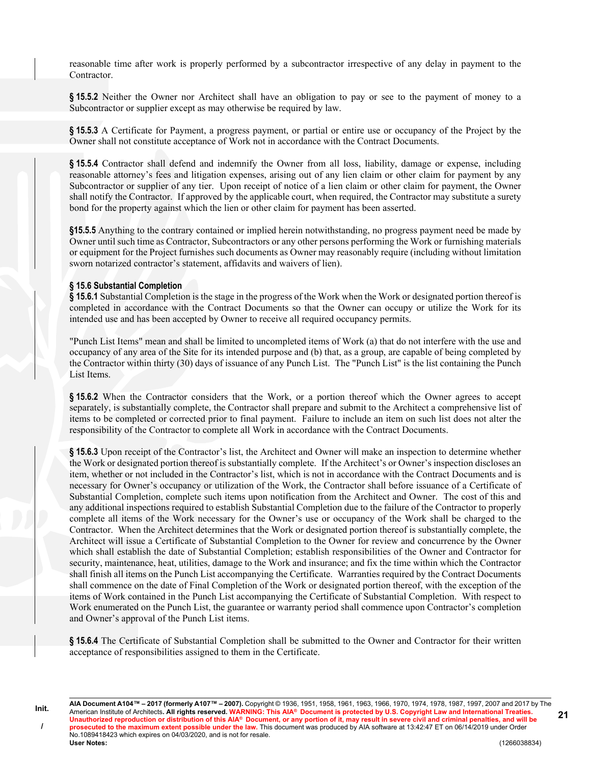reasonable time after work is properly performed by a subcontractor irrespective of any delay in payment to the Contractor.

**§ 15.5.2** Neither the Owner nor Architect shall have an obligation to pay or see to the payment of money to a Subcontractor or supplier except as may otherwise be required by law.

**§ 15.5.3** A Certificate for Payment, a progress payment, or partial or entire use or occupancy of the Project by the Owner shall not constitute acceptance of Work not in accordance with the Contract Documents.

**§ 15.5.4** Contractor shall defend and indemnify the Owner from all loss, liability, damage or expense, including reasonable attorney's fees and litigation expenses, arising out of any lien claim or other claim for payment by any Subcontractor or supplier of any tier. Upon receipt of notice of a lien claim or other claim for payment, the Owner shall notify the Contractor. If approved by the applicable court, when required, the Contractor may substitute a surety bond for the property against which the lien or other claim for payment has been asserted.

**§15.5.5** Anything to the contrary contained or implied herein notwithstanding, no progress payment need be made by Owner until such time as Contractor, Subcontractors or any other persons performing the Work or furnishing materials or equipment for the Project furnishes such documents as Owner may reasonably require (including without limitation sworn notarized contractor's statement, affidavits and waivers of lien).

### § 15.6 Substantial Completion

**§ 15.6.1** Substantial Completion is the stage in the progress of the Work when the Work or designated portion thereof is completed in accordance with the Contract Documents so that the Owner can occupy or utilize the Work for its intended use and has been accepted by Owner to receive all required occupancy permits.

"Punch List Items" mean and shall be limited to uncompleted items of Work (a) that do not interfere with the use and occupancy of any area of the Site for its intended purpose and (b) that, as a group, are capable of being completed by the Contractor within thirty (30) days of issuance of any Punch List. The "Punch List" is the list containing the Punch List Items.

**§ 15.6.2** When the Contractor considers that the Work, or a portion thereof which the Owner agrees to accept separately, is substantially complete, the Contractor shall prepare and submit to the Architect a comprehensive list of items to be completed or corrected prior to final payment. Failure to include an item on such list does not alter the responsibility of the Contractor to complete all Work in accordance with the Contract Documents.

**§ 15.6.3** Upon receipt of the Contractor's list, the Architect and Owner will make an inspection to determine whether the Work or designated portion thereof is substantially complete. If the Architect's or Owner's inspection discloses an item, whether or not included in the Contractor's list, which is not in accordance with the Contract Documents and is necessary for Owner's occupancy or utilization of the Work, the Contractor shall before issuance of a Certificate of Substantial Completion, complete such items upon notification from the Architect and Owner. The cost of this and any additional inspections required to establish Substantial Completion due to the failure of the Contractor to properly complete all items of the Work necessary for the Owner's use or occupancy of the Work shall be charged to the Contractor. When the Architect determines that the Work or designated portion thereof is substantially complete, the Architect will issue a Certificate of Substantial Completion to the Owner for review and concurrence by the Owner which shall establish the date of Substantial Completion; establish responsibilities of the Owner and Contractor for security, maintenance, heat, utilities, damage to the Work and insurance; and fix the time within which the Contractor shall finish all items on the Punch List accompanying the Certificate. Warranties required by the Contract Documents shall commence on the date of Final Completion of the Work or designated portion thereof, with the exception of the items of Work contained in the Punch List accompanying the Certificate of Substantial Completion. With respect to Work enumerated on the Punch List, the guarantee or warranty period shall commence upon Contractor's completion and Owner's approval of the Punch List items.

**§ 15.6.4** The Certificate of Substantial Completion shall be submitted to the Owner and Contractor for their written acceptance of responsibilities assigned to them in the Certificate.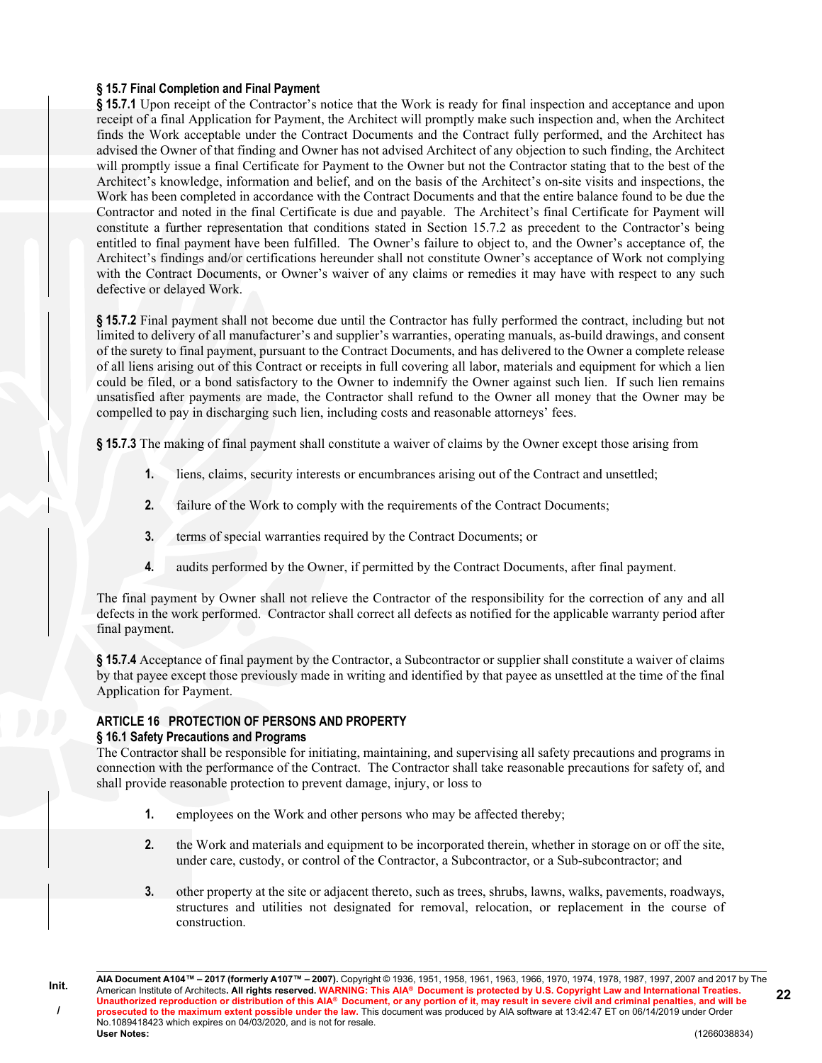### § 15.7 Final Completion and Final Payment

**§ 15.7.1** Upon receipt of the Contractor's notice that the Work is ready for final inspection and acceptance and upon receipt of a final Application for Payment, the Architect will promptly make such inspection and, when the Architect finds the Work acceptable under the Contract Documents and the Contract fully performed, and the Architect has advised the Owner of that finding and Owner has not advised Architect of any objection to such finding, the Architect will promptly issue a final Certificate for Payment to the Owner but not the Contractor stating that to the best of the Architect's knowledge, information and belief, and on the basis of the Architect's on-site visits and inspections, the Work has been completed in accordance with the Contract Documents and that the entire balance found to be due the Contractor and noted in the final Certificate is due and payable. The Architect's final Certificate for Payment will constitute a further representation that conditions stated in Section 15.7.2 as precedent to the Contractor's being entitled to final payment have been fulfilled. The Owner's failure to object to, and the Owner's acceptance of, the Architect's findings and/or certifications hereunder shall not constitute Owner's acceptance of Work not complying with the Contract Documents, or Owner's waiver of any claims or remedies it may have with respect to any such defective or delayed Work.

**§ 15.7.2** Final payment shall not become due until the Contractor has fully performed the contract, including but not limited to delivery of all manufacturer's and supplier's warranties, operating manuals, as-build drawings, and consent of the surety to final payment, pursuant to the Contract Documents, and has delivered to the Owner a complete release of all liens arising out of this Contract or receipts in full covering all labor, materials and equipment for which a lien could be filed, or a bond satisfactory to the Owner to indemnify the Owner against such lien. If such lien remains unsatisfied after payments are made, the Contractor shall refund to the Owner all money that the Owner may be compelled to pay in discharging such lien, including costs and reasonable attorneys' fees.

**§ 15.7.3** The making of final payment shall constitute a waiver of claims by the Owner except those arising from

1. liens, claims, security interests or encumbrances arising out of the Contract and unsettled;
2. failure of the Work to comply with the requirements of the Contract Documents;
3. terms of special warranties required by the Contract Documents; or
4. audits performed by the Owner, if permitted by the Contract Documents, after final payment.

The final payment by Owner shall not relieve the Contractor of the responsibility for the correction of any and all defects in the work performed. Contractor shall correct all defects as notified for the applicable warranty period after final payment.

**§ 15.7.4** Acceptance of final payment by the Contractor, a Subcontractor or supplier shall constitute a waiver of claims by that payee except those previously made in writing and identified by that payee as unsettled at the time of the final Application for Payment.

## ARTICLE 16 PROTECTION OF PERSONS AND PROPERTY

### § 16.1 Safety Precautions and Programs

The Contractor shall be responsible for initiating, maintaining, and supervising all safety precautions and programs in connection with the performance of the Contract. The Contractor shall take reasonable precautions for safety of, and shall provide reasonable protection to prevent damage, injury, or loss to

1. employees on the Work and other persons who may be affected thereby;
2. the Work and materials and equipment to be incorporated therein, whether in storage on or off the site, under care, custody, or control of the Contractor, a Subcontractor, or a Sub-subcontractor; and
3. other property at the site or adjacent thereto, such as trees, shrubs, lawns, walks, pavements, roadways, structures and utilities not designated for removal, relocation, or replacement in the course of construction.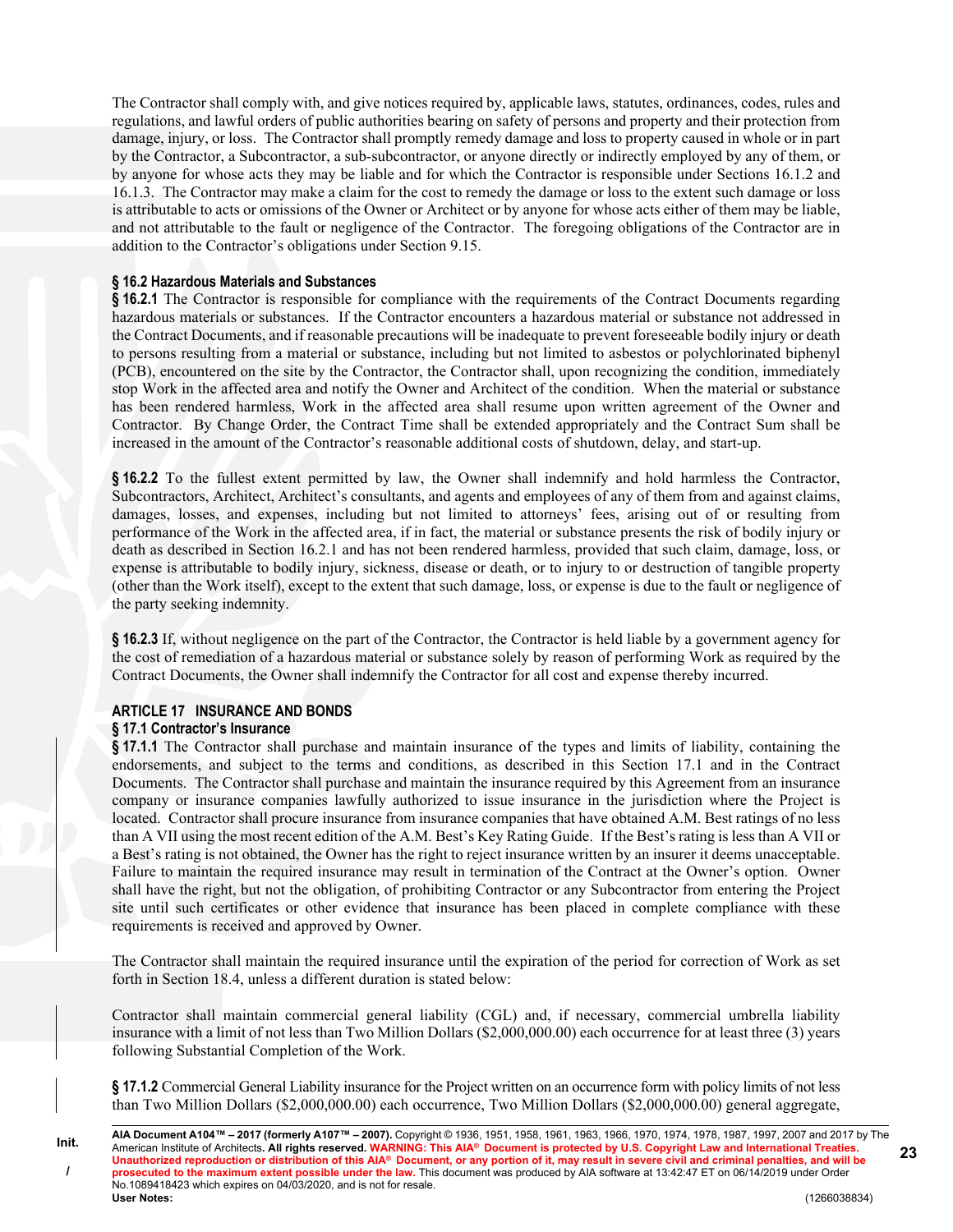The Contractor shall comply with, and give notices required by, applicable laws, statutes, ordinances, codes, rules and regulations, and lawful orders of public authorities bearing on safety of persons and property and their protection from damage, injury, or loss. The Contractor shall promptly remedy damage and loss to property caused in whole or in part by the Contractor, a Subcontractor, a sub-subcontractor, or anyone directly or indirectly employed by any of them, or by anyone for whose acts they may be liable and for which the Contractor is responsible under Sections 16.1.2 and 16.1.3. The Contractor may make a claim for the cost to remedy the damage or loss to the extent such damage or loss is attributable to acts or omissions of the Owner or Architect or by anyone for whose acts either of them may be liable, and not attributable to the fault or negligence of the Contractor. The foregoing obligations of the Contractor are in addition to the Contractor's obligations under Section 9.15.

### § 16.2 Hazardous Materials and Substances

**§ 16.2.1** The Contractor is responsible for compliance with the requirements of the Contract Documents regarding hazardous materials or substances. If the Contractor encounters a hazardous material or substance not addressed in the Contract Documents, and if reasonable precautions will be inadequate to prevent foreseeable bodily injury or death to persons resulting from a material or substance, including but not limited to asbestos or polychlorinated biphenyl (PCB), encountered on the site by the Contractor, the Contractor shall, upon recognizing the condition, immediately stop Work in the affected area and notify the Owner and Architect of the condition. When the material or substance has been rendered harmless, Work in the affected area shall resume upon written agreement of the Owner and Contractor. By Change Order, the Contract Time shall be extended appropriately and the Contract Sum shall be increased in the amount of the Contractor's reasonable additional costs of shutdown, delay, and start-up.

**§ 16.2.2** To the fullest extent permitted by law, the Owner shall indemnify and hold harmless the Contractor, Subcontractors, Architect, Architect's consultants, and agents and employees of any of them from and against claims, damages, losses, and expenses, including but not limited to attorneys' fees, arising out of or resulting from performance of the Work in the affected area, if in fact, the material or substance presents the risk of bodily injury or death as described in Section 16.2.1 and has not been rendered harmless, provided that such claim, damage, loss, or expense is attributable to bodily injury, sickness, disease or death, or to injury to or destruction of tangible property (other than the Work itself), except to the extent that such damage, loss, or expense is due to the fault or negligence of the party seeking indemnity.

**§ 16.2.3** If, without negligence on the part of the Contractor, the Contractor is held liable by a government agency for the cost of remediation of a hazardous material or substance solely by reason of performing Work as required by the Contract Documents, the Owner shall indemnify the Contractor for all cost and expense thereby incurred.

## ARTICLE 17 INSURANCE AND BONDS

### § 17.1 Contractor's Insurance

**§ 17.1.1** The Contractor shall purchase and maintain insurance of the types and limits of liability, containing the endorsements, and subject to the terms and conditions, as described in this Section 17.1 and in the Contract Documents. The Contractor shall purchase and maintain the insurance required by this Agreement from an insurance company or insurance companies lawfully authorized to issue insurance in the jurisdiction where the Project is located. Contractor shall procure insurance from insurance companies that have obtained A.M. Best ratings of no less than A VII using the most recent edition of the A.M. Best's Key Rating Guide. If the Best's rating is less than A VII or a Best's rating is not obtained, the Owner has the right to reject insurance written by an insurer it deems unacceptable. Failure to maintain the required insurance may result in termination of the Contract at the Owner's option. Owner shall have the right, but not the obligation, of prohibiting Contractor or any Subcontractor from entering the Project site until such certificates or other evidence that insurance has been placed in complete compliance with these requirements is received and approved by Owner.

The Contractor shall maintain the required insurance until the expiration of the period for correction of Work as set forth in Section 18.4, unless a different duration is stated below:

Contractor shall maintain commercial general liability (CGL) and, if necessary, commercial umbrella liability insurance with a limit of not less than Two Million Dollars ($2,000,000.00) each occurrence for at least three (3) years following Substantial Completion of the Work.

**§ 17.1.2** Commercial General Liability insurance for the Project written on an occurrence form with policy limits of not less than Two Million Dollars ($2,000,000.00) each occurrence, Two Million Dollars ($2,000,000.00) general aggregate,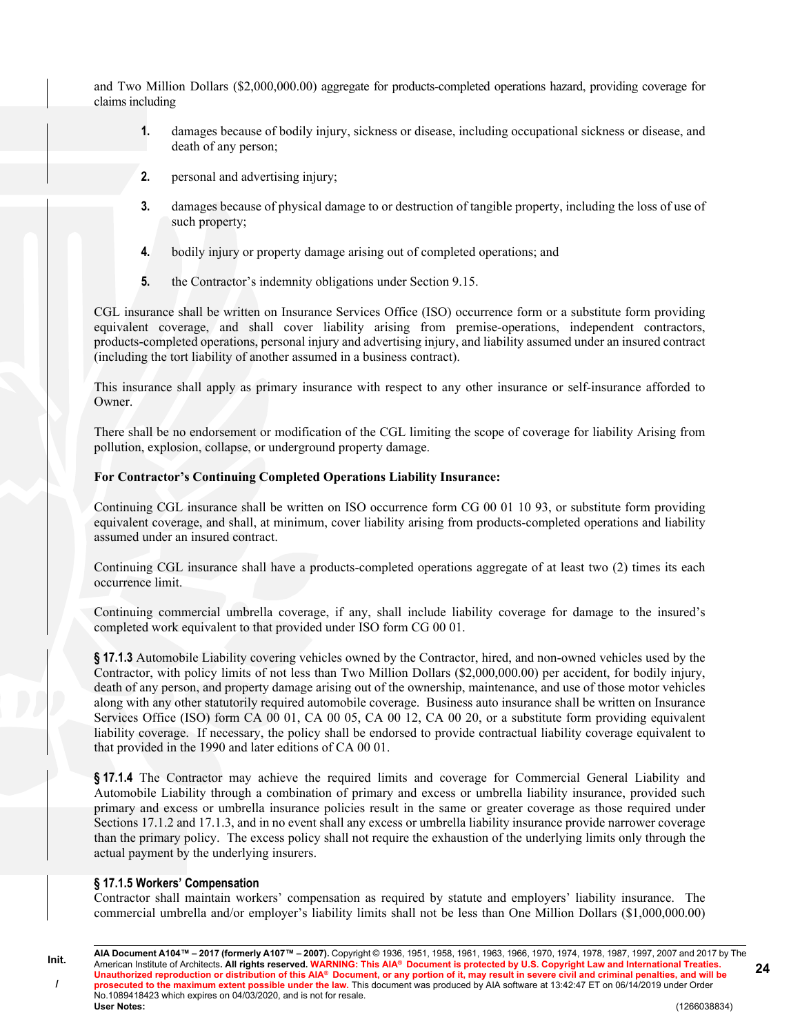and Two Million Dollars ($2,000,000.00) aggregate for products-completed operations hazard, providing coverage for claims including

1. damages because of bodily injury, sickness or disease, including occupational sickness or disease, and death of any person;

2. personal and advertising injury;

3. damages because of physical damage to or destruction of tangible property, including the loss of use of such property;

4. bodily injury or property damage arising out of completed operations; and

5. the Contractor's indemnity obligations under Section 9.15.

CGL insurance shall be written on Insurance Services Office (ISO) occurrence form or a substitute form providing equivalent coverage, and shall cover liability arising from premise-operations, independent contractors, products-completed operations, personal injury and advertising injury, and liability assumed under an insured contract (including the tort liability of another assumed in a business contract).

This insurance shall apply as primary insurance with respect to any other insurance or self-insurance afforded to Owner.

There shall be no endorsement or modification of the CGL limiting the scope of coverage for liability Arising from pollution, explosion, collapse, or underground property damage.

**For Contractor's Continuing Completed Operations Liability Insurance:**

Continuing CGL insurance shall be written on ISO occurrence form CG 00 01 10 93, or substitute form providing equivalent coverage, and shall, at minimum, cover liability arising from products-completed operations and liability assumed under an insured contract.

Continuing CGL insurance shall have a products-completed operations aggregate of at least two (2) times its each occurrence limit.

Continuing commercial umbrella coverage, if any, shall include liability coverage for damage to the insured's completed work equivalent to that provided under ISO form CG 00 01.

**§ 17.1.3** Automobile Liability covering vehicles owned by the Contractor, hired, and non-owned vehicles used by the Contractor, with policy limits of not less than Two Million Dollars ($2,000,000.00) per accident, for bodily injury, death of any person, and property damage arising out of the ownership, maintenance, and use of those motor vehicles along with any other statutorily required automobile coverage. Business auto insurance shall be written on Insurance Services Office (ISO) form CA 00 01, CA 00 05, CA 00 12, CA 00 20, or a substitute form providing equivalent liability coverage. If necessary, the policy shall be endorsed to provide contractual liability coverage equivalent to that provided in the 1990 and later editions of CA 00 01.

**§ 17.1.4** The Contractor may achieve the required limits and coverage for Commercial General Liability and Automobile Liability through a combination of primary and excess or umbrella liability insurance, provided such primary and excess or umbrella insurance policies result in the same or greater coverage as those required under Sections 17.1.2 and 17.1.3, and in no event shall any excess or umbrella liability insurance provide narrower coverage than the primary policy. The excess policy shall not require the exhaustion of the underlying limits only through the actual payment by the underlying insurers.

**§ 17.1.5 Workers' Compensation**
Contractor shall maintain workers' compensation as required by statute and employers' liability insurance. The commercial umbrella and/or employer's liability limits shall not be less than One Million Dollars ($1,000,000.00)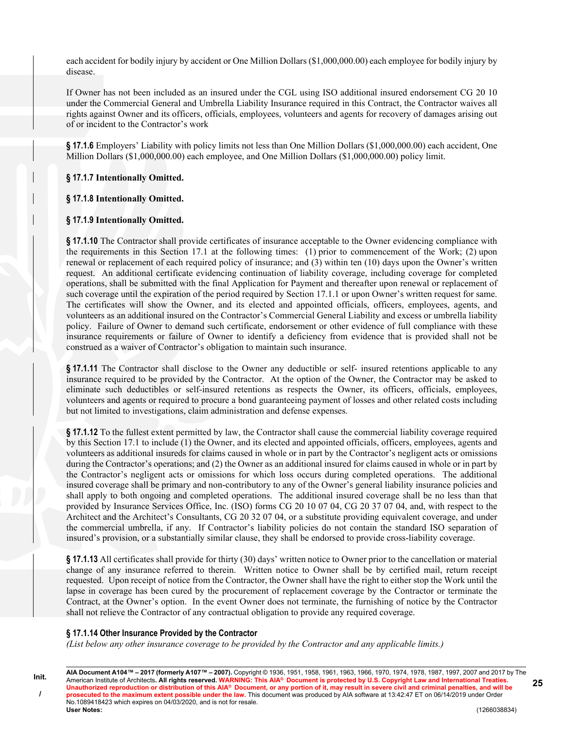each accident for bodily injury by accident or One Million Dollars ($1,000,000.00) each employee for bodily injury by disease.

If Owner has not been included as an insured under the CGL using ISO additional insured endorsement CG 20 10 under the Commercial General and Umbrella Liability Insurance required in this Contract, the Contractor waives all rights against Owner and its officers, officials, employees, volunteers and agents for recovery of damages arising out of or incident to the Contractor's work

**§ 17.1.6** Employers' Liability with policy limits not less than One Million Dollars ($1,000,000.00) each accident, One Million Dollars ($1,000,000.00) each employee, and One Million Dollars ($1,000,000.00) policy limit.

**§ 17.1.7 Intentionally Omitted.**

**§ 17.1.8 Intentionally Omitted.**

**§ 17.1.9 Intentionally Omitted.**

**§ 17.1.10** The Contractor shall provide certificates of insurance acceptable to the Owner evidencing compliance with the requirements in this Section 17.1 at the following times: (1) prior to commencement of the Work; (2) upon renewal or replacement of each required policy of insurance; and (3) within ten (10) days upon the Owner's written request. An additional certificate evidencing continuation of liability coverage, including coverage for completed operations, shall be submitted with the final Application for Payment and thereafter upon renewal or replacement of such coverage until the expiration of the period required by Section 17.1.1 or upon Owner's written request for same. The certificates will show the Owner, and its elected and appointed officials, officers, employees, agents, and volunteers as an additional insured on the Contractor's Commercial General Liability and excess or umbrella liability policy. Failure of Owner to demand such certificate, endorsement or other evidence of full compliance with these insurance requirements or failure of Owner to identify a deficiency from evidence that is provided shall not be construed as a waiver of Contractor's obligation to maintain such insurance.

**§ 17.1.11** The Contractor shall disclose to the Owner any deductible or self- insured retentions applicable to any insurance required to be provided by the Contractor. At the option of the Owner, the Contractor may be asked to eliminate such deductibles or self-insured retentions as respects the Owner, its officers, officials, employees, volunteers and agents or required to procure a bond guaranteeing payment of losses and other related costs including but not limited to investigations, claim administration and defense expenses.

**§ 17.1.12** To the fullest extent permitted by law, the Contractor shall cause the commercial liability coverage required by this Section 17.1 to include (1) the Owner, and its elected and appointed officials, officers, employees, agents and volunteers as additional insureds for claims caused in whole or in part by the Contractor's negligent acts or omissions during the Contractor's operations; and (2) the Owner as an additional insured for claims caused in whole or in part by the Contractor's negligent acts or omissions for which loss occurs during completed operations. The additional insured coverage shall be primary and non-contributory to any of the Owner's general liability insurance policies and shall apply to both ongoing and completed operations. The additional insured coverage shall be no less than that provided by Insurance Services Office, Inc. (ISO) forms CG 20 10 07 04, CG 20 37 07 04, and, with respect to the Architect and the Architect's Consultants, CG 20 32 07 04, or a substitute providing equivalent coverage, and under the commercial umbrella, if any. If Contractor's liability policies do not contain the standard ISO separation of insured's provision, or a substantially similar clause, they shall be endorsed to provide cross-liability coverage.

**§ 17.1.13** All certificates shall provide for thirty (30) days' written notice to Owner prior to the cancellation or material change of any insurance referred to therein. Written notice to Owner shall be by certified mail, return receipt requested. Upon receipt of notice from the Contractor, the Owner shall have the right to either stop the Work until the lapse in coverage has been cured by the procurement of replacement coverage by the Contractor or terminate the Contract, at the Owner's option. In the event Owner does not terminate, the furnishing of notice by the Contractor shall not relieve the Contractor of any contractual obligation to provide any required coverage.

**§ 17.1.14 Other Insurance Provided by the Contractor**
*(List below any other insurance coverage to be provided by the Contractor and any applicable limits.)*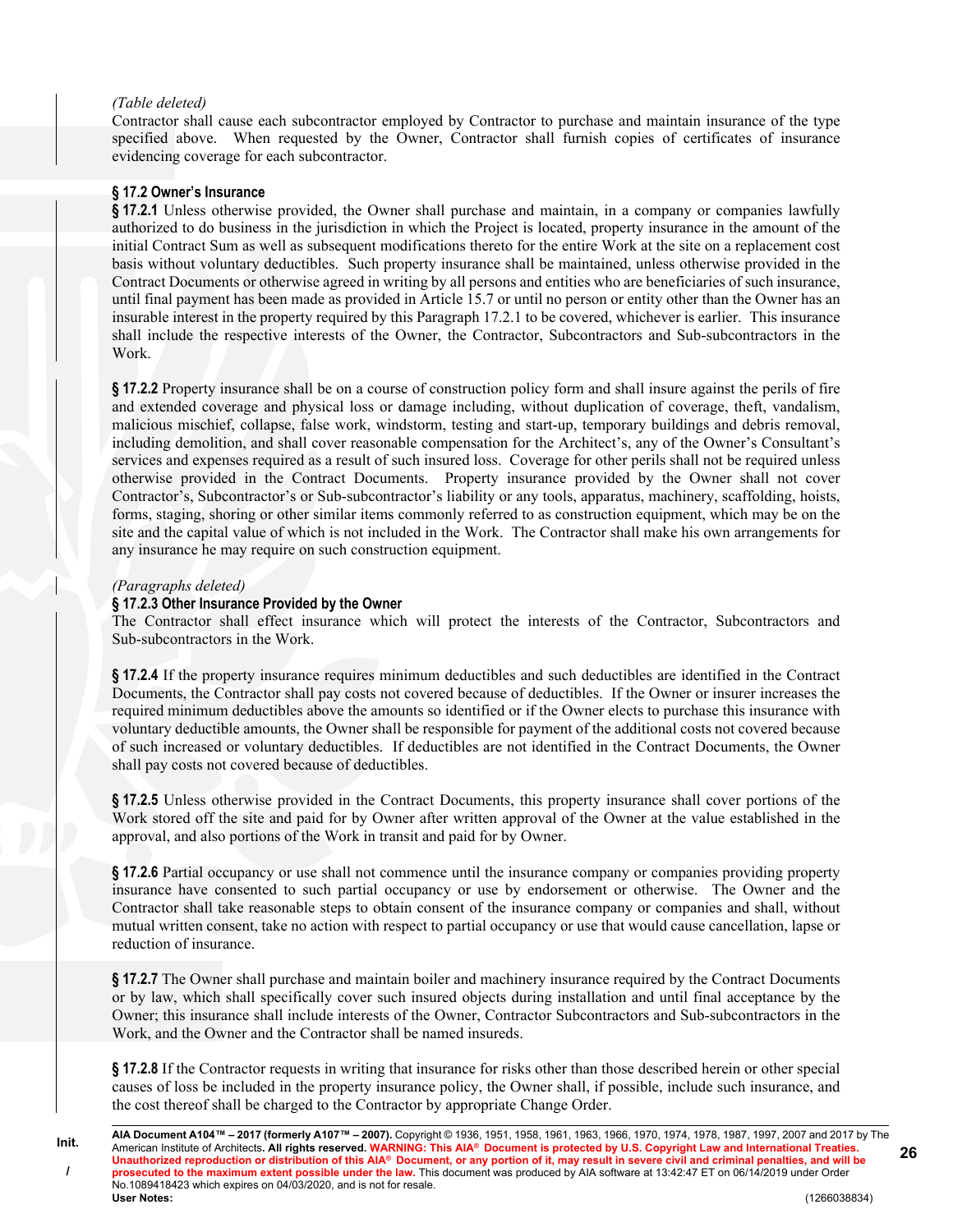*(Table deleted)*
Contractor shall cause each subcontractor employed by Contractor to purchase and maintain insurance of the type specified above. When requested by the Owner, Contractor shall furnish copies of certificates of insurance evidencing coverage for each subcontractor.

### § 17.2 Owner's Insurance

**§ 17.2.1** Unless otherwise provided, the Owner shall purchase and maintain, in a company or companies lawfully authorized to do business in the jurisdiction in which the Project is located, property insurance in the amount of the initial Contract Sum as well as subsequent modifications thereto for the entire Work at the site on a replacement cost basis without voluntary deductibles. Such property insurance shall be maintained, unless otherwise provided in the Contract Documents or otherwise agreed in writing by all persons and entities who are beneficiaries of such insurance, until final payment has been made as provided in Article 15.7 or until no person or entity other than the Owner has an insurable interest in the property required by this Paragraph 17.2.1 to be covered, whichever is earlier. This insurance shall include the respective interests of the Owner, the Contractor, Subcontractors and Sub-subcontractors in the Work.

**§ 17.2.2** Property insurance shall be on a course of construction policy form and shall insure against the perils of fire and extended coverage and physical loss or damage including, without duplication of coverage, theft, vandalism, malicious mischief, collapse, false work, windstorm, testing and start-up, temporary buildings and debris removal, including demolition, and shall cover reasonable compensation for the Architect's, any of the Owner's Consultant's services and expenses required as a result of such insured loss. Coverage for other perils shall not be required unless otherwise provided in the Contract Documents. Property insurance provided by the Owner shall not cover Contractor's, Subcontractor's or Sub-subcontractor's liability or any tools, apparatus, machinery, scaffolding, hoists, forms, staging, shoring or other similar items commonly referred to as construction equipment, which may be on the site and the capital value of which is not included in the Work. The Contractor shall make his own arrangements for any insurance he may require on such construction equipment.

*(Paragraphs deleted)*

**§ 17.2.3 Other Insurance Provided by the Owner**
The Contractor shall effect insurance which will protect the interests of the Contractor, Subcontractors and Sub-subcontractors in the Work.

**§ 17.2.4** If the property insurance requires minimum deductibles and such deductibles are identified in the Contract Documents, the Contractor shall pay costs not covered because of deductibles. If the Owner or insurer increases the required minimum deductibles above the amounts so identified or if the Owner elects to purchase this insurance with voluntary deductible amounts, the Owner shall be responsible for payment of the additional costs not covered because of such increased or voluntary deductibles. If deductibles are not identified in the Contract Documents, the Owner shall pay costs not covered because of deductibles.

**§ 17.2.5** Unless otherwise provided in the Contract Documents, this property insurance shall cover portions of the Work stored off the site and paid for by Owner after written approval of the Owner at the value established in the approval, and also portions of the Work in transit and paid for by Owner.

**§ 17.2.6** Partial occupancy or use shall not commence until the insurance company or companies providing property insurance have consented to such partial occupancy or use by endorsement or otherwise. The Owner and the Contractor shall take reasonable steps to obtain consent of the insurance company or companies and shall, without mutual written consent, take no action with respect to partial occupancy or use that would cause cancellation, lapse or reduction of insurance.

**§ 17.2.7** The Owner shall purchase and maintain boiler and machinery insurance required by the Contract Documents or by law, which shall specifically cover such insured objects during installation and until final acceptance by the Owner; this insurance shall include interests of the Owner, Contractor Subcontractors and Sub-subcontractors in the Work, and the Owner and the Contractor shall be named insureds.

**§ 17.2.8** If the Contractor requests in writing that insurance for risks other than those described herein or other special causes of loss be included in the property insurance policy, the Owner shall, if possible, include such insurance, and the cost thereof shall be charged to the Contractor by appropriate Change Order.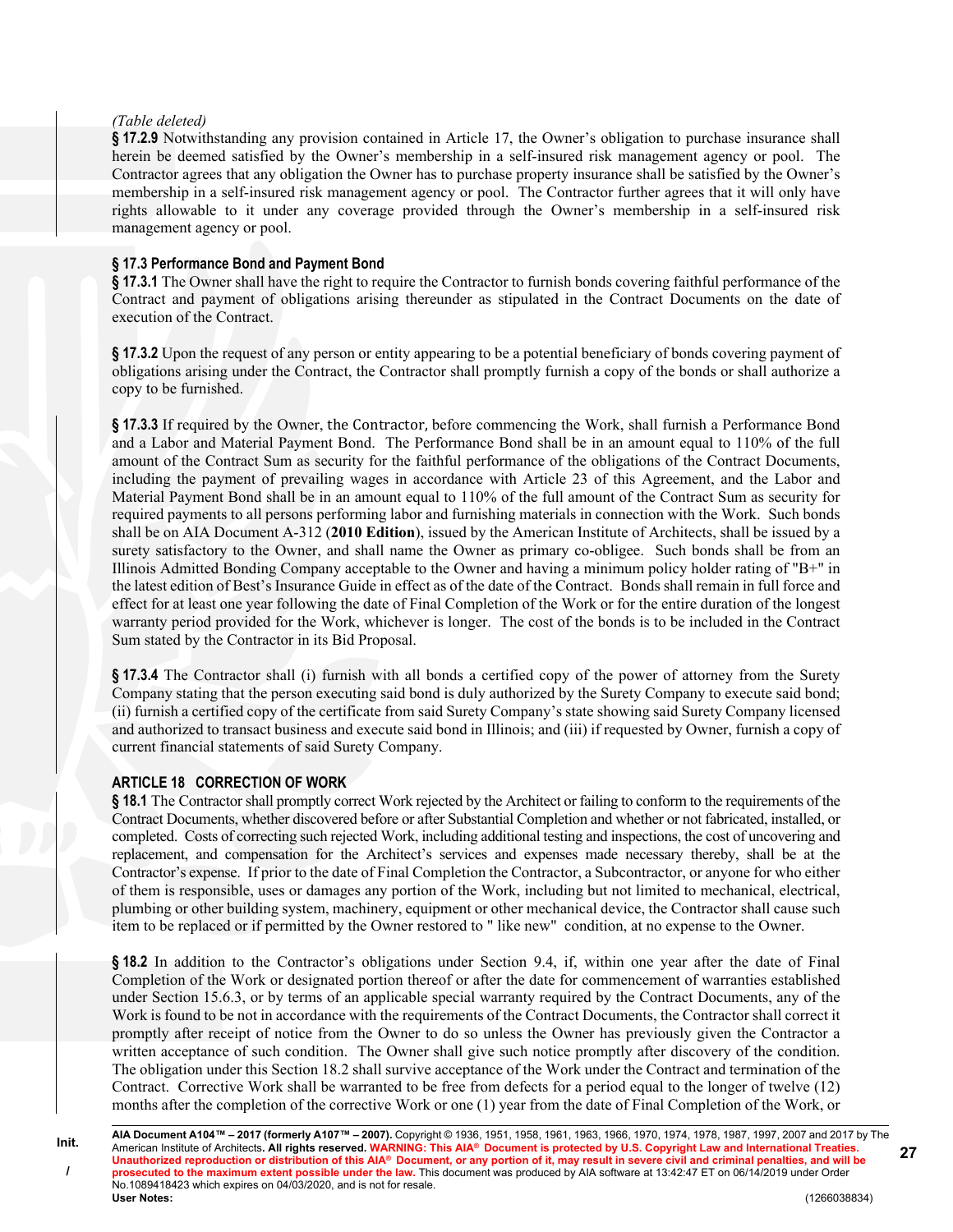*(Table deleted)*

**§ 17.2.9** Notwithstanding any provision contained in Article 17, the Owner's obligation to purchase insurance shall herein be deemed satisfied by the Owner's membership in a self-insured risk management agency or pool. The Contractor agrees that any obligation the Owner has to purchase property insurance shall be satisfied by the Owner's membership in a self-insured risk management agency or pool. The Contractor further agrees that it will only have rights allowable to it under any coverage provided through the Owner's membership in a self-insured risk management agency or pool.

### § 17.3 Performance Bond and Payment Bond

**§ 17.3.1** The Owner shall have the right to require the Contractor to furnish bonds covering faithful performance of the Contract and payment of obligations arising thereunder as stipulated in the Contract Documents on the date of execution of the Contract.

**§ 17.3.2** Upon the request of any person or entity appearing to be a potential beneficiary of bonds covering payment of obligations arising under the Contract, the Contractor shall promptly furnish a copy of the bonds or shall authorize a copy to be furnished.

**§ 17.3.3** If required by the Owner, the Contractor, before commencing the Work, shall furnish a Performance Bond and a Labor and Material Payment Bond. The Performance Bond shall be in an amount equal to 110% of the full amount of the Contract Sum as security for the faithful performance of the obligations of the Contract Documents, including the payment of prevailing wages in accordance with Article 23 of this Agreement, and the Labor and Material Payment Bond shall be in an amount equal to 110% of the full amount of the Contract Sum as security for required payments to all persons performing labor and furnishing materials in connection with the Work. Such bonds shall be on AIA Document A-312 (**2010 Edition**), issued by the American Institute of Architects, shall be issued by a surety satisfactory to the Owner, and shall name the Owner as primary co-obligee. Such bonds shall be from an Illinois Admitted Bonding Company acceptable to the Owner and having a minimum policy holder rating of "B+" in the latest edition of Best's Insurance Guide in effect as of the date of the Contract. Bonds shall remain in full force and effect for at least one year following the date of Final Completion of the Work or for the entire duration of the longest warranty period provided for the Work, whichever is longer. The cost of the bonds is to be included in the Contract Sum stated by the Contractor in its Bid Proposal.

**§ 17.3.4** The Contractor shall (i) furnish with all bonds a certified copy of the power of attorney from the Surety Company stating that the person executing said bond is duly authorized by the Surety Company to execute said bond; (ii) furnish a certified copy of the certificate from said Surety Company's state showing said Surety Company licensed and authorized to transact business and execute said bond in Illinois; and (iii) if requested by Owner, furnish a copy of current financial statements of said Surety Company.

## ARTICLE 18 CORRECTION OF WORK

**§ 18.1** The Contractor shall promptly correct Work rejected by the Architect or failing to conform to the requirements of the Contract Documents, whether discovered before or after Substantial Completion and whether or not fabricated, installed, or completed. Costs of correcting such rejected Work, including additional testing and inspections, the cost of uncovering and replacement, and compensation for the Architect's services and expenses made necessary thereby, shall be at the Contractor's expense. If prior to the date of Final Completion the Contractor, a Subcontractor, or anyone for who either of them is responsible, uses or damages any portion of the Work, including but not limited to mechanical, electrical, plumbing or other building system, machinery, equipment or other mechanical device, the Contractor shall cause such item to be replaced or if permitted by the Owner restored to " like new" condition, at no expense to the Owner.

**§ 18.2** In addition to the Contractor's obligations under Section 9.4, if, within one year after the date of Final Completion of the Work or designated portion thereof or after the date for commencement of warranties established under Section 15.6.3, or by terms of an applicable special warranty required by the Contract Documents, any of the Work is found to be not in accordance with the requirements of the Contract Documents, the Contractor shall correct it promptly after receipt of notice from the Owner to do so unless the Owner has previously given the Contractor a written acceptance of such condition. The Owner shall give such notice promptly after discovery of the condition. The obligation under this Section 18.2 shall survive acceptance of the Work under the Contract and termination of the Contract. Corrective Work shall be warranted to be free from defects for a period equal to the longer of twelve (12) months after the completion of the corrective Work or one (1) year from the date of Final Completion of the Work, or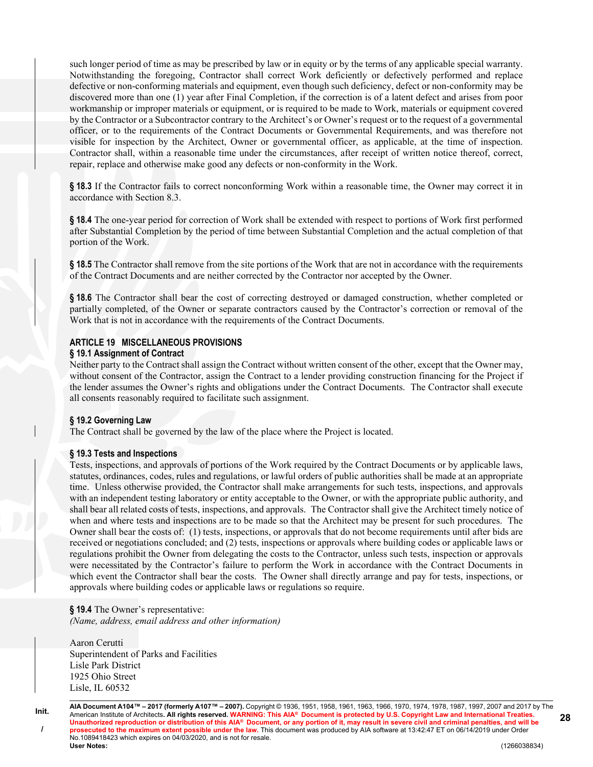such longer period of time as may be prescribed by law or in equity or by the terms of any applicable special warranty. Notwithstanding the foregoing, Contractor shall correct Work deficiently or defectively performed and replace defective or non-conforming materials and equipment, even though such deficiency, defect or non-conformity may be discovered more than one (1) year after Final Completion, if the correction is of a latent defect and arises from poor workmanship or improper materials or equipment, or is required to be made to Work, materials or equipment covered by the Contractor or a Subcontractor contrary to the Architect's or Owner's request or to the request of a governmental officer, or to the requirements of the Contract Documents or Governmental Requirements, and was therefore not visible for inspection by the Architect, Owner or governmental officer, as applicable, at the time of inspection. Contractor shall, within a reasonable time under the circumstances, after receipt of written notice thereof, correct, repair, replace and otherwise make good any defects or non-conformity in the Work.

**§ 18.3** If the Contractor fails to correct nonconforming Work within a reasonable time, the Owner may correct it in accordance with Section 8.3.

**§ 18.4** The one-year period for correction of Work shall be extended with respect to portions of Work first performed after Substantial Completion by the period of time between Substantial Completion and the actual completion of that portion of the Work.

**§ 18.5** The Contractor shall remove from the site portions of the Work that are not in accordance with the requirements of the Contract Documents and are neither corrected by the Contractor nor accepted by the Owner.

**§ 18.6** The Contractor shall bear the cost of correcting destroyed or damaged construction, whether completed or partially completed, of the Owner or separate contractors caused by the Contractor's correction or removal of the Work that is not in accordance with the requirements of the Contract Documents.

## ARTICLE 19 MISCELLANEOUS PROVISIONS

### § 19.1 Assignment of Contract

Neither party to the Contract shall assign the Contract without written consent of the other, except that the Owner may, without consent of the Contractor, assign the Contract to a lender providing construction financing for the Project if the lender assumes the Owner's rights and obligations under the Contract Documents. The Contractor shall execute all consents reasonably required to facilitate such assignment.

### § 19.2 Governing Law

The Contract shall be governed by the law of the place where the Project is located.

### § 19.3 Tests and Inspections

Tests, inspections, and approvals of portions of the Work required by the Contract Documents or by applicable laws, statutes, ordinances, codes, rules and regulations, or lawful orders of public authorities shall be made at an appropriate time. Unless otherwise provided, the Contractor shall make arrangements for such tests, inspections, and approvals with an independent testing laboratory or entity acceptable to the Owner, or with the appropriate public authority, and shall bear all related costs of tests, inspections, and approvals. The Contractor shall give the Architect timely notice of when and where tests and inspections are to be made so that the Architect may be present for such procedures. The Owner shall bear the costs of: (1) tests, inspections, or approvals that do not become requirements until after bids are received or negotiations concluded; and (2) tests, inspections or approvals where building codes or applicable laws or regulations prohibit the Owner from delegating the costs to the Contractor, unless such tests, inspection or approvals were necessitated by the Contractor's failure to perform the Work in accordance with the Contract Documents in which event the Contractor shall bear the costs. The Owner shall directly arrange and pay for tests, inspections, or approvals where building codes or applicable laws or regulations so require.

**§ 19.4** The Owner's representative:
*(Name, address, email address and other information)*

Aaron Cerutti
Superintendent of Parks and Facilities
Lisle Park District
1925 Ohio Street
Lisle, IL 60532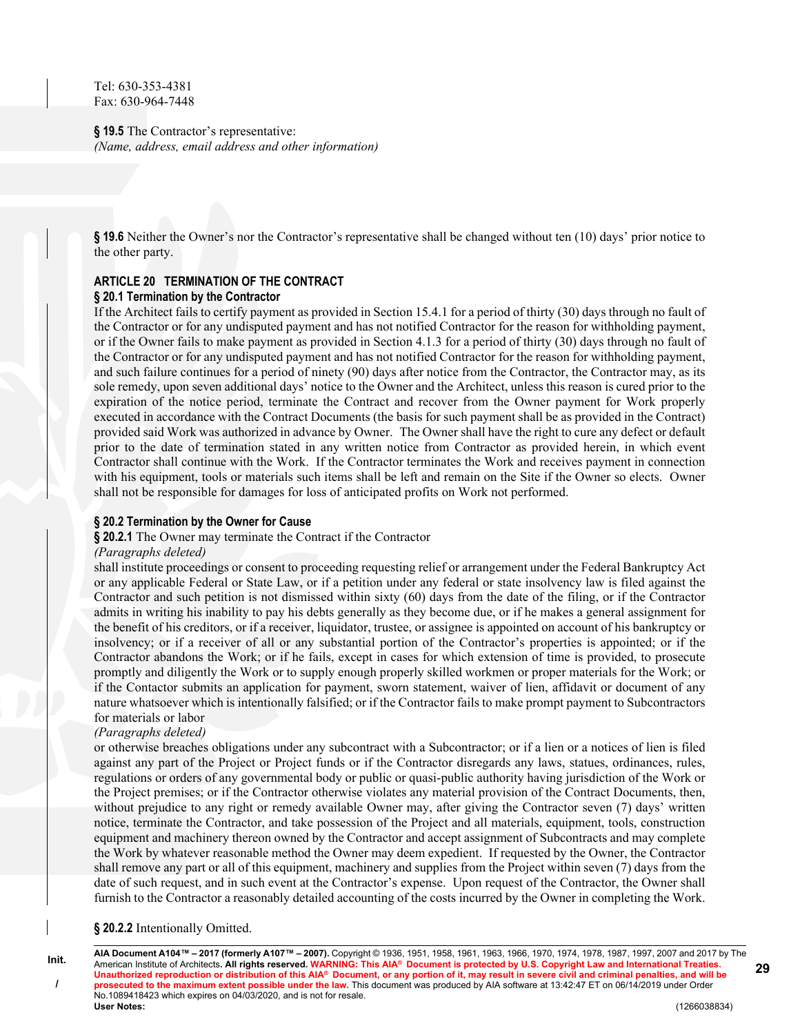Tel: 630-353-4381
Fax: 630-964-7448

**§ 19.5** The Contractor's representative:
*(Name, address, email address and other information)*

**§ 19.6** Neither the Owner's nor the Contractor's representative shall be changed without ten (10) days' prior notice to the other party.

## ARTICLE 20 TERMINATION OF THE CONTRACT

### § 20.1 Termination by the Contractor

If the Architect fails to certify payment as provided in Section 15.4.1 for a period of thirty (30) days through no fault of the Contractor or for any undisputed payment and has not notified Contractor for the reason for withholding payment, or if the Owner fails to make payment as provided in Section 4.1.3 for a period of thirty (30) days through no fault of the Contractor or for any undisputed payment and has not notified Contractor for the reason for withholding payment, and such failure continues for a period of ninety (90) days after notice from the Contractor, the Contractor may, as its sole remedy, upon seven additional days' notice to the Owner and the Architect, unless this reason is cured prior to the expiration of the notice period, terminate the Contract and recover from the Owner payment for Work properly executed in accordance with the Contract Documents (the basis for such payment shall be as provided in the Contract) provided said Work was authorized in advance by Owner. The Owner shall have the right to cure any defect or default prior to the date of termination stated in any written notice from Contractor as provided herein, in which event Contractor shall continue with the Work. If the Contractor terminates the Work and receives payment in connection with his equipment, tools or materials such items shall be left and remain on the Site if the Owner so elects. Owner shall not be responsible for damages for loss of anticipated profits on Work not performed.

### § 20.2 Termination by the Owner for Cause

**§ 20.2.1** The Owner may terminate the Contract if the Contractor
*(Paragraphs deleted)*
shall institute proceedings or consent to proceeding requesting relief or arrangement under the Federal Bankruptcy Act or any applicable Federal or State Law, or if a petition under any federal or state insolvency law is filed against the Contractor and such petition is not dismissed within sixty (60) days from the date of the filing, or if the Contractor admits in writing his inability to pay his debts generally as they become due, or if he makes a general assignment for the benefit of his creditors, or if a receiver, liquidator, trustee, or assignee is appointed on account of his bankruptcy or insolvency; or if a receiver of all or any substantial portion of the Contractor's properties is appointed; or if the Contractor abandons the Work; or if he fails, except in cases for which extension of time is provided, to prosecute promptly and diligently the Work or to supply enough properly skilled workmen or proper materials for the Work; or if the Contactor submits an application for payment, sworn statement, waiver of lien, affidavit or document of any nature whatsoever which is intentionally falsified; or if the Contractor fails to make prompt payment to Subcontractors for materials or labor
*(Paragraphs deleted)*
or otherwise breaches obligations under any subcontract with a Subcontractor; or if a lien or a notices of lien is filed against any part of the Project or Project funds or if the Contractor disregards any laws, statues, ordinances, rules, regulations or orders of any governmental body or public or quasi-public authority having jurisdiction of the Work or the Project premises; or if the Contractor otherwise violates any material provision of the Contract Documents, then, without prejudice to any right or remedy available Owner may, after giving the Contractor seven (7) days' written notice, terminate the Contractor, and take possession of the Project and all materials, equipment, tools, construction equipment and machinery thereon owned by the Contractor and accept assignment of Subcontracts and may complete the Work by whatever reasonable method the Owner may deem expedient. If requested by the Owner, the Contractor shall remove any part or all of this equipment, machinery and supplies from the Project within seven (7) days from the date of such request, and in such event at the Contractor's expense. Upon request of the Contractor, the Owner shall furnish to the Contractor a reasonably detailed accounting of the costs incurred by the Owner in completing the Work.

**§ 20.2.2** Intentionally Omitted.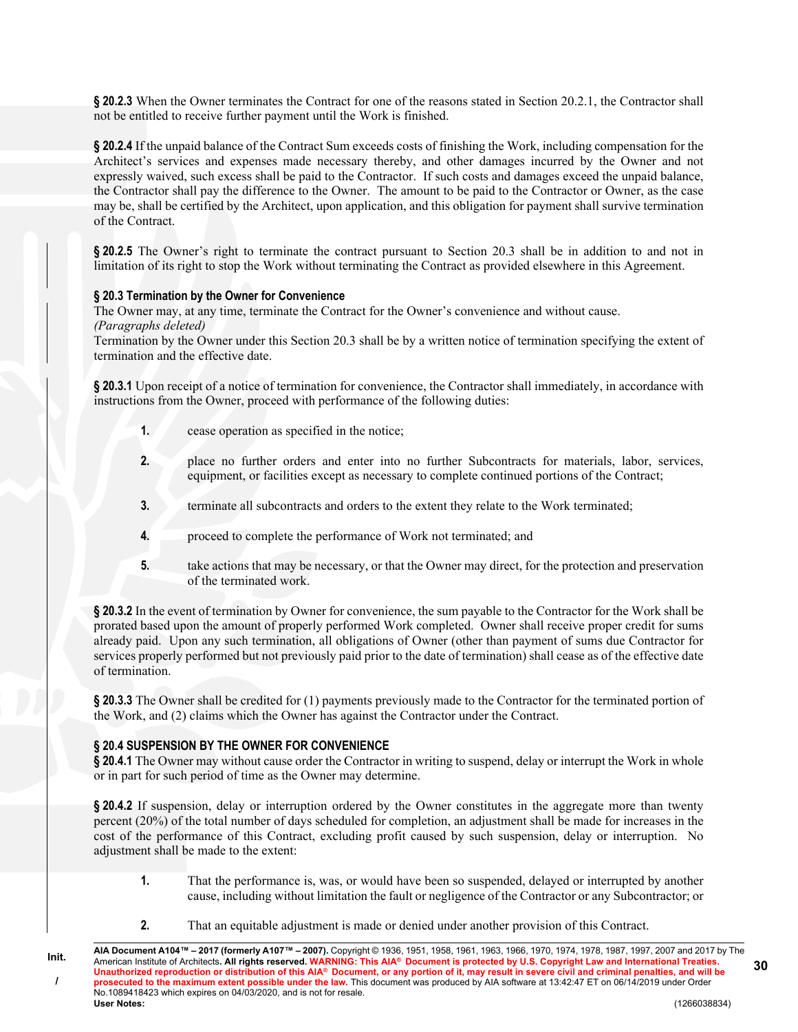**§ 20.2.3** When the Owner terminates the Contract for one of the reasons stated in Section 20.2.1, the Contractor shall not be entitled to receive further payment until the Work is finished.

**§ 20.2.4** If the unpaid balance of the Contract Sum exceeds costs of finishing the Work, including compensation for the Architect's services and expenses made necessary thereby, and other damages incurred by the Owner and not expressly waived, such excess shall be paid to the Contractor. If such costs and damages exceed the unpaid balance, the Contractor shall pay the difference to the Owner. The amount to be paid to the Contractor or Owner, as the case may be, shall be certified by the Architect, upon application, and this obligation for payment shall survive termination of the Contract.

**§ 20.2.5** The Owner's right to terminate the contract pursuant to Section 20.3 shall be in addition to and not in limitation of its right to stop the Work without terminating the Contract as provided elsewhere in this Agreement.

### § 20.3 Termination by the Owner for Convenience

The Owner may, at any time, terminate the Contract for the Owner's convenience and without cause.
*(Paragraphs deleted)*
Termination by the Owner under this Section 20.3 shall be by a written notice of termination specifying the extent of termination and the effective date.

**§ 20.3.1** Upon receipt of a notice of termination for convenience, the Contractor shall immediately, in accordance with instructions from the Owner, proceed with performance of the following duties:

**1.** cease operation as specified in the notice;

**2.** place no further orders and enter into no further Subcontracts for materials, labor, services, equipment, or facilities except as necessary to complete continued portions of the Contract;

**3.** terminate all subcontracts and orders to the extent they relate to the Work terminated;

**4.** proceed to complete the performance of Work not terminated; and

**5.** take actions that may be necessary, or that the Owner may direct, for the protection and preservation of the terminated work.

**§ 20.3.2** In the event of termination by Owner for convenience, the sum payable to the Contractor for the Work shall be prorated based upon the amount of properly performed Work completed. Owner shall receive proper credit for sums already paid. Upon any such termination, all obligations of Owner (other than payment of sums due Contractor for services properly performed but not previously paid prior to the date of termination) shall cease as of the effective date of termination.

**§ 20.3.3** The Owner shall be credited for (1) payments previously made to the Contractor for the terminated portion of the Work, and (2) claims which the Owner has against the Contractor under the Contract.

### § 20.4 SUSPENSION BY THE OWNER FOR CONVENIENCE

**§ 20.4.1** The Owner may without cause order the Contractor in writing to suspend, delay or interrupt the Work in whole or in part for such period of time as the Owner may determine.

**§ 20.4.2** If suspension, delay or interruption ordered by the Owner constitutes in the aggregate more than twenty percent (20%) of the total number of days scheduled for completion, an adjustment shall be made for increases in the cost of the performance of this Contract, excluding profit caused by such suspension, delay or interruption. No adjustment shall be made to the extent:

**1.** That the performance is, was, or would have been so suspended, delayed or interrupted by another cause, including without limitation the fault or negligence of the Contractor or any Subcontractor; or

**2.** That an equitable adjustment is made or denied under another provision of this Contract.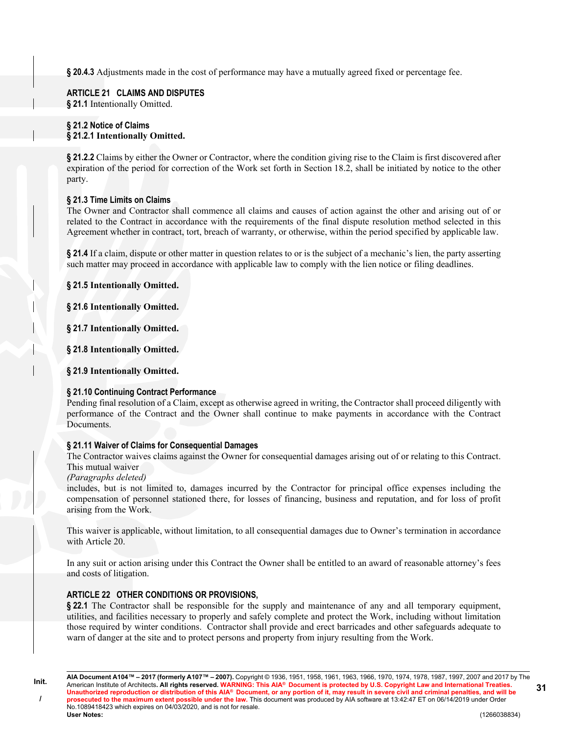**§ 20.4.3** Adjustments made in the cost of performance may have a mutually agreed fixed or percentage fee.

## ARTICLE 21 CLAIMS AND DISPUTES

**§ 21.1** Intentionally Omitted.

**§ 21.2 Notice of Claims**
**§ 21.2.1 Intentionally Omitted.**

**§ 21.2.2** Claims by either the Owner or Contractor, where the condition giving rise to the Claim is first discovered after expiration of the period for correction of the Work set forth in Section 18.2, shall be initiated by notice to the other party.

**§ 21.3 Time Limits on Claims**
The Owner and Contractor shall commence all claims and causes of action against the other and arising out of or related to the Contract in accordance with the requirements of the final dispute resolution method selected in this Agreement whether in contract, tort, breach of warranty, or otherwise, within the period specified by applicable law.

**§ 21.4** If a claim, dispute or other matter in question relates to or is the subject of a mechanic's lien, the party asserting such matter may proceed in accordance with applicable law to comply with the lien notice or filing deadlines.

**§ 21.5 Intentionally Omitted.**

**§ 21.6 Intentionally Omitted.**

**§ 21.7 Intentionally Omitted.**

**§ 21.8 Intentionally Omitted.**

**§ 21.9 Intentionally Omitted.**

**§ 21.10 Continuing Contract Performance**
Pending final resolution of a Claim, except as otherwise agreed in writing, the Contractor shall proceed diligently with performance of the Contract and the Owner shall continue to make payments in accordance with the Contract Documents.

**§ 21.11 Waiver of Claims for Consequential Damages**
The Contractor waives claims against the Owner for consequential damages arising out of or relating to this Contract. This mutual waiver
*(Paragraphs deleted)*
includes, but is not limited to, damages incurred by the Contractor for principal office expenses including the compensation of personnel stationed there, for losses of financing, business and reputation, and for loss of profit arising from the Work.

This waiver is applicable, without limitation, to all consequential damages due to Owner's termination in accordance with Article 20.

In any suit or action arising under this Contract the Owner shall be entitled to an award of reasonable attorney's fees and costs of litigation.

## ARTICLE 22 OTHER CONDITIONS OR PROVISIONS,

**§ 22.1** The Contractor shall be responsible for the supply and maintenance of any and all temporary equipment, utilities, and facilities necessary to properly and safely complete and protect the Work, including without limitation those required by winter conditions. Contractor shall provide and erect barricades and other safeguards adequate to warn of danger at the site and to protect persons and property from injury resulting from the Work.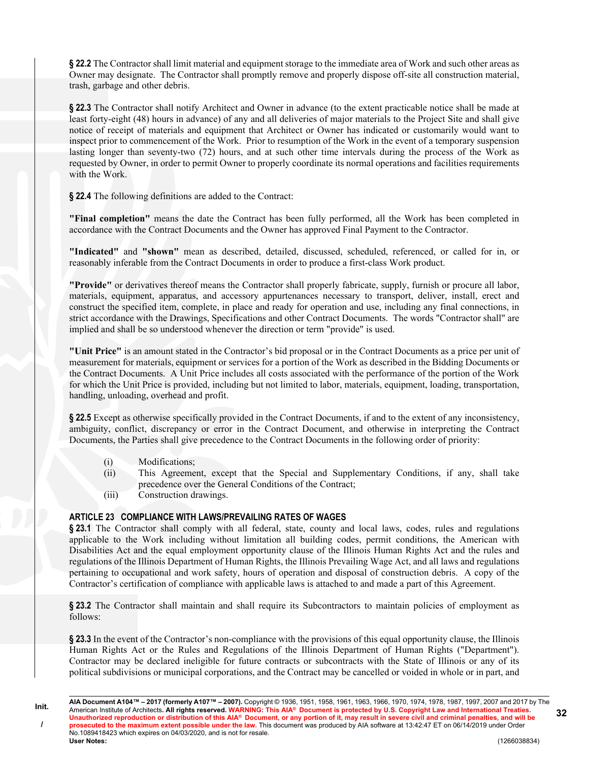**§ 22.2** The Contractor shall limit material and equipment storage to the immediate area of Work and such other areas as Owner may designate. The Contractor shall promptly remove and properly dispose off-site all construction material, trash, garbage and other debris.

**§ 22.3** The Contractor shall notify Architect and Owner in advance (to the extent practicable notice shall be made at least forty-eight (48) hours in advance) of any and all deliveries of major materials to the Project Site and shall give notice of receipt of materials and equipment that Architect or Owner has indicated or customarily would want to inspect prior to commencement of the Work. Prior to resumption of the Work in the event of a temporary suspension lasting longer than seventy-two (72) hours, and at such other time intervals during the process of the Work as requested by Owner, in order to permit Owner to properly coordinate its normal operations and facilities requirements with the Work.

**§ 22.4** The following definitions are added to the Contract:

**"Final completion"** means the date the Contract has been fully performed, all the Work has been completed in accordance with the Contract Documents and the Owner has approved Final Payment to the Contractor.

**"Indicated"** and **"shown"** mean as described, detailed, discussed, scheduled, referenced, or called for in, or reasonably inferable from the Contract Documents in order to produce a first-class Work product.

**"Provide"** or derivatives thereof means the Contractor shall properly fabricate, supply, furnish or procure all labor, materials, equipment, apparatus, and accessory appurtenances necessary to transport, deliver, install, erect and construct the specified item, complete, in place and ready for operation and use, including any final connections, in strict accordance with the Drawings, Specifications and other Contract Documents. The words "Contractor shall" are implied and shall be so understood whenever the direction or term "provide" is used.

**"Unit Price"** is an amount stated in the Contractor's bid proposal or in the Contract Documents as a price per unit of measurement for materials, equipment or services for a portion of the Work as described in the Bidding Documents or the Contract Documents. A Unit Price includes all costs associated with the performance of the portion of the Work for which the Unit Price is provided, including but not limited to labor, materials, equipment, loading, transportation, handling, unloading, overhead and profit.

**§ 22.5** Except as otherwise specifically provided in the Contract Documents, if and to the extent of any inconsistency, ambiguity, conflict, discrepancy or error in the Contract Document, and otherwise in interpreting the Contract Documents, the Parties shall give precedence to the Contract Documents in the following order of priority:

(i) Modifications;
(ii) This Agreement, except that the Special and Supplementary Conditions, if any, shall take precedence over the General Conditions of the Contract;
(iii) Construction drawings.

## ARTICLE 23 COMPLIANCE WITH LAWS/PREVAILING RATES OF WAGES

**§ 23.1** The Contractor shall comply with all federal, state, county and local laws, codes, rules and regulations applicable to the Work including without limitation all building codes, permit conditions, the American with Disabilities Act and the equal employment opportunity clause of the Illinois Human Rights Act and the rules and regulations of the Illinois Department of Human Rights, the Illinois Prevailing Wage Act, and all laws and regulations pertaining to occupational and work safety, hours of operation and disposal of construction debris. A copy of the Contractor's certification of compliance with applicable laws is attached to and made a part of this Agreement.

**§ 23.2** The Contractor shall maintain and shall require its Subcontractors to maintain policies of employment as follows:

**§ 23.3** In the event of the Contractor's non-compliance with the provisions of this equal opportunity clause, the Illinois Human Rights Act or the Rules and Regulations of the Illinois Department of Human Rights ("Department"). Contractor may be declared ineligible for future contracts or subcontracts with the State of Illinois or any of its political subdivisions or municipal corporations, and the Contract may be cancelled or voided in whole or in part, and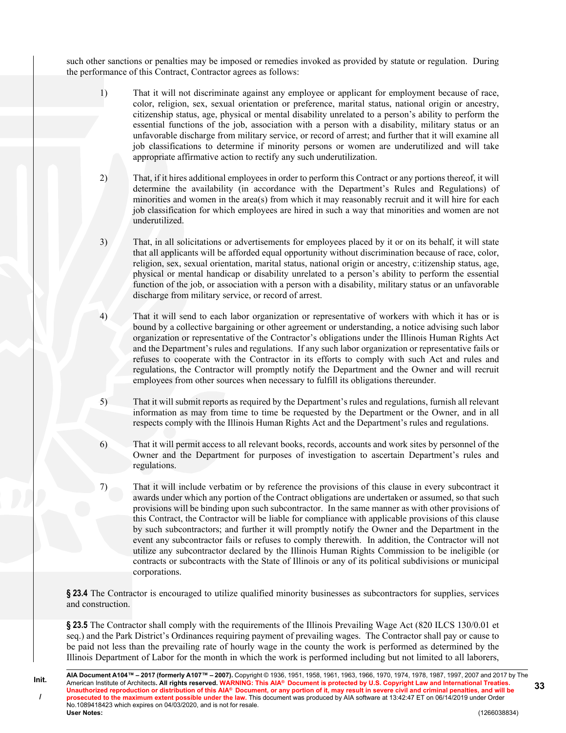such other sanctions or penalties may be imposed or remedies invoked as provided by statute or regulation. During the performance of this Contract, Contractor agrees as follows:

1) That it will not discriminate against any employee or applicant for employment because of race, color, religion, sex, sexual orientation or preference, marital status, national origin or ancestry, citizenship status, age, physical or mental disability unrelated to a person's ability to perform the essential functions of the job, association with a person with a disability, military status or an unfavorable discharge from military service, or record of arrest; and further that it will examine all job classifications to determine if minority persons or women are underutilized and will take appropriate affirmative action to rectify any such underutilization.

2) That, if it hires additional employees in order to perform this Contract or any portions thereof, it will determine the availability (in accordance with the Department's Rules and Regulations) of minorities and women in the area(s) from which it may reasonably recruit and it will hire for each job classification for which employees are hired in such a way that minorities and women are not underutilized.

3) That, in all solicitations or advertisements for employees placed by it or on its behalf, it will state that all applicants will be afforded equal opportunity without discrimination because of race, color, religion, sex, sexual orientation, marital status, national origin or ancestry, c:itizenship status, age, physical or mental handicap or disability unrelated to a person's ability to perform the essential function of the job, or association with a person with a disability, military status or an unfavorable discharge from military service, or record of arrest.

4) That it will send to each labor organization or representative of workers with which it has or is bound by a collective bargaining or other agreement or understanding, a notice advising such labor organization or representative of the Contractor's obligations under the Illinois Human Rights Act and the Department's rules and regulations. If any such labor organization or representative fails or refuses to cooperate with the Contractor in its efforts to comply with such Act and rules and regulations, the Contractor will promptly notify the Department and the Owner and will recruit employees from other sources when necessary to fulfill its obligations thereunder.

5) That it will submit reports as required by the Department's rules and regulations, furnish all relevant information as may from time to time be requested by the Department or the Owner, and in all respects comply with the Illinois Human Rights Act and the Department's rules and regulations.

6) That it will permit access to all relevant books, records, accounts and work sites by personnel of the Owner and the Department for purposes of investigation to ascertain Department's rules and regulations.

7) That it will include verbatim or by reference the provisions of this clause in every subcontract it awards under which any portion of the Contract obligations are undertaken or assumed, so that such provisions will be binding upon such subcontractor. In the same manner as with other provisions of this Contract, the Contractor will be liable for compliance with applicable provisions of this clause by such subcontractors; and further it will promptly notify the Owner and the Department in the event any subcontractor fails or refuses to comply therewith. In addition, the Contractor will not utilize any subcontractor declared by the Illinois Human Rights Commission to be ineligible (or contracts or subcontracts with the State of Illinois or any of its political subdivisions or municipal corporations.

**§ 23.4** The Contractor is encouraged to utilize qualified minority businesses as subcontractors for supplies, services and construction.

**§ 23.5** The Contractor shall comply with the requirements of the Illinois Prevailing Wage Act (820 ILCS 130/0.01 et seq.) and the Park District's Ordinances requiring payment of prevailing wages. The Contractor shall pay or cause to be paid not less than the prevailing rate of hourly wage in the county the work is performed as determined by the Illinois Department of Labor for the month in which the work is performed including but not limited to all laborers,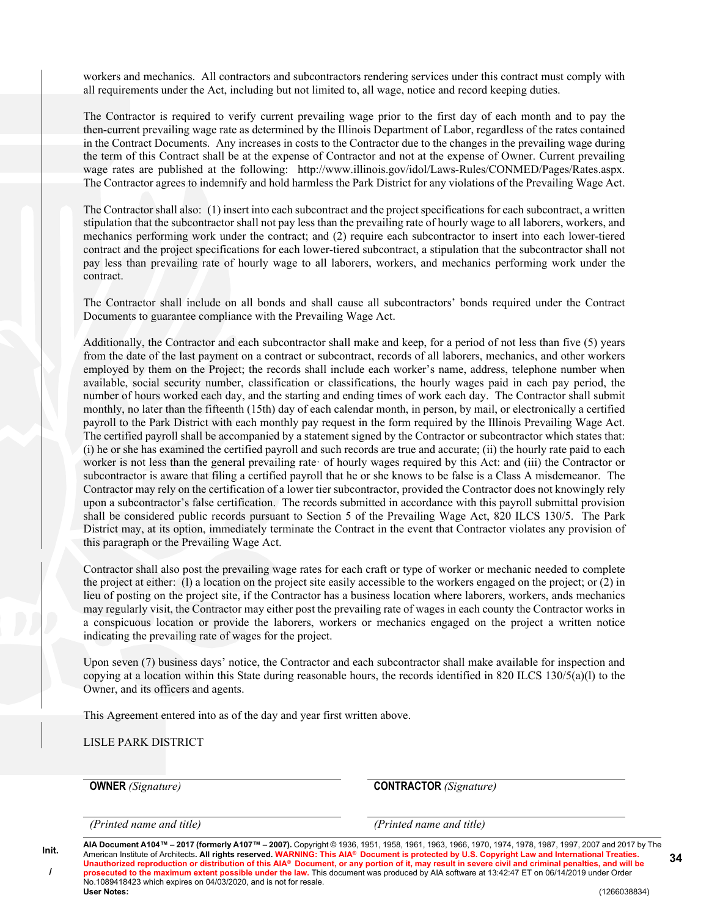workers and mechanics. All contractors and subcontractors rendering services under this contract must comply with all requirements under the Act, including but not limited to, all wage, notice and record keeping duties.

The Contractor is required to verify current prevailing wage prior to the first day of each month and to pay the then-current prevailing wage rate as determined by the Illinois Department of Labor, regardless of the rates contained in the Contract Documents. Any increases in costs to the Contractor due to the changes in the prevailing wage during the term of this Contract shall be at the expense of Contractor and not at the expense of Owner. Current prevailing wage rates are published at the following: http://www.illinois.gov/idol/Laws-Rules/CONMED/Pages/Rates.aspx. The Contractor agrees to indemnify and hold harmless the Park District for any violations of the Prevailing Wage Act.

The Contractor shall also: (1) insert into each subcontract and the project specifications for each subcontract, a written stipulation that the subcontractor shall not pay less than the prevailing rate of hourly wage to all laborers, workers, and mechanics performing work under the contract; and (2) require each subcontractor to insert into each lower-tiered contract and the project specifications for each lower-tiered subcontract, a stipulation that the subcontractor shall not pay less than prevailing rate of hourly wage to all laborers, workers, and mechanics performing work under the contract.

The Contractor shall include on all bonds and shall cause all subcontractors' bonds required under the Contract Documents to guarantee compliance with the Prevailing Wage Act.

Additionally, the Contractor and each subcontractor shall make and keep, for a period of not less than five (5) years from the date of the last payment on a contract or subcontract, records of all laborers, mechanics, and other workers employed by them on the Project; the records shall include each worker's name, address, telephone number when available, social security number, classification or classifications, the hourly wages paid in each pay period, the number of hours worked each day, and the starting and ending times of work each day. The Contractor shall submit monthly, no later than the fifteenth (15th) day of each calendar month, in person, by mail, or electronically a certified payroll to the Park District with each monthly pay request in the form required by the Illinois Prevailing Wage Act. The certified payroll shall be accompanied by a statement signed by the Contractor or subcontractor which states that: (i) he or she has examined the certified payroll and such records are true and accurate; (ii) the hourly rate paid to each worker is not less than the general prevailing rate· of hourly wages required by this Act: and (iii) the Contractor or subcontractor is aware that filing a certified payroll that he or she knows to be false is a Class A misdemeanor. The Contractor may rely on the certification of a lower tier subcontractor, provided the Contractor does not knowingly rely upon a subcontractor's false certification. The records submitted in accordance with this payroll submittal provision shall be considered public records pursuant to Section 5 of the Prevailing Wage Act, 820 ILCS 130/5. The Park District may, at its option, immediately terminate the Contract in the event that Contractor violates any provision of this paragraph or the Prevailing Wage Act.

Contractor shall also post the prevailing wage rates for each craft or type of worker or mechanic needed to complete the project at either: (l) a location on the project site easily accessible to the workers engaged on the project; or (2) in lieu of posting on the project site, if the Contractor has a business location where laborers, workers, ands mechanics may regularly visit, the Contractor may either post the prevailing rate of wages in each county the Contractor works in a conspicuous location or provide the laborers, workers or mechanics engaged on the project a written notice indicating the prevailing rate of wages for the project.

Upon seven (7) business days' notice, the Contractor and each subcontractor shall make available for inspection and copying at a location within this State during reasonable hours, the records identified in 820 ILCS 130/5(a)(l) to the Owner, and its officers and agents.

This Agreement entered into as of the day and year first written above.

LISLE PARK DISTRICT

| | |
|---|---|
| **OWNER** *(Signature)* | **CONTRACTOR** *(Signature)* |
| *(Printed name and title)* | *(Printed name and title)* |

**AIA Document A104™ – 2017 (formerly A107™ – 2007).** Copyright © 1936, 1951, 1958, 1961, 1963, 1966, 1970, 1974, 1978, 1987, 1997, 2007 and 2017 by The American Institute of Architects. **All rights reserved. WARNING: This AIA® Document is protected by U.S. Copyright Law and International Treaties. Unauthorized reproduction or distribution of this AIA® Document, or any portion of it, may result in severe civil and criminal penalties, and will be prosecuted to the maximum extent possible under the law.** This document was produced by AIA software at 13:42:47 ET on 06/14/2019 under Order No.1089418423 which expires on 04/03/2020, and is not for resale.
**User Notes:** (1266038834)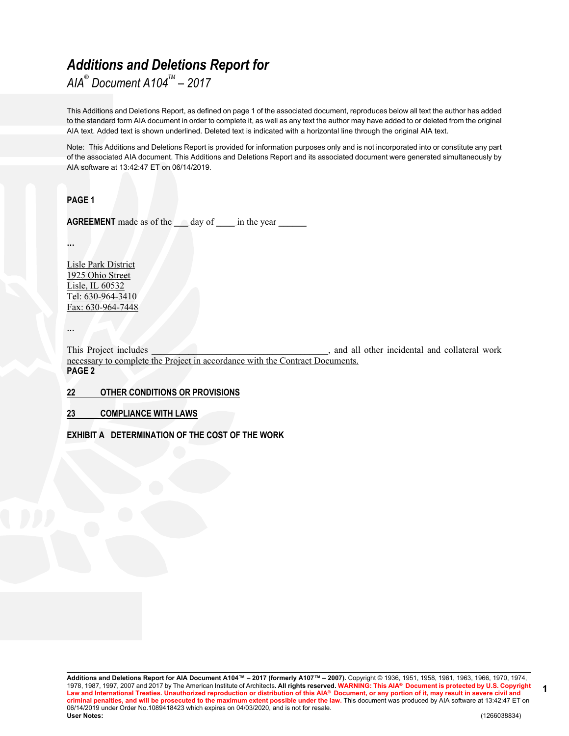# *Additions and Deletions Report for*

*AIA® Document A104™ – 2017*

This Additions and Deletions Report, as defined on page 1 of the associated document, reproduces below all text the author has added to the standard form AIA document in order to complete it, as well as any text the author may have added to or deleted from the original AIA text. Added text is shown underlined. Deleted text is indicated with a horizontal line through the original AIA text.

Note: This Additions and Deletions Report is provided for information purposes only and is not incorporated into or constitute any part of the associated AIA document. This Additions and Deletions Report and its associated document were generated simultaneously by AIA software at 13:42:47 ET on 06/14/2019.

**PAGE 1**

**AGREEMENT** made as of the ___ day of ____ in the year ______

...

Lisle Park District
1925 Ohio Street
Lisle, IL 60532
Tel: 630-964-3410
Fax: 630-964-7448

...

This Project includes ________________________________________, and all other incidental and collateral work necessary to complete the Project in accordance with the Contract Documents.

**PAGE 2**

**22 OTHER CONDITIONS OR PROVISIONS**

**23 COMPLIANCE WITH LAWS**

**EXHIBIT A DETERMINATION OF THE COST OF THE WORK**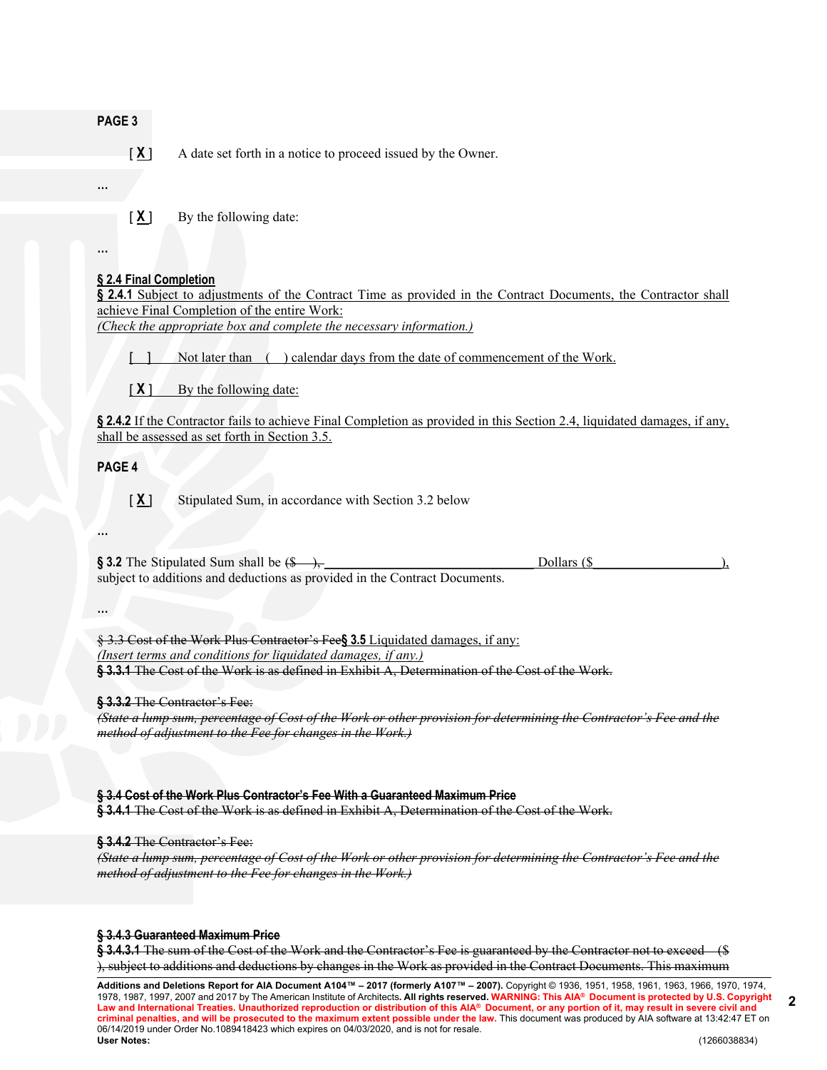**PAGE 3**

[ **X** ] A date set forth in a notice to proceed issued by the Owner.

...

[ **X** ] By the following date:

...

**§ 2.4 Final Completion**

**§ 2.4.1** Subject to adjustments of the Contract Time as provided in the Contract Documents, the Contractor shall achieve Final Completion of the entire Work:

*(Check the appropriate box and complete the necessary information.)*

[ ] Not later than ( ) calendar days from the date of commencement of the Work.

[ **X** ] By the following date:

**§ 2.4.2** If the Contractor fails to achieve Final Completion as provided in this Section 2.4, liquidated damages, if any, shall be assessed as set forth in Section 3.5.

**PAGE 4**

[ **X** ] Stipulated Sum, in accordance with Section 3.2 below

...

**§ 3.2** The Stipulated Sum shall be ~~($ ),~~ ______________________________ Dollars ($__________________), subject to additions and deductions as provided in the Contract Documents.

...

~~§ 3.3 Cost of the Work Plus Contractor's Fee~~**§ 3.5** Liquidated damages, if any:

*(Insert terms and conditions for liquidated damages, if any.)*

~~**§ 3.3.1** The Cost of the Work is as defined in Exhibit A, Determination of the Cost of the Work.~~

~~**§ 3.3.2** The Contractor's Fee:~~

~~*(State a lump sum, percentage of Cost of the Work or other provision for determining the Contractor's Fee and the method of adjustment to the Fee for changes in the Work.)*~~

~~**§ 3.4 Cost of the Work Plus Contractor's Fee With a Guaranteed Maximum Price**~~

~~**§ 3.4.1** The Cost of the Work is as defined in Exhibit A, Determination of the Cost of the Work.~~

~~**§ 3.4.2** The Contractor's Fee:~~

~~*(State a lump sum, percentage of Cost of the Work or other provision for determining the Contractor's Fee and the method of adjustment to the Fee for changes in the Work.)*~~

~~**§ 3.4.3 Guaranteed Maximum Price**~~

~~**§ 3.4.3.1** The sum of the Cost of the Work and the Contractor's Fee is guaranteed by the Contractor not to exceed ($ ), subject to additions and deductions by changes in the Work as provided in the Contract Documents. This maximum~~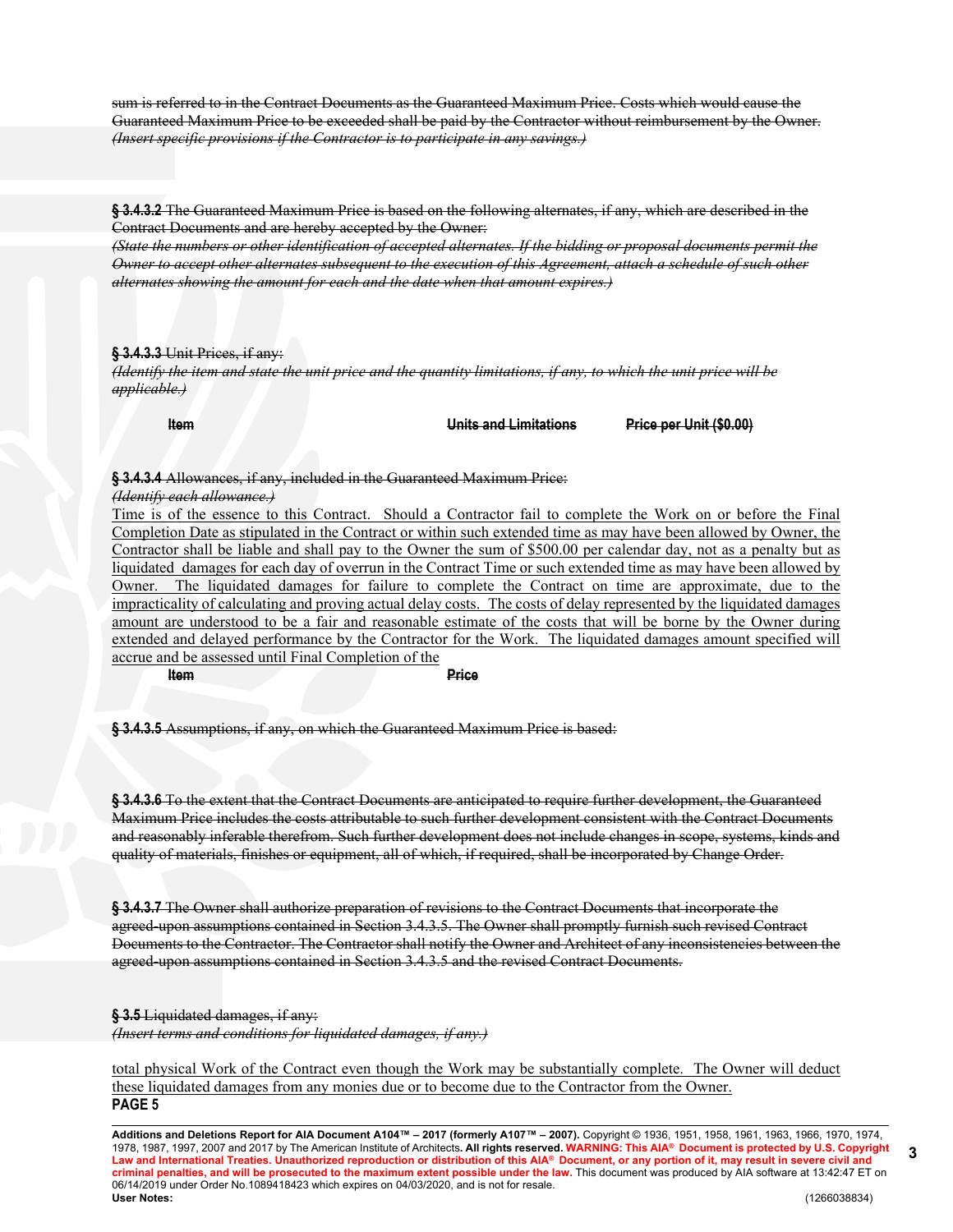~~sum is referred to in the Contract Documents as the Guaranteed Maximum Price. Costs which would cause the Guaranteed Maximum Price to be exceeded shall be paid by the Contractor without reimbursement by the Owner.~~
~~*(Insert specific provisions if the Contractor is to participate in any savings.)*~~

~~**§ 3.4.3.2** The Guaranteed Maximum Price is based on the following alternates, if any, which are described in the Contract Documents and are hereby accepted by the Owner:~~
~~*(State the numbers or other identification of accepted alternates. If the bidding or proposal documents permit the Owner to accept other alternates subsequent to the execution of this Agreement, attach a schedule of such other alternates showing the amount for each and the date when that amount expires.)*~~

~~**§ 3.4.3.3** Unit Prices, if any:~~
~~*(Identify the item and state the unit price and the quantity limitations, if any, to which the unit price will be applicable.)*~~

| ~~Item~~ | ~~Units and Limitations~~ | ~~Price per Unit ($0.00)~~ |
|---|---|---|

~~**§ 3.4.3.4** Allowances, if any, included in the Guaranteed Maximum Price:~~
~~*(Identify each allowance.)*~~
<u>Time is of the essence to this Contract. Should a Contractor fail to complete the Work on or before the Final Completion Date as stipulated in the Contract or within such extended time as may have been allowed by Owner, the Contractor shall be liable and shall pay to the Owner the sum of $500.00 per calendar day, not as a penalty but as liquidated damages for each day of overrun in the Contract Time or such extended time as may have been allowed by Owner. The liquidated damages for failure to complete the Contract on time are approximate, due to the impracticality of calculating and proving actual delay costs. The costs of delay represented by the liquidated damages amount are understood to be a fair and reasonable estimate of the costs that will be borne by the Owner during extended and delayed performance by the Contractor for the Work. The liquidated damages amount specified will accrue and be assessed until Final Completion of the</u>

| ~~Item~~ | ~~Price~~ |
|---|---|

~~**§ 3.4.3.5** Assumptions, if any, on which the Guaranteed Maximum Price is based:~~

~~**§ 3.4.3.6** To the extent that the Contract Documents are anticipated to require further development, the Guaranteed Maximum Price includes the costs attributable to such further development consistent with the Contract Documents and reasonably inferable therefrom. Such further development does not include changes in scope, systems, kinds and quality of materials, finishes or equipment, all of which, if required, shall be incorporated by Change Order.~~

~~**§ 3.4.3.7** The Owner shall authorize preparation of revisions to the Contract Documents that incorporate the agreed-upon assumptions contained in Section 3.4.3.5. The Owner shall promptly furnish such revised Contract Documents to the Contractor. The Contractor shall notify the Owner and Architect of any inconsistencies between the agreed-upon assumptions contained in Section 3.4.3.5 and the revised Contract Documents.~~

~~**§ 3.5** Liquidated damages, if any:~~
~~*(Insert terms and conditions for liquidated damages, if any.)*~~

<u>total physical Work of the Contract even though the Work may be substantially complete. The Owner will deduct these liquidated damages from any monies due or to become due to the Contractor from the Owner.</u>

**PAGE 5**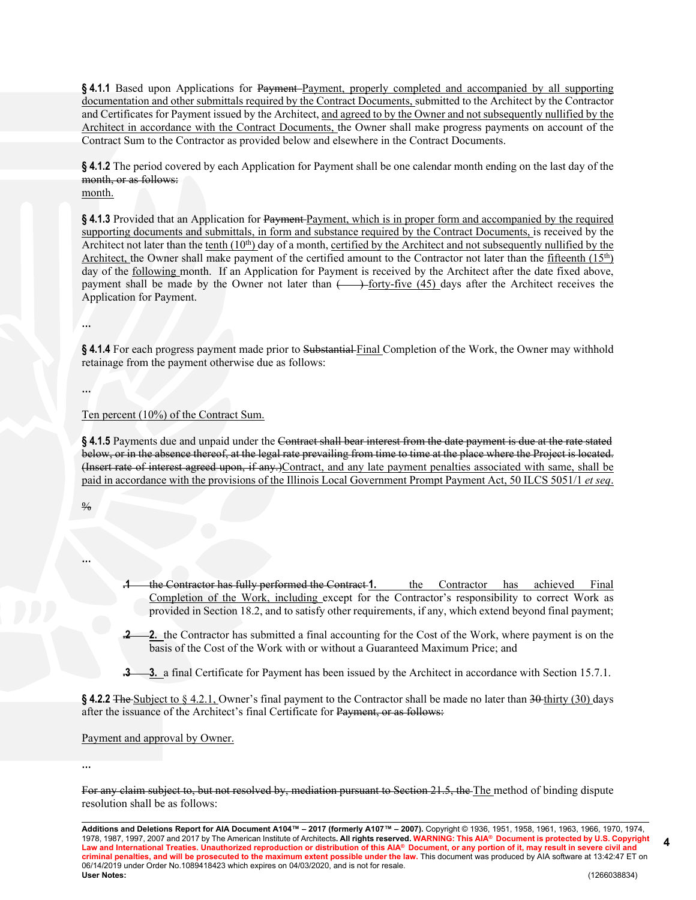**§ 4.1.1** Based upon Applications for ~~Payment~~ Payment, properly completed and accompanied by all supporting documentation and other submittals required by the Contract Documents, submitted to the Architect by the Contractor and Certificates for Payment issued by the Architect, and agreed to by the Owner and not subsequently nullified by the Architect in accordance with the Contract Documents, the Owner shall make progress payments on account of the Contract Sum to the Contractor as provided below and elsewhere in the Contract Documents.

**§ 4.1.2** The period covered by each Application for Payment shall be one calendar month ending on the last day of the ~~month, or as follows:~~
month.

**§ 4.1.3** Provided that an Application for ~~Payment~~ Payment, which is in proper form and accompanied by the required supporting documents and submittals, in form and substance required by the Contract Documents, is received by the Architect not later than the tenth (10th) day of a month, certified by the Architect and not subsequently nullified by the Architect, the Owner shall make payment of the certified amount to the Contractor not later than the fifteenth (15th) day of the following month. If an Application for Payment is received by the Architect after the date fixed above, payment shall be made by the Owner not later than ~~( )~~ forty-five (45) days after the Architect receives the Application for Payment.

…

**§ 4.1.4** For each progress payment made prior to ~~Substantial~~ Final Completion of the Work, the Owner may withhold retainage from the payment otherwise due as follows:

…

Ten percent (10%) of the Contract Sum.

**§ 4.1.5** Payments due and unpaid under the ~~Contract shall bear interest from the date payment is due at the rate stated below, or in the absence thereof, at the legal rate prevailing from time to time at the place where the Project is located. (Insert rate of interest agreed upon, if any.)~~Contract, and any late payment penalties associated with same, shall be paid in accordance with the provisions of the Illinois Local Government Prompt Payment Act, 50 ILCS 5051/1 *et seq*.

~~%~~

…

- ~~.1 the Contractor has fully performed the Contract~~ **1.** the Contractor has achieved Final Completion of the Work, including except for the Contractor's responsibility to correct Work as provided in Section 18.2, and to satisfy other requirements, if any, which extend beyond final payment;
- ~~.2~~ **2.** the Contractor has submitted a final accounting for the Cost of the Work, where payment is on the basis of the Cost of the Work with or without a Guaranteed Maximum Price; and
- ~~.3~~ **3.** a final Certificate for Payment has been issued by the Architect in accordance with Section 15.7.1.

**§ 4.2.2** ~~The~~ Subject to § 4.2.1, Owner's final payment to the Contractor shall be made no later than ~~30~~ thirty (30) days after the issuance of the Architect's final Certificate for ~~Payment, or as follows:~~

Payment and approval by Owner.

…

~~For any claim subject to, but not resolved by, mediation pursuant to Section 21.5, the~~ The method of binding dispute resolution shall be as follows: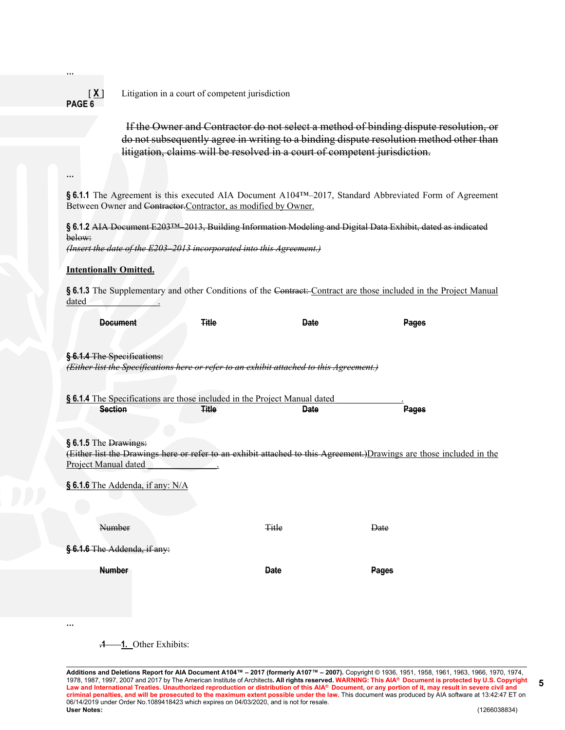...

[ X ] Litigation in a court of competent jurisdiction

**PAGE 6**

~~If the Owner and Contractor do not select a method of binding dispute resolution, or do not subsequently agree in writing to a binding dispute resolution method other than litigation, claims will be resolved in a court of competent jurisdiction.~~

...

**§ 6.1.1** The Agreement is this executed AIA Document A104™–2017, Standard Abbreviated Form of Agreement Between Owner and ~~Contractor.~~Contractor, as modified by Owner.

**§ 6.1.2** ~~AIA Document E203™–2013, Building Information Modeling and Digital Data Exhibit, dated as indicated below:~~
~~*(Insert the date of the E203–2013 incorporated into this Agreement.)*~~

**Intentionally Omitted.**

**§ 6.1.3** The Supplementary and other Conditions of the ~~Contract:~~ Contract are those included in the Project Manual dated \_\_\_\_\_\_\_\_\_\_\_\_\_\_\_\_.

| ~~Document~~ | ~~Title~~ | ~~Date~~ | ~~Pages~~ |
|---|---|---|---|

~~**§ 6.1.4** The Specifications:~~
~~*(Either list the Specifications here or refer to an exhibit attached to this Agreement.)*~~

**§ 6.1.4** The Specifications are those included in the Project Manual dated \_\_\_\_\_\_\_\_\_\_\_\_\_\_\_\_.

| ~~Section~~ | ~~Title~~ | ~~Date~~ | ~~Pages~~ |
|---|---|---|---|

**§ 6.1.5** The ~~Drawings:~~
~~(Either list the Drawings here or refer to an exhibit attached to this Agreement.)~~Drawings are those included in the Project Manual dated \_\_\_\_\_\_\_\_\_\_\_\_\_\_\_\_.

**§ 6.1.6** The Addenda, if any: N/A

| ~~Number~~ | ~~Title~~ | ~~Date~~ |
|---|---|---|

~~**§ 6.1.6** The Addenda, if any:~~

| ~~Number~~ | ~~Date~~ | ~~Pages~~ |
|---|---|---|

...

~~.1~~ 1. Other Exhibits: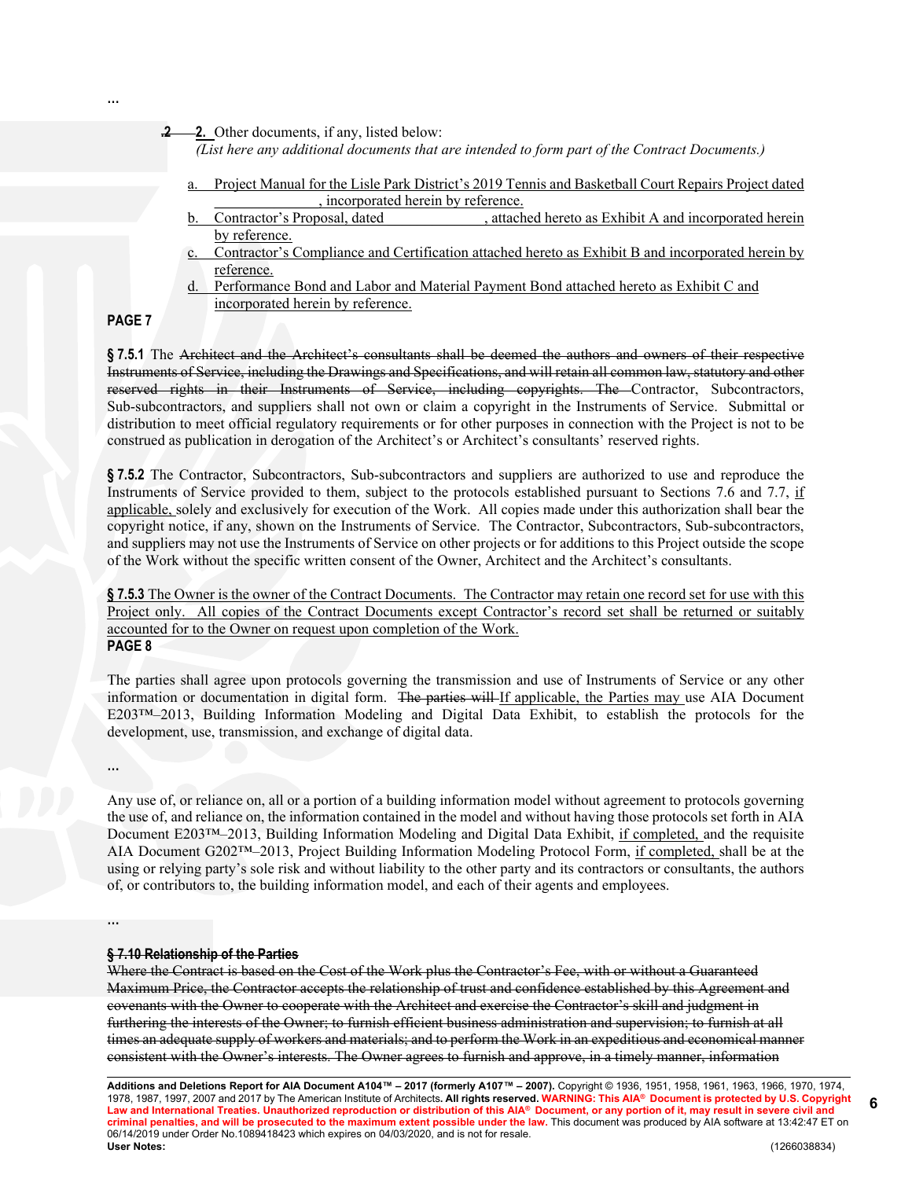...

~~.2~~ 2. Other documents, if any, listed below:
*(List here any additional documents that are intended to form part of the Contract Documents.)*

a. Project Manual for the Lisle Park District's 2019 Tennis and Basketball Court Repairs Project dated ______________, incorporated herein by reference.
b. Contractor's Proposal, dated ______________, attached hereto as Exhibit A and incorporated herein by reference.
c. Contractor's Compliance and Certification attached hereto as Exhibit B and incorporated herein by reference.
d. Performance Bond and Labor and Material Payment Bond attached hereto as Exhibit C and incorporated herein by reference.

**PAGE 7**

**§ 7.5.1** The ~~Architect and the Architect's consultants shall be deemed the authors and owners of their respective Instruments of Service, including the Drawings and Specifications, and will retain all common law, statutory and other reserved rights in their Instruments of Service, including copyrights. The~~ Contractor, Subcontractors, Sub-subcontractors, and suppliers shall not own or claim a copyright in the Instruments of Service. Submittal or distribution to meet official regulatory requirements or for other purposes in connection with the Project is not to be construed as publication in derogation of the Architect's or Architect's consultants' reserved rights.

**§ 7.5.2** The Contractor, Subcontractors, Sub-subcontractors and suppliers are authorized to use and reproduce the Instruments of Service provided to them, subject to the protocols established pursuant to Sections 7.6 and 7.7, if applicable, solely and exclusively for execution of the Work. All copies made under this authorization shall bear the copyright notice, if any, shown on the Instruments of Service. The Contractor, Subcontractors, Sub-subcontractors, and suppliers may not use the Instruments of Service on other projects or for additions to this Project outside the scope of the Work without the specific written consent of the Owner, Architect and the Architect's consultants.

**§ 7.5.3** The Owner is the owner of the Contract Documents. The Contractor may retain one record set for use with this Project only. All copies of the Contract Documents except Contractor's record set shall be returned or suitably accounted for to the Owner on request upon completion of the Work.

**PAGE 8**

The parties shall agree upon protocols governing the transmission and use of Instruments of Service or any other information or documentation in digital form. ~~The parties will~~ If applicable, the Parties may use AIA Document E203™–2013, Building Information Modeling and Digital Data Exhibit, to establish the protocols for the development, use, transmission, and exchange of digital data.

...

Any use of, or reliance on, all or a portion of a building information model without agreement to protocols governing the use of, and reliance on, the information contained in the model and without having those protocols set forth in AIA Document E203™–2013, Building Information Modeling and Digital Data Exhibit, if completed, and the requisite AIA Document G202™–2013, Project Building Information Modeling Protocol Form, if completed, shall be at the using or relying party's sole risk and without liability to the other party and its contractors or consultants, the authors of, or contributors to, the building information model, and each of their agents and employees.

...

~~**§ 7.10 Relationship of the Parties**~~
~~Where the Contract is based on the Cost of the Work plus the Contractor's Fee, with or without a Guaranteed Maximum Price, the Contractor accepts the relationship of trust and confidence established by this Agreement and covenants with the Owner to cooperate with the Architect and exercise the Contractor's skill and judgment in furthering the interests of the Owner; to furnish efficient business administration and supervision; to furnish at all times an adequate supply of workers and materials; and to perform the Work in an expeditious and economical manner consistent with the Owner's interests. The Owner agrees to furnish and approve, in a timely manner, information~~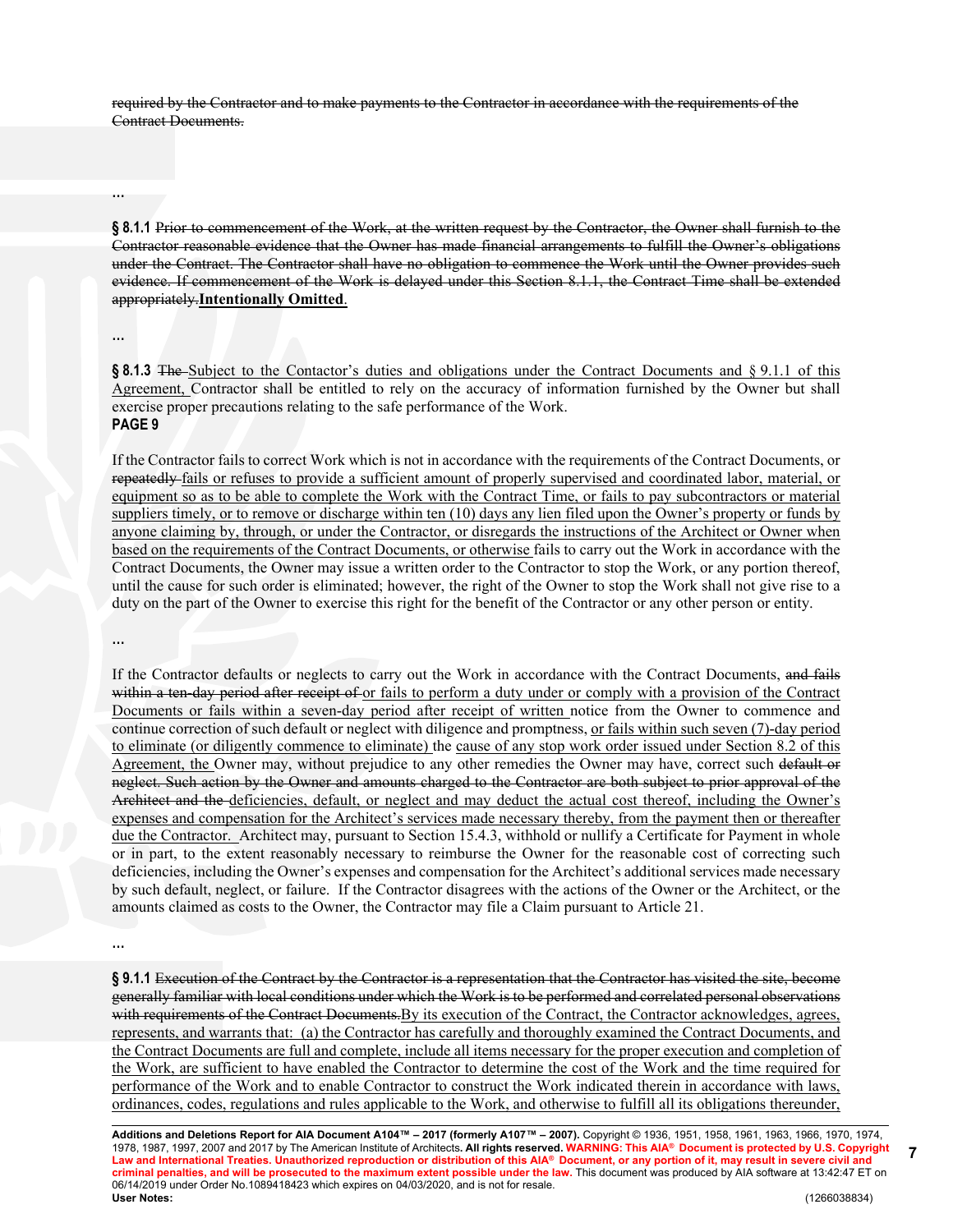~~required by the Contractor and to make payments to the Contractor in accordance with the requirements of the Contract Documents.~~

…

**§ 8.1.1** ~~Prior to commencement of the Work, at the written request by the Contractor, the Owner shall furnish to the Contractor reasonable evidence that the Owner has made financial arrangements to fulfill the Owner's obligations under the Contract. The Contractor shall have no obligation to commence the Work until the Owner provides such evidence. If commencement of the Work is delayed under this Section 8.1.1, the Contract Time shall be extended appropriately.~~**Intentionally Omitted**.

…

**§ 8.1.3** ~~The~~ Subject to the Contactor's duties and obligations under the Contract Documents and § 9.1.1 of this Agreement, Contractor shall be entitled to rely on the accuracy of information furnished by the Owner but shall exercise proper precautions relating to the safe performance of the Work.

**PAGE 9**

If the Contractor fails to correct Work which is not in accordance with the requirements of the Contract Documents, or ~~repeatedly~~ fails or refuses to provide a sufficient amount of properly supervised and coordinated labor, material, or equipment so as to be able to complete the Work with the Contract Time, or fails to pay subcontractors or material suppliers timely, or to remove or discharge within ten (10) days any lien filed upon the Owner's property or funds by anyone claiming by, through, or under the Contractor, or disregards the instructions of the Architect or Owner when based on the requirements of the Contract Documents, or otherwise fails to carry out the Work in accordance with the Contract Documents, the Owner may issue a written order to the Contractor to stop the Work, or any portion thereof, until the cause for such order is eliminated; however, the right of the Owner to stop the Work shall not give rise to a duty on the part of the Owner to exercise this right for the benefit of the Contractor or any other person or entity.

…

If the Contractor defaults or neglects to carry out the Work in accordance with the Contract Documents, ~~and fails within a ten-day period after receipt of~~ or fails to perform a duty under or comply with a provision of the Contract Documents or fails within a seven-day period after receipt of written notice from the Owner to commence and continue correction of such default or neglect with diligence and promptness, or fails within such seven (7)-day period to eliminate (or diligently commence to eliminate) the cause of any stop work order issued under Section 8.2 of this Agreement, the Owner may, without prejudice to any other remedies the Owner may have, correct such ~~default or neglect. Such action by the Owner and amounts charged to the Contractor are both subject to prior approval of the Architect and the~~ deficiencies, default, or neglect and may deduct the actual cost thereof, including the Owner's expenses and compensation for the Architect's services made necessary thereby, from the payment then or thereafter due the Contractor. Architect may, pursuant to Section 15.4.3, withhold or nullify a Certificate for Payment in whole or in part, to the extent reasonably necessary to reimburse the Owner for the reasonable cost of correcting such deficiencies, including the Owner's expenses and compensation for the Architect's additional services made necessary by such default, neglect, or failure. If the Contractor disagrees with the actions of the Owner or the Architect, or the amounts claimed as costs to the Owner, the Contractor may file a Claim pursuant to Article 21.

…

**§ 9.1.1** ~~Execution of the Contract by the Contractor is a representation that the Contractor has visited the site, become generally familiar with local conditions under which the Work is to be performed and correlated personal observations with requirements of the Contract Documents.~~By its execution of the Contract, the Contractor acknowledges, agrees, represents, and warrants that: (a) the Contractor has carefully and thoroughly examined the Contract Documents, and the Contract Documents are full and complete, include all items necessary for the proper execution and completion of the Work, are sufficient to have enabled the Contractor to determine the cost of the Work and the time required for performance of the Work and to enable Contractor to construct the Work indicated therein in accordance with laws, ordinances, codes, regulations and rules applicable to the Work, and otherwise to fulfill all its obligations thereunder,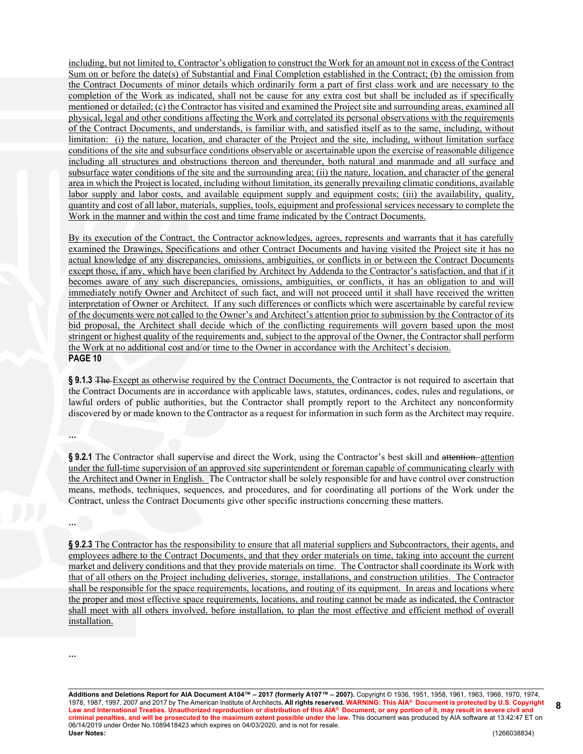including, but not limited to, Contractor's obligation to construct the Work for an amount not in excess of the Contract Sum on or before the date(s) of Substantial and Final Completion established in the Contract; (b) the omission from the Contract Documents of minor details which ordinarily form a part of first class work and are necessary to the completion of the Work as indicated, shall not be cause for any extra cost but shall be included as if specifically mentioned or detailed; (c) the Contractor has visited and examined the Project site and surrounding areas, examined all physical, legal and other conditions affecting the Work and correlated its personal observations with the requirements of the Contract Documents, and understands, is familiar with, and satisfied itself as to the same, including, without limitation: (i) the nature, location, and character of the Project and the site, including, without limitation surface conditions of the site and subsurface conditions observable or ascertainable upon the exercise of reasonable diligence including all structures and obstructions thereon and thereunder, both natural and manmade and all surface and subsurface water conditions of the site and the surrounding area; (ii) the nature, location, and character of the general area in which the Project is located, including without limitation, its generally prevailing climatic conditions, available labor supply and labor costs, and available equipment supply and equipment costs; (iii) the availability, quality, quantity and cost of all labor, materials, supplies, tools, equipment and professional services necessary to complete the Work in the manner and within the cost and time frame indicated by the Contract Documents.

By its execution of the Contract, the Contractor acknowledges, agrees, represents and warrants that it has carefully examined the Drawings, Specifications and other Contract Documents and having visited the Project site it has no actual knowledge of any discrepancies, omissions, ambiguities, or conflicts in or between the Contract Documents except those, if any, which have been clarified by Architect by Addenda to the Contractor's satisfaction, and that if it becomes aware of any such discrepancies, omissions, ambiguities, or conflicts, it has an obligation to and will immediately notify Owner and Architect of such fact, and will not proceed until it shall have received the written interpretation of Owner or Architect. If any such differences or conflicts which were ascertainable by careful review of the documents were not called to the Owner's and Architect's attention prior to submission by the Contractor of its bid proposal, the Architect shall decide which of the conflicting requirements will govern based upon the most stringent or highest quality of the requirements and, subject to the approval of the Owner, the Contractor shall perform the Work at no additional cost and/or time to the Owner in accordance with the Architect's decision.

**PAGE 10**

**§ 9.1.3** ~~The~~ Except as otherwise required by the Contract Documents, the Contractor is not required to ascertain that the Contract Documents are in accordance with applicable laws, statutes, ordinances, codes, rules and regulations, or lawful orders of public authorities, but the Contractor shall promptly report to the Architect any nonconformity discovered by or made known to the Contractor as a request for information in such form as the Architect may require.

…

**§ 9.2.1** The Contractor shall supervise and direct the Work, using the Contractor's best skill and ~~attention.~~ attention under the full-time supervision of an approved site superintendent or foreman capable of communicating clearly with the Architect and Owner in English. The Contractor shall be solely responsible for and have control over construction means, methods, techniques, sequences, and procedures, and for coordinating all portions of the Work under the Contract, unless the Contract Documents give other specific instructions concerning these matters.

…

**§ 9.2.3** The Contractor has the responsibility to ensure that all material suppliers and Subcontractors, their agents, and employees adhere to the Contract Documents, and that they order materials on time, taking into account the current market and delivery conditions and that they provide materials on time. The Contractor shall coordinate its Work with that of all others on the Project including deliveries, storage, installations, and construction utilities. The Contractor shall be responsible for the space requirements, locations, and routing of its equipment. In areas and locations where the proper and most effective space requirements, locations, and routing cannot be made as indicated, the Contractor shall meet with all others involved, before installation, to plan the most effective and efficient method of overall installation.

…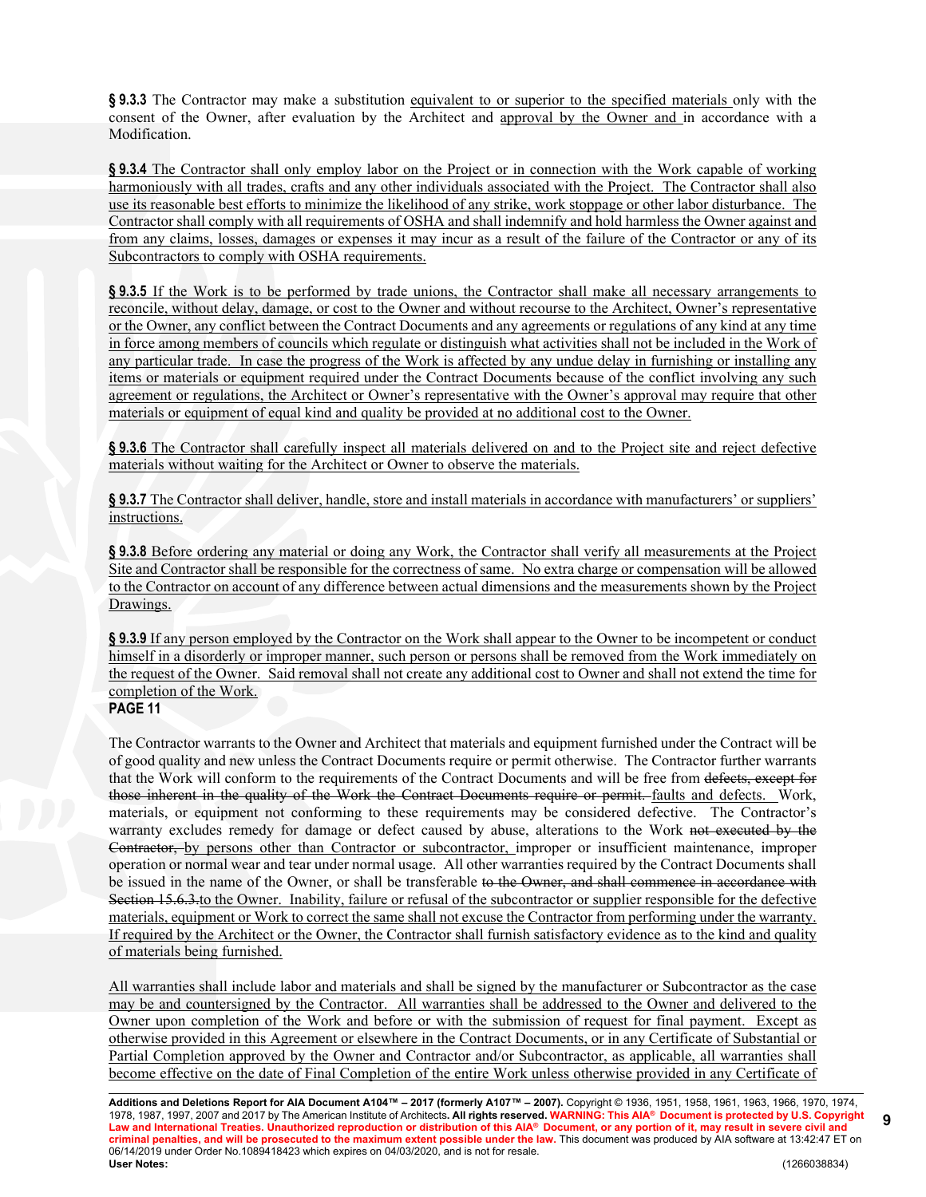**§ 9.3.3** The Contractor may make a substitution equivalent to or superior to the specified materials only with the consent of the Owner, after evaluation by the Architect and approval by the Owner and in accordance with a Modification.

**§ 9.3.4** The Contractor shall only employ labor on the Project or in connection with the Work capable of working harmoniously with all trades, crafts and any other individuals associated with the Project. The Contractor shall also use its reasonable best efforts to minimize the likelihood of any strike, work stoppage or other labor disturbance. The Contractor shall comply with all requirements of OSHA and shall indemnify and hold harmless the Owner against and from any claims, losses, damages or expenses it may incur as a result of the failure of the Contractor or any of its Subcontractors to comply with OSHA requirements.

**§ 9.3.5** If the Work is to be performed by trade unions, the Contractor shall make all necessary arrangements to reconcile, without delay, damage, or cost to the Owner and without recourse to the Architect, Owner's representative or the Owner, any conflict between the Contract Documents and any agreements or regulations of any kind at any time in force among members of councils which regulate or distinguish what activities shall not be included in the Work of any particular trade. In case the progress of the Work is affected by any undue delay in furnishing or installing any items or materials or equipment required under the Contract Documents because of the conflict involving any such agreement or regulations, the Architect or Owner's representative with the Owner's approval may require that other materials or equipment of equal kind and quality be provided at no additional cost to the Owner.

**§ 9.3.6** The Contractor shall carefully inspect all materials delivered on and to the Project site and reject defective materials without waiting for the Architect or Owner to observe the materials.

**§ 9.3.7** The Contractor shall deliver, handle, store and install materials in accordance with manufacturers' or suppliers' instructions.

**§ 9.3.8** Before ordering any material or doing any Work, the Contractor shall verify all measurements at the Project Site and Contractor shall be responsible for the correctness of same. No extra charge or compensation will be allowed to the Contractor on account of any difference between actual dimensions and the measurements shown by the Project Drawings.

**§ 9.3.9** If any person employed by the Contractor on the Work shall appear to the Owner to be incompetent or conduct himself in a disorderly or improper manner, such person or persons shall be removed from the Work immediately on the request of the Owner. Said removal shall not create any additional cost to Owner and shall not extend the time for completion of the Work.

**PAGE 11**

The Contractor warrants to the Owner and Architect that materials and equipment furnished under the Contract will be of good quality and new unless the Contract Documents require or permit otherwise. The Contractor further warrants that the Work will conform to the requirements of the Contract Documents and will be free from ~~defects, except for those inherent in the quality of the Work the Contract Documents require or permit.~~ faults and defects. Work, materials, or equipment not conforming to these requirements may be considered defective. The Contractor's warranty excludes remedy for damage or defect caused by abuse, alterations to the Work ~~not executed by the Contractor,~~ by persons other than Contractor or subcontractor, improper or insufficient maintenance, improper operation or normal wear and tear under normal usage. All other warranties required by the Contract Documents shall be issued in the name of the Owner, or shall be transferable ~~to the Owner, and shall commence in accordance with Section 15.6.3.~~to the Owner. Inability, failure or refusal of the subcontractor or supplier responsible for the defective materials, equipment or Work to correct the same shall not excuse the Contractor from performing under the warranty. If required by the Architect or the Owner, the Contractor shall furnish satisfactory evidence as to the kind and quality of materials being furnished.

All warranties shall include labor and materials and shall be signed by the manufacturer or Subcontractor as the case may be and countersigned by the Contractor. All warranties shall be addressed to the Owner and delivered to the Owner upon completion of the Work and before or with the submission of request for final payment. Except as otherwise provided in this Agreement or elsewhere in the Contract Documents, or in any Certificate of Substantial or Partial Completion approved by the Owner and Contractor and/or Subcontractor, as applicable, all warranties shall become effective on the date of Final Completion of the entire Work unless otherwise provided in any Certificate of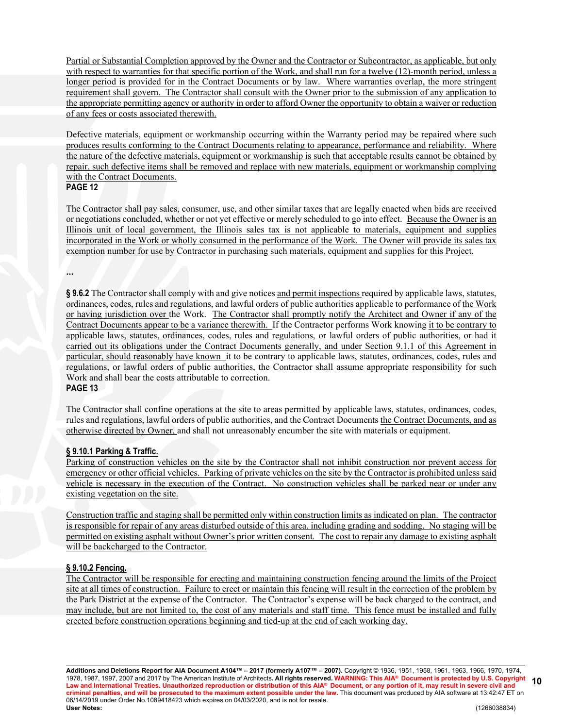Partial or Substantial Completion approved by the Owner and the Contractor or Subcontractor, as applicable, but only with respect to warranties for that specific portion of the Work, and shall run for a twelve (12)-month period, unless a longer period is provided for in the Contract Documents or by law. Where warranties overlap, the more stringent requirement shall govern. The Contractor shall consult with the Owner prior to the submission of any application to the appropriate permitting agency or authority in order to afford Owner the opportunity to obtain a waiver or reduction of any fees or costs associated therewith.

Defective materials, equipment or workmanship occurring within the Warranty period may be repaired where such produces results conforming to the Contract Documents relating to appearance, performance and reliability. Where the nature of the defective materials, equipment or workmanship is such that acceptable results cannot be obtained by repair, such defective items shall be removed and replace with new materials, equipment or workmanship complying with the Contract Documents.

**PAGE 12**

The Contractor shall pay sales, consumer, use, and other similar taxes that are legally enacted when bids are received or negotiations concluded, whether or not yet effective or merely scheduled to go into effect. Because the Owner is an Illinois unit of local government, the Illinois sales tax is not applicable to materials, equipment and supplies incorporated in the Work or wholly consumed in the performance of the Work. The Owner will provide its sales tax exemption number for use by Contractor in purchasing such materials, equipment and supplies for this Project.

**...**

**§ 9.6.2** The Contractor shall comply with and give notices and permit inspections required by applicable laws, statutes, ordinances, codes, rules and regulations, and lawful orders of public authorities applicable to performance of the Work or having jurisdiction over the Work. The Contractor shall promptly notify the Architect and Owner if any of the Contract Documents appear to be a variance therewith. If the Contractor performs Work knowing it to be contrary to applicable laws, statutes, ordinances, codes, rules and regulations, or lawful orders of public authorities, or had it carried out its obligations under the Contract Documents generally, and under Section 9.1.1 of this Agreement in particular, should reasonably have known it to be contrary to applicable laws, statutes, ordinances, codes, rules and regulations, or lawful orders of public authorities, the Contractor shall assume appropriate responsibility for such Work and shall bear the costs attributable to correction.

**PAGE 13**

The Contractor shall confine operations at the site to areas permitted by applicable laws, statutes, ordinances, codes, rules and regulations, lawful orders of public authorities, ~~and the Contract Documents~~ the Contract Documents, and as otherwise directed by Owner, and shall not unreasonably encumber the site with materials or equipment.

**§ 9.10.1 Parking & Traffic.**

Parking of construction vehicles on the site by the Contractor shall not inhibit construction nor prevent access for emergency or other official vehicles. Parking of private vehicles on the site by the Contractor is prohibited unless said vehicle is necessary in the execution of the Contract. No construction vehicles shall be parked near or under any existing vegetation on the site.

Construction traffic and staging shall be permitted only within construction limits as indicated on plan. The contractor is responsible for repair of any areas disturbed outside of this area, including grading and sodding. No staging will be permitted on existing asphalt without Owner's prior written consent. The cost to repair any damage to existing asphalt will be backcharged to the Contractor.

**§ 9.10.2 Fencing.**

The Contractor will be responsible for erecting and maintaining construction fencing around the limits of the Project site at all times of construction. Failure to erect or maintain this fencing will result in the correction of the problem by the Park District at the expense of the Contractor. The Contractor's expense will be back charged to the contract, and may include, but are not limited to, the cost of any materials and staff time. This fence must be installed and fully erected before construction operations beginning and tied-up at the end of each working day.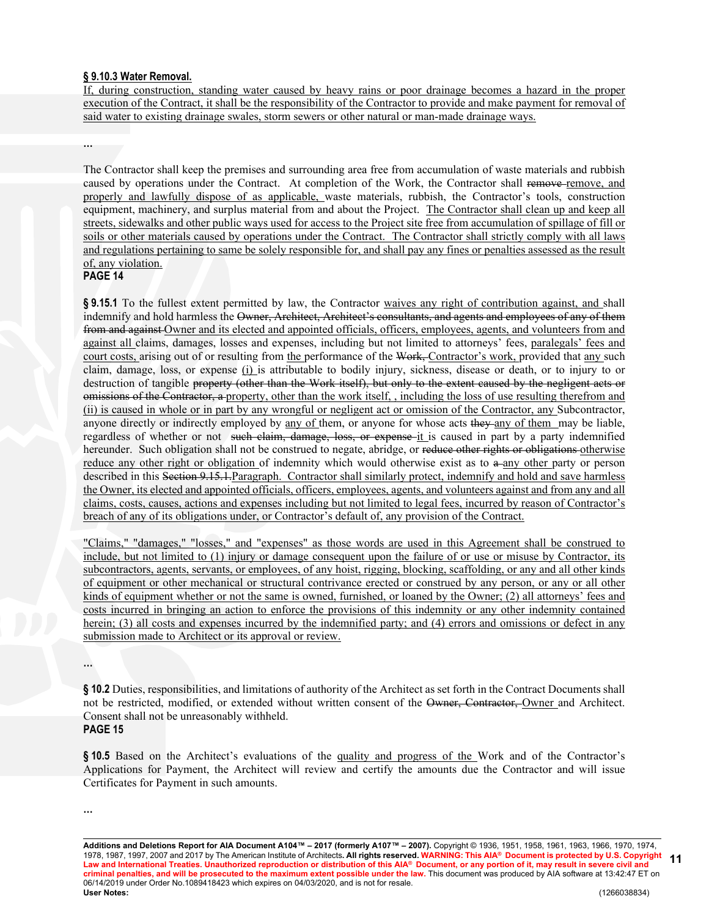**§ 9.10.3 Water Removal.**

If, during construction, standing water caused by heavy rains or poor drainage becomes a hazard in the proper execution of the Contract, it shall be the responsibility of the Contractor to provide and make payment for removal of said water to existing drainage swales, storm sewers or other natural or man-made drainage ways.

...

The Contractor shall keep the premises and surrounding area free from accumulation of waste materials and rubbish caused by operations under the Contract. At completion of the Work, the Contractor shall ~~remove~~ remove, and properly and lawfully dispose of as applicable, waste materials, rubbish, the Contractor's tools, construction equipment, machinery, and surplus material from and about the Project. The Contractor shall clean up and keep all streets, sidewalks and other public ways used for access to the Project site free from accumulation of spillage of fill or soils or other materials caused by operations under the Contract. The Contractor shall strictly comply with all laws and regulations pertaining to same be solely responsible for, and shall pay any fines or penalties assessed as the result of, any violation.

**PAGE 14**

**§ 9.15.1** To the fullest extent permitted by law, the Contractor waives any right of contribution against, and shall indemnify and hold harmless the ~~Owner, Architect, Architect's consultants, and agents and employees of any of them from and against~~ Owner and its elected and appointed officials, officers, employees, agents, and volunteers from and against all claims, damages, losses and expenses, including but not limited to attorneys' fees, paralegals' fees and court costs, arising out of or resulting from the performance of the ~~Work,~~ Contractor's work, provided that any such claim, damage, loss, or expense (i) is attributable to bodily injury, sickness, disease or death, or to injury to or destruction of tangible ~~property (other than the Work itself), but only to the extent caused by the negligent acts or omissions of the Contractor, a~~ property, other than the work itself, , including the loss of use resulting therefrom and (ii) is caused in whole or in part by any wrongful or negligent act or omission of the Contractor, any Subcontractor, anyone directly or indirectly employed by any of them, or anyone for whose acts ~~they~~ any of them may be liable, regardless of whether or not ~~such claim, damage, loss, or expense~~ it is caused in part by a party indemnified hereunder. Such obligation shall not be construed to negate, abridge, or ~~reduce other rights or obligations~~ otherwise reduce any other right or obligation of indemnity which would otherwise exist as to ~~a~~ any other party or person described in this ~~Section 9.15.1.~~ Paragraph. Contractor shall similarly protect, indemnify and hold and save harmless the Owner, its elected and appointed officials, officers, employees, agents, and volunteers against and from any and all claims, costs, causes, actions and expenses including but not limited to legal fees, incurred by reason of Contractor's breach of any of its obligations under, or Contractor's default of, any provision of the Contract.

"Claims," "damages," "losses," and "expenses" as those words are used in this Agreement shall be construed to include, but not limited to (1) injury or damage consequent upon the failure of or use or misuse by Contractor, its subcontractors, agents, servants, or employees, of any hoist, rigging, blocking, scaffolding, or any and all other kinds of equipment or other mechanical or structural contrivance erected or construed by any person, or any or all other kinds of equipment whether or not the same is owned, furnished, or loaned by the Owner; (2) all attorneys' fees and costs incurred in bringing an action to enforce the provisions of this indemnity or any other indemnity contained herein; (3) all costs and expenses incurred by the indemnified party; and (4) errors and omissions or defect in any submission made to Architect or its approval or review.

...

**§ 10.2** Duties, responsibilities, and limitations of authority of the Architect as set forth in the Contract Documents shall not be restricted, modified, or extended without written consent of the ~~Owner, Contractor,~~ Owner and Architect. Consent shall not be unreasonably withheld.

**PAGE 15**

**§ 10.5** Based on the Architect's evaluations of the quality and progress of the Work and of the Contractor's Applications for Payment, the Architect will review and certify the amounts due the Contractor and will issue Certificates for Payment in such amounts.

...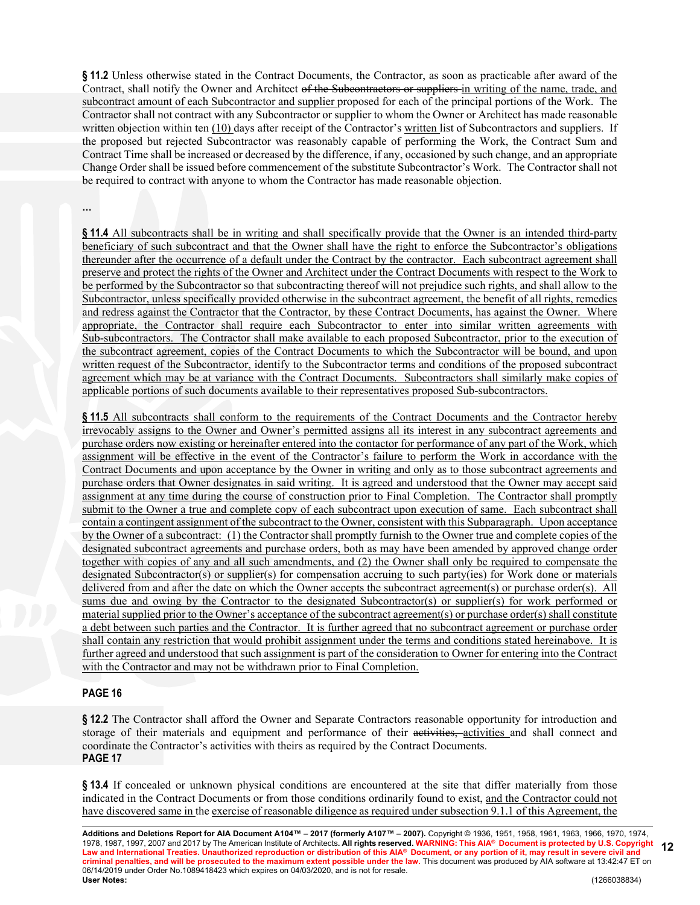**§ 11.2** Unless otherwise stated in the Contract Documents, the Contractor, as soon as practicable after award of the Contract, shall notify the Owner and Architect ~~of the Subcontractors or suppliers~~ in writing of the name, trade, and subcontract amount of each Subcontractor and supplier proposed for each of the principal portions of the Work. The Contractor shall not contract with any Subcontractor or supplier to whom the Owner or Architect has made reasonable written objection within ten (10) days after receipt of the Contractor's written list of Subcontractors and suppliers. If the proposed but rejected Subcontractor was reasonably capable of performing the Work, the Contract Sum and Contract Time shall be increased or decreased by the difference, if any, occasioned by such change, and an appropriate Change Order shall be issued before commencement of the substitute Subcontractor's Work. The Contractor shall not be required to contract with anyone to whom the Contractor has made reasonable objection.

…

**§ 11.4** All subcontracts shall be in writing and shall specifically provide that the Owner is an intended third-party beneficiary of such subcontract and that the Owner shall have the right to enforce the Subcontractor's obligations thereunder after the occurrence of a default under the Contract by the contractor. Each subcontract agreement shall preserve and protect the rights of the Owner and Architect under the Contract Documents with respect to the Work to be performed by the Subcontractor so that subcontracting thereof will not prejudice such rights, and shall allow to the Subcontractor, unless specifically provided otherwise in the subcontract agreement, the benefit of all rights, remedies and redress against the Contractor that the Contractor, by these Contract Documents, has against the Owner. Where appropriate, the Contractor shall require each Subcontractor to enter into similar written agreements with Sub-subcontractors. The Contractor shall make available to each proposed Subcontractor, prior to the execution of the subcontract agreement, copies of the Contract Documents to which the Subcontractor will be bound, and upon written request of the Subcontractor, identify to the Subcontractor terms and conditions of the proposed subcontract agreement which may be at variance with the Contract Documents. Subcontractors shall similarly make copies of applicable portions of such documents available to their representatives proposed Sub-subcontractors.

**§ 11.5** All subcontracts shall conform to the requirements of the Contract Documents and the Contractor hereby irrevocably assigns to the Owner and Owner's permitted assigns all its interest in any subcontract agreements and purchase orders now existing or hereinafter entered into the contactor for performance of any part of the Work, which assignment will be effective in the event of the Contractor's failure to perform the Work in accordance with the Contract Documents and upon acceptance by the Owner in writing and only as to those subcontract agreements and purchase orders that Owner designates in said writing. It is agreed and understood that the Owner may accept said assignment at any time during the course of construction prior to Final Completion. The Contractor shall promptly submit to the Owner a true and complete copy of each subcontract upon execution of same. Each subcontract shall contain a contingent assignment of the subcontract to the Owner, consistent with this Subparagraph. Upon acceptance by the Owner of a subcontract: (1) the Contractor shall promptly furnish to the Owner true and complete copies of the designated subcontract agreements and purchase orders, both as may have been amended by approved change order together with copies of any and all such amendments, and (2) the Owner shall only be required to compensate the designated Subcontractor(s) or supplier(s) for compensation accruing to such party(ies) for Work done or materials delivered from and after the date on which the Owner accepts the subcontract agreement(s) or purchase order(s). All sums due and owing by the Contractor to the designated Subcontractor(s) or supplier(s) for work performed or material supplied prior to the Owner's acceptance of the subcontract agreement(s) or purchase order(s) shall constitute a debt between such parties and the Contractor. It is further agreed that no subcontract agreement or purchase order shall contain any restriction that would prohibit assignment under the terms and conditions stated hereinabove. It is further agreed and understood that such assignment is part of the consideration to Owner for entering into the Contract with the Contractor and may not be withdrawn prior to Final Completion.

**PAGE 16**

**§ 12.2** The Contractor shall afford the Owner and Separate Contractors reasonable opportunity for introduction and storage of their materials and equipment and performance of their ~~activities,~~ activities and shall connect and coordinate the Contractor's activities with theirs as required by the Contract Documents.

**PAGE 17**

**§ 13.4** If concealed or unknown physical conditions are encountered at the site that differ materially from those indicated in the Contract Documents or from those conditions ordinarily found to exist, and the Contractor could not have discovered same in the exercise of reasonable diligence as required under subsection 9.1.1 of this Agreement, the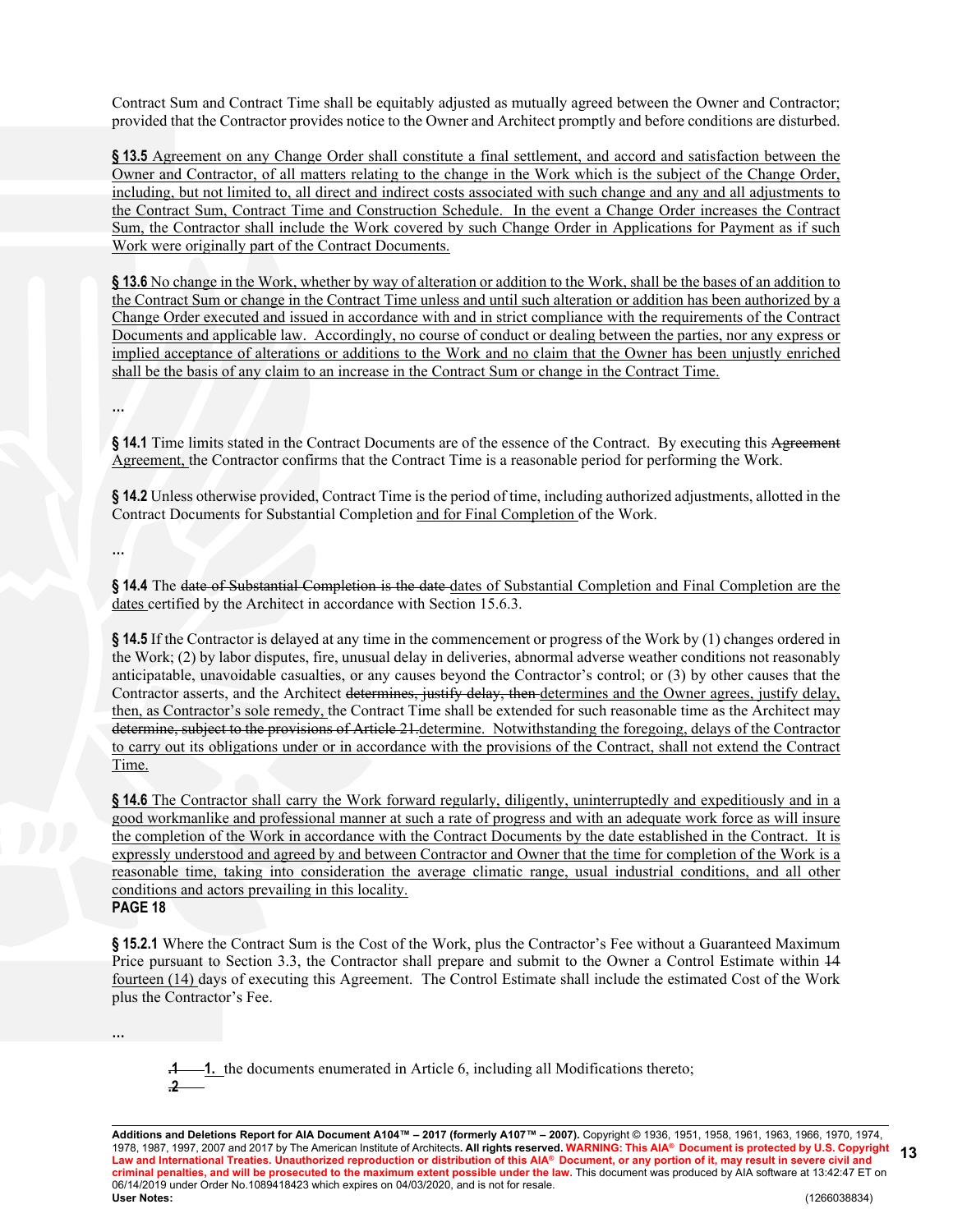Contract Sum and Contract Time shall be equitably adjusted as mutually agreed between the Owner and Contractor; provided that the Contractor provides notice to the Owner and Architect promptly and before conditions are disturbed.

**§ 13.5** Agreement on any Change Order shall constitute a final settlement, and accord and satisfaction between the Owner and Contractor, of all matters relating to the change in the Work which is the subject of the Change Order, including, but not limited to, all direct and indirect costs associated with such change and any and all adjustments to the Contract Sum, Contract Time and Construction Schedule. In the event a Change Order increases the Contract Sum, the Contractor shall include the Work covered by such Change Order in Applications for Payment as if such Work were originally part of the Contract Documents.

**§ 13.6** No change in the Work, whether by way of alteration or addition to the Work, shall be the bases of an addition to the Contract Sum or change in the Contract Time unless and until such alteration or addition has been authorized by a Change Order executed and issued in accordance with and in strict compliance with the requirements of the Contract Documents and applicable law. Accordingly, no course of conduct or dealing between the parties, nor any express or implied acceptance of alterations or additions to the Work and no claim that the Owner has been unjustly enriched shall be the basis of any claim to an increase in the Contract Sum or change in the Contract Time.

...

**§ 14.1** Time limits stated in the Contract Documents are of the essence of the Contract. By executing this ~~Agreement~~ Agreement, the Contractor confirms that the Contract Time is a reasonable period for performing the Work.

**§ 14.2** Unless otherwise provided, Contract Time is the period of time, including authorized adjustments, allotted in the Contract Documents for Substantial Completion and for Final Completion of the Work.

...

**§ 14.4** The ~~date of Substantial Completion is the date~~ dates of Substantial Completion and Final Completion are the dates certified by the Architect in accordance with Section 15.6.3.

**§ 14.5** If the Contractor is delayed at any time in the commencement or progress of the Work by (1) changes ordered in the Work; (2) by labor disputes, fire, unusual delay in deliveries, abnormal adverse weather conditions not reasonably anticipatable, unavoidable casualties, or any causes beyond the Contractor's control; or (3) by other causes that the Contractor asserts, and the Architect ~~determines, justify delay, then~~ determines and the Owner agrees, justify delay, then, as Contractor's sole remedy, the Contract Time shall be extended for such reasonable time as the Architect may ~~determine, subject to the provisions of Article 21.~~ determine. Notwithstanding the foregoing, delays of the Contractor to carry out its obligations under or in accordance with the provisions of the Contract, shall not extend the Contract Time.

**§ 14.6** The Contractor shall carry the Work forward regularly, diligently, uninterruptedly and expeditiously and in a good workmanlike and professional manner at such a rate of progress and with an adequate work force as will insure the completion of the Work in accordance with the Contract Documents by the date established in the Contract. It is expressly understood and agreed by and between Contractor and Owner that the time for completion of the Work is a reasonable time, taking into consideration the average climatic range, usual industrial conditions, and all other conditions and actors prevailing in this locality.

**PAGE 18**

**§ 15.2.1** Where the Contract Sum is the Cost of the Work, plus the Contractor's Fee without a Guaranteed Maximum Price pursuant to Section 3.3, the Contractor shall prepare and submit to the Owner a Control Estimate within ~~14~~ fourteen (14) days of executing this Agreement. The Control Estimate shall include the estimated Cost of the Work plus the Contractor's Fee.

...

~~.1~~ 1. the documents enumerated in Article 6, including all Modifications thereto;

~~.2~~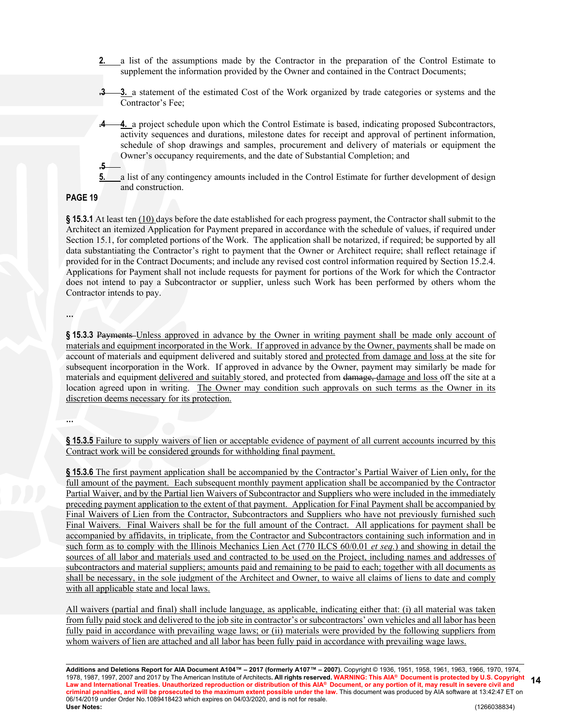**2.** a list of the assumptions made by the Contractor in the preparation of the Control Estimate to supplement the information provided by the Owner and contained in the Contract Documents;

~~.3~~ **3.** a statement of the estimated Cost of the Work organized by trade categories or systems and the Contractor's Fee;

~~.4~~ **4.** a project schedule upon which the Control Estimate is based, indicating proposed Subcontractors, activity sequences and durations, milestone dates for receipt and approval of pertinent information, schedule of shop drawings and samples, procurement and delivery of materials or equipment the Owner's occupancy requirements, and the date of Substantial Completion; and

~~.5~~

**5.** a list of any contingency amounts included in the Control Estimate for further development of design and construction.

**PAGE 19**

**§ 15.3.1** At least ten (10) days before the date established for each progress payment, the Contractor shall submit to the Architect an itemized Application for Payment prepared in accordance with the schedule of values, if required under Section 15.1, for completed portions of the Work. The application shall be notarized, if required; be supported by all data substantiating the Contractor's right to payment that the Owner or Architect require; shall reflect retainage if provided for in the Contract Documents; and include any revised cost control information required by Section 15.2.4. Applications for Payment shall not include requests for payment for portions of the Work for which the Contractor does not intend to pay a Subcontractor or supplier, unless such Work has been performed by others whom the Contractor intends to pay.

...

**§ 15.3.3** ~~Payments~~ Unless approved in advance by the Owner in writing payment shall be made only account of materials and equipment incorporated in the Work. If approved in advance by the Owner, payments shall be made on account of materials and equipment delivered and suitably stored and protected from damage and loss at the site for subsequent incorporation in the Work. If approved in advance by the Owner, payment may similarly be made for materials and equipment delivered and suitably stored, and protected from ~~damage,~~ damage and loss off the site at a location agreed upon in writing. The Owner may condition such approvals on such terms as the Owner in its discretion deems necessary for its protection.

...

**§ 15.3.5** Failure to supply waivers of lien or acceptable evidence of payment of all current accounts incurred by this Contract work will be considered grounds for withholding final payment.

**§ 15.3.6** The first payment application shall be accompanied by the Contractor's Partial Waiver of Lien only, for the full amount of the payment. Each subsequent monthly payment application shall be accompanied by the Contractor Partial Waiver, and by the Partial lien Waivers of Subcontractor and Suppliers who were included in the immediately preceding payment application to the extent of that payment. Application for Final Payment shall be accompanied by Final Waivers of Lien from the Contractor, Subcontractors and Suppliers who have not previously furnished such Final Waivers. Final Waivers shall be for the full amount of the Contract. All applications for payment shall be accompanied by affidavits, in triplicate, from the Contractor and Subcontractors containing such information and in such form as to comply with the Illinois Mechanics Lien Act (770 ILCS 60/0.01 *et seq.*) and showing in detail the sources of all labor and materials used and contracted to be used on the Project, including names and addresses of subcontractors and material suppliers; amounts paid and remaining to be paid to each; together with all documents as shall be necessary, in the sole judgment of the Architect and Owner, to waive all claims of liens to date and comply with all applicable state and local laws.

All waivers (partial and final) shall include language, as applicable, indicating either that: (i) all material was taken from fully paid stock and delivered to the job site in contractor's or subcontractors' own vehicles and all labor has been fully paid in accordance with prevailing wage laws; or (ii) materials were provided by the following suppliers from whom waivers of lien are attached and all labor has been fully paid in accordance with prevailing wage laws.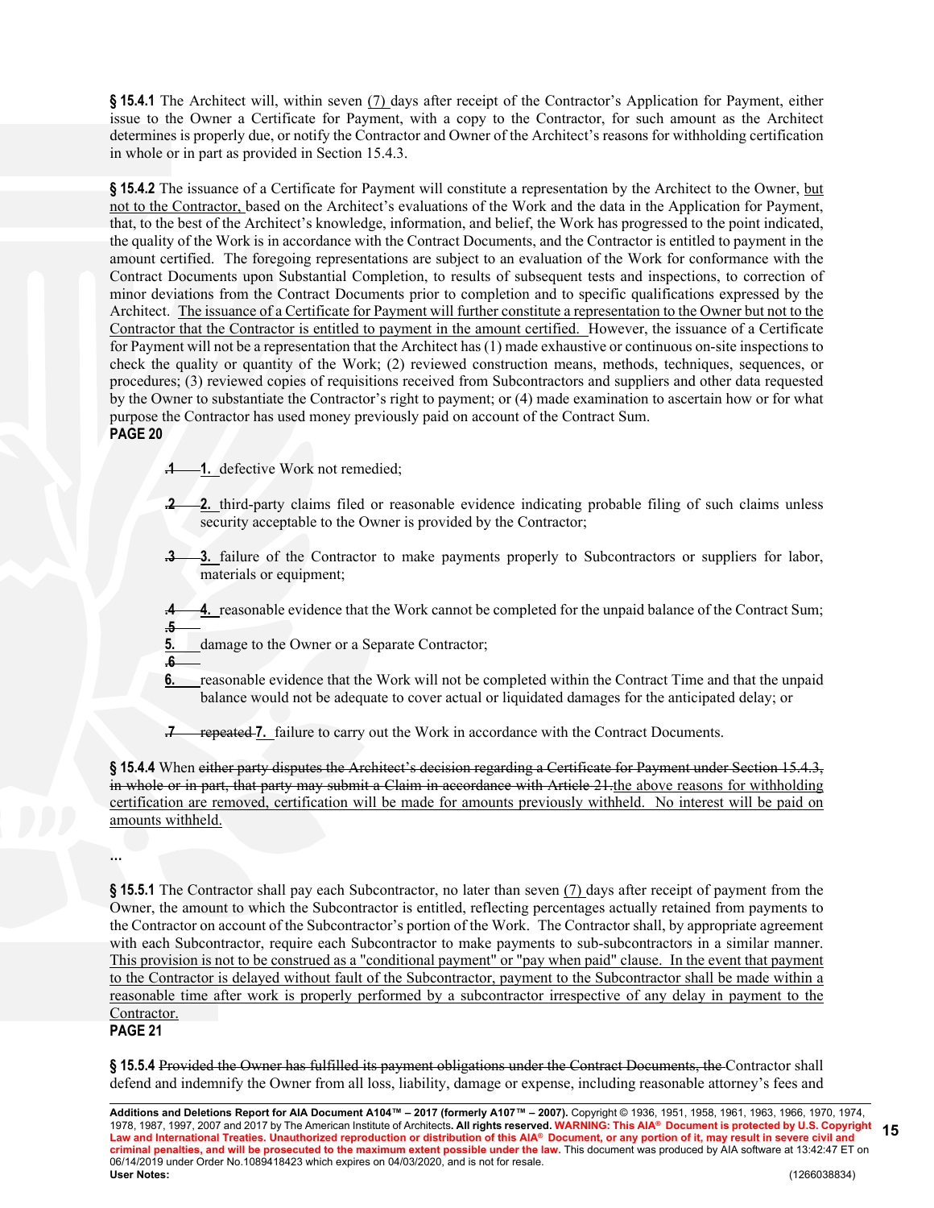**§ 15.4.1** The Architect will, within seven (7) days after receipt of the Contractor's Application for Payment, either issue to the Owner a Certificate for Payment, with a copy to the Contractor, for such amount as the Architect determines is properly due, or notify the Contractor and Owner of the Architect's reasons for withholding certification in whole or in part as provided in Section 15.4.3.

**§ 15.4.2** The issuance of a Certificate for Payment will constitute a representation by the Architect to the Owner, but not to the Contractor, based on the Architect's evaluations of the Work and the data in the Application for Payment, that, to the best of the Architect's knowledge, information, and belief, the Work has progressed to the point indicated, the quality of the Work is in accordance with the Contract Documents, and the Contractor is entitled to payment in the amount certified. The foregoing representations are subject to an evaluation of the Work for conformance with the Contract Documents upon Substantial Completion, to results of subsequent tests and inspections, to correction of minor deviations from the Contract Documents prior to completion and to specific qualifications expressed by the Architect. The issuance of a Certificate for Payment will further constitute a representation to the Owner but not to the Contractor that the Contractor is entitled to payment in the amount certified. However, the issuance of a Certificate for Payment will not be a representation that the Architect has (1) made exhaustive or continuous on-site inspections to check the quality or quantity of the Work; (2) reviewed construction means, methods, techniques, sequences, or procedures; (3) reviewed copies of requisitions received from Subcontractors and suppliers and other data requested by the Owner to substantiate the Contractor's right to payment; or (4) made examination to ascertain how or for what purpose the Contractor has used money previously paid on account of the Contract Sum.

**PAGE 20**

~~.1~~ **1.** defective Work not remedied;

~~.2~~ **2.** third-party claims filed or reasonable evidence indicating probable filing of such claims unless security acceptable to the Owner is provided by the Contractor;

~~.3~~ **3.** failure of the Contractor to make payments properly to Subcontractors or suppliers for labor, materials or equipment;

~~.4~~ **4.** reasonable evidence that the Work cannot be completed for the unpaid balance of the Contract Sum;

~~.5~~ **5.** damage to the Owner or a Separate Contractor;

~~.6~~ **6.** reasonable evidence that the Work will not be completed within the Contract Time and that the unpaid balance would not be adequate to cover actual or liquidated damages for the anticipated delay; or

~~.7 repeated~~ **7.** failure to carry out the Work in accordance with the Contract Documents.

**§ 15.4.4** When ~~either party disputes the Architect's decision regarding a Certificate for Payment under Section 15.4.3, in whole or in part, that party may submit a Claim in accordance with Article 21.~~ the above reasons for withholding certification are removed, certification will be made for amounts previously withheld. No interest will be paid on amounts withheld.

…

**§ 15.5.1** The Contractor shall pay each Subcontractor, no later than seven (7) days after receipt of payment from the Owner, the amount to which the Subcontractor is entitled, reflecting percentages actually retained from payments to the Contractor on account of the Subcontractor's portion of the Work. The Contractor shall, by appropriate agreement with each Subcontractor, require each Subcontractor to make payments to sub-subcontractors in a similar manner. This provision is not to be construed as a "conditional payment" or "pay when paid" clause. In the event that payment to the Contractor is delayed without fault of the Subcontractor, payment to the Subcontractor shall be made within a reasonable time after work is properly performed by a subcontractor irrespective of any delay in payment to the Contractor.

**PAGE 21**

**§ 15.5.4** ~~Provided the Owner has fulfilled its payment obligations under the Contract Documents, the~~ Contractor shall defend and indemnify the Owner from all loss, liability, damage or expense, including reasonable attorney's fees and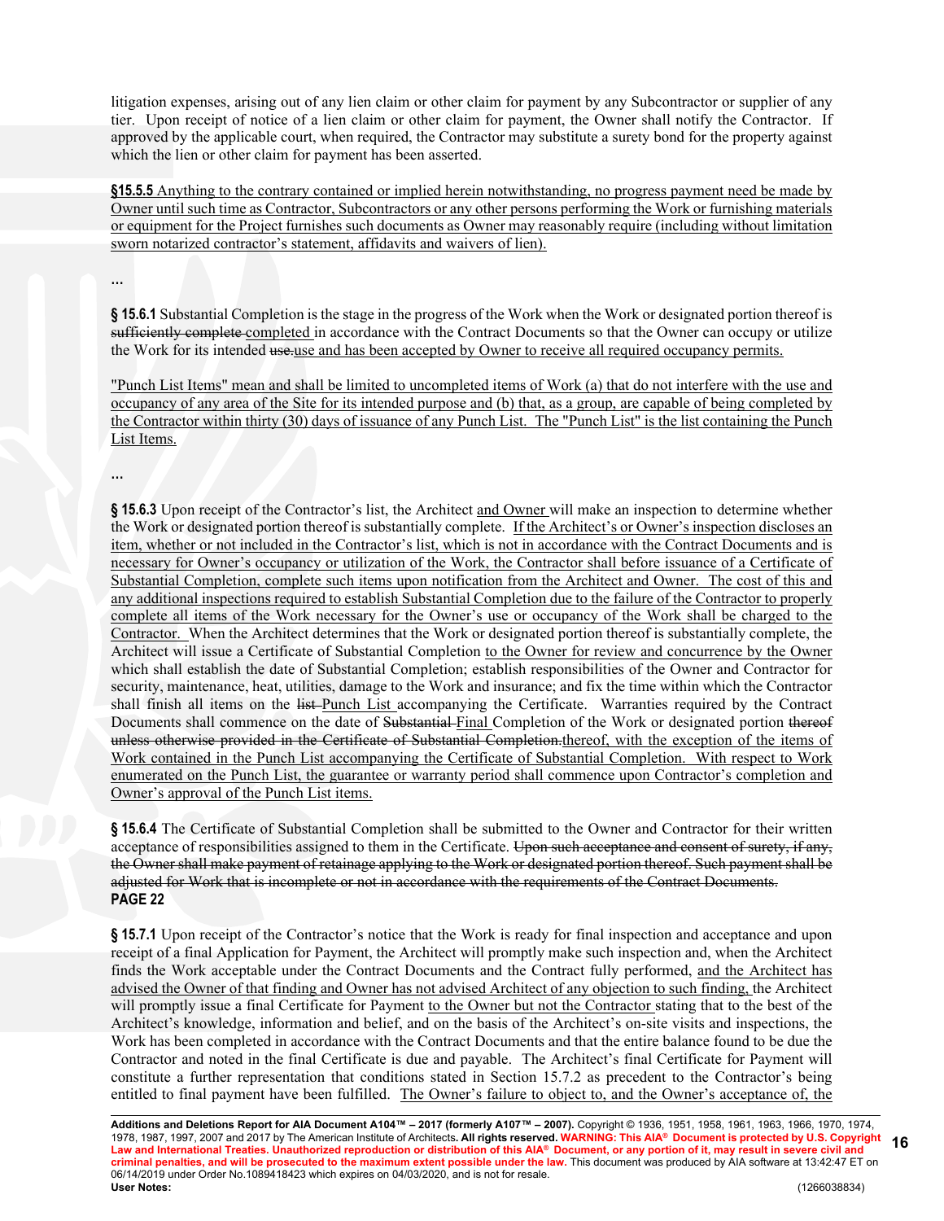litigation expenses, arising out of any lien claim or other claim for payment by any Subcontractor or supplier of any tier. Upon receipt of notice of a lien claim or other claim for payment, the Owner shall notify the Contractor. If approved by the applicable court, when required, the Contractor may substitute a surety bond for the property against which the lien or other claim for payment has been asserted.

**§15.5.5** Anything to the contrary contained or implied herein notwithstanding, no progress payment need be made by Owner until such time as Contractor, Subcontractors or any other persons performing the Work or furnishing materials or equipment for the Project furnishes such documents as Owner may reasonably require (including without limitation sworn notarized contractor's statement, affidavits and waivers of lien).

...

**§ 15.6.1** Substantial Completion is the stage in the progress of the Work when the Work or designated portion thereof is ~~sufficiently complete~~ completed in accordance with the Contract Documents so that the Owner can occupy or utilize the Work for its intended ~~use.~~use and has been accepted by Owner to receive all required occupancy permits.

"Punch List Items" mean and shall be limited to uncompleted items of Work (a) that do not interfere with the use and occupancy of any area of the Site for its intended purpose and (b) that, as a group, are capable of being completed by the Contractor within thirty (30) days of issuance of any Punch List. The "Punch List" is the list containing the Punch List Items.

...

**§ 15.6.3** Upon receipt of the Contractor's list, the Architect and Owner will make an inspection to determine whether the Work or designated portion thereof is substantially complete. If the Architect's or Owner's inspection discloses an item, whether or not included in the Contractor's list, which is not in accordance with the Contract Documents and is necessary for Owner's occupancy or utilization of the Work, the Contractor shall before issuance of a Certificate of Substantial Completion, complete such items upon notification from the Architect and Owner. The cost of this and any additional inspections required to establish Substantial Completion due to the failure of the Contractor to properly complete all items of the Work necessary for the Owner's use or occupancy of the Work shall be charged to the Contractor. When the Architect determines that the Work or designated portion thereof is substantially complete, the Architect will issue a Certificate of Substantial Completion to the Owner for review and concurrence by the Owner which shall establish the date of Substantial Completion; establish responsibilities of the Owner and Contractor for security, maintenance, heat, utilities, damage to the Work and insurance; and fix the time within which the Contractor shall finish all items on the ~~list~~ Punch List accompanying the Certificate. Warranties required by the Contract Documents shall commence on the date of ~~Substantial~~ Final Completion of the Work or designated portion ~~thereof unless otherwise provided in the Certificate of Substantial Completion.~~thereof, with the exception of the items of Work contained in the Punch List accompanying the Certificate of Substantial Completion. With respect to Work enumerated on the Punch List, the guarantee or warranty period shall commence upon Contractor's completion and Owner's approval of the Punch List items.

**§ 15.6.4** The Certificate of Substantial Completion shall be submitted to the Owner and Contractor for their written acceptance of responsibilities assigned to them in the Certificate. ~~Upon such acceptance and consent of surety, if any, the Owner shall make payment of retainage applying to the Work or designated portion thereof. Such payment shall be adjusted for Work that is incomplete or not in accordance with the requirements of the Contract Documents.~~

**PAGE 22**

**§ 15.7.1** Upon receipt of the Contractor's notice that the Work is ready for final inspection and acceptance and upon receipt of a final Application for Payment, the Architect will promptly make such inspection and, when the Architect finds the Work acceptable under the Contract Documents and the Contract fully performed, and the Architect has advised the Owner of that finding and Owner has not advised Architect of any objection to such finding, the Architect will promptly issue a final Certificate for Payment to the Owner but not the Contractor stating that to the best of the Architect's knowledge, information and belief, and on the basis of the Architect's on-site visits and inspections, the Work has been completed in accordance with the Contract Documents and that the entire balance found to be due the Contractor and noted in the final Certificate is due and payable. The Architect's final Certificate for Payment will constitute a further representation that conditions stated in Section 15.7.2 as precedent to the Contractor's being entitled to final payment have been fulfilled. The Owner's failure to object to, and the Owner's acceptance of, the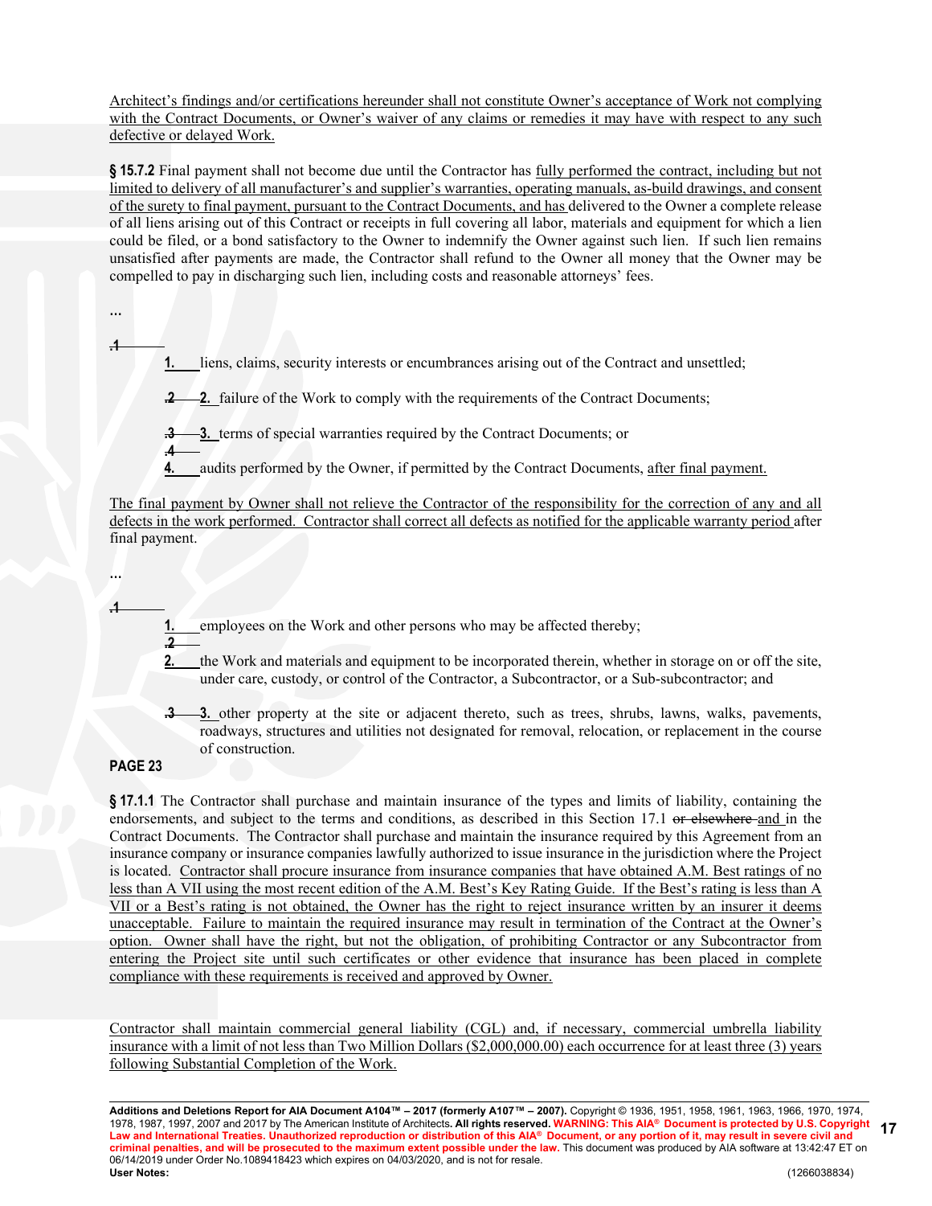Architect's findings and/or certifications hereunder shall not constitute Owner's acceptance of Work not complying with the Contract Documents, or Owner's waiver of any claims or remedies it may have with respect to any such defective or delayed Work.

**§ 15.7.2** Final payment shall not become due until the Contractor has fully performed the contract, including but not limited to delivery of all manufacturer's and supplier's warranties, operating manuals, as-build drawings, and consent of the surety to final payment, pursuant to the Contract Documents, and has delivered to the Owner a complete release of all liens arising out of this Contract or receipts in full covering all labor, materials and equipment for which a lien could be filed, or a bond satisfactory to the Owner to indemnify the Owner against such lien. If such lien remains unsatisfied after payments are made, the Contractor shall refund to the Owner all money that the Owner may be compelled to pay in discharging such lien, including costs and reasonable attorneys' fees.

...

~~.1~~

**1.** liens, claims, security interests or encumbrances arising out of the Contract and unsettled;

~~.2~~ **2.** failure of the Work to comply with the requirements of the Contract Documents;

~~.3~~ **3.** terms of special warranties required by the Contract Documents; or

~~.4~~

**4.** audits performed by the Owner, if permitted by the Contract Documents, after final payment.

The final payment by Owner shall not relieve the Contractor of the responsibility for the correction of any and all defects in the work performed. Contractor shall correct all defects as notified for the applicable warranty period after final payment.

...

~~.1~~

**1.** employees on the Work and other persons who may be affected thereby;

~~.2~~

**2.** the Work and materials and equipment to be incorporated therein, whether in storage on or off the site, under care, custody, or control of the Contractor, a Subcontractor, or a Sub-subcontractor; and

~~.3~~ **3.** other property at the site or adjacent thereto, such as trees, shrubs, lawns, walks, pavements, roadways, structures and utilities not designated for removal, relocation, or replacement in the course of construction.

**PAGE 23**

**§ 17.1.1** The Contractor shall purchase and maintain insurance of the types and limits of liability, containing the endorsements, and subject to the terms and conditions, as described in this Section 17.1 ~~or elsewhere~~ and in the Contract Documents. The Contractor shall purchase and maintain the insurance required by this Agreement from an insurance company or insurance companies lawfully authorized to issue insurance in the jurisdiction where the Project is located. Contractor shall procure insurance from insurance companies that have obtained A.M. Best ratings of no less than A VII using the most recent edition of the A.M. Best's Key Rating Guide. If the Best's rating is less than A VII or a Best's rating is not obtained, the Owner has the right to reject insurance written by an insurer it deems unacceptable. Failure to maintain the required insurance may result in termination of the Contract at the Owner's option. Owner shall have the right, but not the obligation, of prohibiting Contractor or any Subcontractor from entering the Project site until such certificates or other evidence that insurance has been placed in complete compliance with these requirements is received and approved by Owner.

Contractor shall maintain commercial general liability (CGL) and, if necessary, commercial umbrella liability insurance with a limit of not less than Two Million Dollars ($2,000,000.00) each occurrence for at least three (3) years following Substantial Completion of the Work.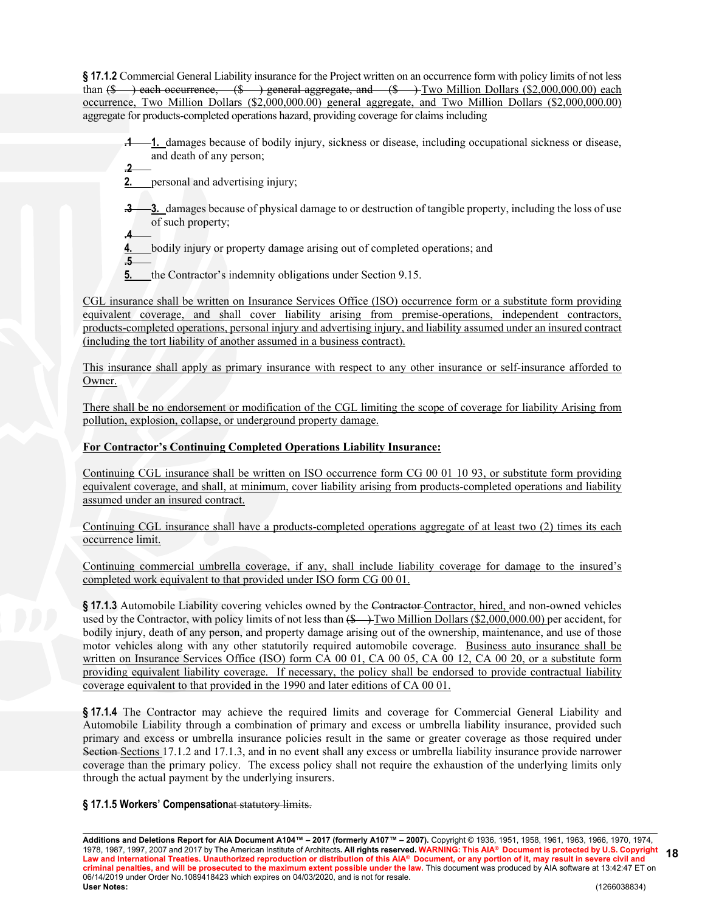**§ 17.1.2** Commercial General Liability insurance for the Project written on an occurrence form with policy limits of not less than ($ ) each occurrence, ($ ) general aggregate, and ($ ) Two Million Dollars ($2,000,000.00) each occurrence, Two Million Dollars ($2,000,000.00) general aggregate, and Two Million Dollars ($2,000,000.00) aggregate for products-completed operations hazard, providing coverage for claims including

.1 1. damages because of bodily injury, sickness or disease, including occupational sickness or disease, and death of any person;

.2
2. personal and advertising injury;

.3 3. damages because of physical damage to or destruction of tangible property, including the loss of use of such property;

.4
4. bodily injury or property damage arising out of completed operations; and

.5
5. the Contractor's indemnity obligations under Section 9.15.

CGL insurance shall be written on Insurance Services Office (ISO) occurrence form or a substitute form providing equivalent coverage, and shall cover liability arising from premise-operations, independent contractors, products-completed operations, personal injury and advertising injury, and liability assumed under an insured contract (including the tort liability of another assumed in a business contract).

This insurance shall apply as primary insurance with respect to any other insurance or self-insurance afforded to Owner.

There shall be no endorsement or modification of the CGL limiting the scope of coverage for liability Arising from pollution, explosion, collapse, or underground property damage.

**For Contractor's Continuing Completed Operations Liability Insurance:**

Continuing CGL insurance shall be written on ISO occurrence form CG 00 01 10 93, or substitute form providing equivalent coverage, and shall, at minimum, cover liability arising from products-completed operations and liability assumed under an insured contract.

Continuing CGL insurance shall have a products-completed operations aggregate of at least two (2) times its each occurrence limit.

Continuing commercial umbrella coverage, if any, shall include liability coverage for damage to the insured's completed work equivalent to that provided under ISO form CG 00 01.

**§ 17.1.3** Automobile Liability covering vehicles owned by the Contractor Contractor, hired, and non-owned vehicles used by the Contractor, with policy limits of not less than ($ ) Two Million Dollars ($2,000,000.00) per accident, for bodily injury, death of any person, and property damage arising out of the ownership, maintenance, and use of those motor vehicles along with any other statutorily required automobile coverage. Business auto insurance shall be written on Insurance Services Office (ISO) form CA 00 01, CA 00 05, CA 00 12, CA 00 20, or a substitute form providing equivalent liability coverage. If necessary, the policy shall be endorsed to provide contractual liability coverage equivalent to that provided in the 1990 and later editions of CA 00 01.

**§ 17.1.4** The Contractor may achieve the required limits and coverage for Commercial General Liability and Automobile Liability through a combination of primary and excess or umbrella liability insurance, provided such primary and excess or umbrella insurance policies result in the same or greater coverage as those required under Section Sections 17.1.2 and 17.1.3, and in no event shall any excess or umbrella liability insurance provide narrower coverage than the primary policy. The excess policy shall not require the exhaustion of the underlying limits only through the actual payment by the underlying insurers.

**§ 17.1.5 Workers' Compensation**at statutory limits.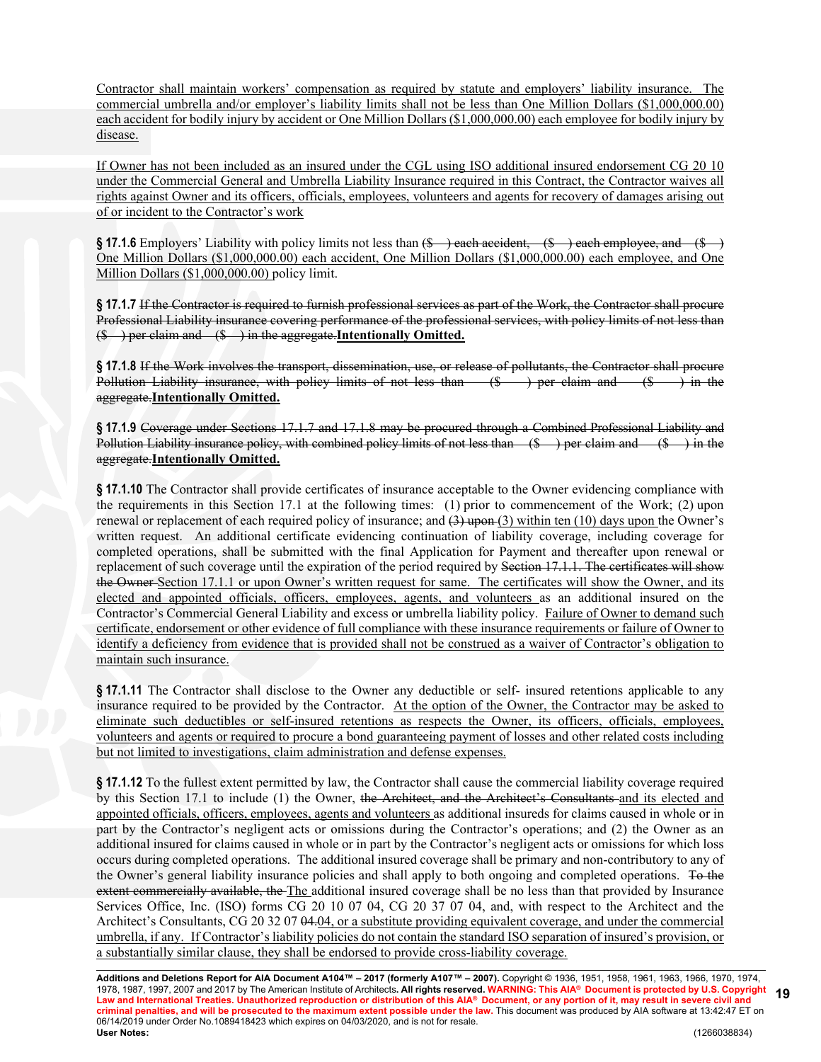Contractor shall maintain workers' compensation as required by statute and employers' liability insurance. The commercial umbrella and/or employer's liability limits shall not be less than One Million Dollars ($1,000,000.00) each accident for bodily injury by accident or One Million Dollars ($1,000,000.00) each employee for bodily injury by disease.

If Owner has not been included as an insured under the CGL using ISO additional insured endorsement CG 20 10 under the Commercial General and Umbrella Liability Insurance required in this Contract, the Contractor waives all rights against Owner and its officers, officials, employees, volunteers and agents for recovery of damages arising out of or incident to the Contractor's work

**§ 17.1.6** Employers' Liability with policy limits not less than ~~($ ) each accident, ($ ) each employee, and ($ )~~ One Million Dollars ($1,000,000.00) each accident, One Million Dollars ($1,000,000.00) each employee, and One Million Dollars ($1,000,000.00) policy limit.

**§ 17.1.7** ~~If the Contractor is required to furnish professional services as part of the Work, the Contractor shall procure Professional Liability insurance covering performance of the professional services, with policy limits of not less than ($ ) per claim and ($ ) in the aggregate.~~**Intentionally Omitted.**

**§ 17.1.8** ~~If the Work involves the transport, dissemination, use, or release of pollutants, the Contractor shall procure Pollution Liability insurance, with policy limits of not less than ($ ) per claim and ($ ) in the aggregate.~~**Intentionally Omitted.**

**§ 17.1.9** ~~Coverage under Sections 17.1.7 and 17.1.8 may be procured through a Combined Professional Liability and Pollution Liability insurance policy, with combined policy limits of not less than ($ ) per claim and ($ ) in the aggregate.~~**Intentionally Omitted.**

**§ 17.1.10** The Contractor shall provide certificates of insurance acceptable to the Owner evidencing compliance with the requirements in this Section 17.1 at the following times: (1) prior to commencement of the Work; (2) upon renewal or replacement of each required policy of insurance; and ~~(3) upon~~ (3) within ten (10) days upon the Owner's written request. An additional certificate evidencing continuation of liability coverage, including coverage for completed operations, shall be submitted with the final Application for Payment and thereafter upon renewal or replacement of such coverage until the expiration of the period required by ~~Section 17.1.1. The certificates will show the Owner~~ Section 17.1.1 or upon Owner's written request for same. The certificates will show the Owner, and its elected and appointed officials, officers, employees, agents, and volunteers as an additional insured on the Contractor's Commercial General Liability and excess or umbrella liability policy. Failure of Owner to demand such certificate, endorsement or other evidence of full compliance with these insurance requirements or failure of Owner to identify a deficiency from evidence that is provided shall not be construed as a waiver of Contractor's obligation to maintain such insurance.

**§ 17.1.11** The Contractor shall disclose to the Owner any deductible or self- insured retentions applicable to any insurance required to be provided by the Contractor. At the option of the Owner, the Contractor may be asked to eliminate such deductibles or self-insured retentions as respects the Owner, its officers, officials, employees, volunteers and agents or required to procure a bond guaranteeing payment of losses and other related costs including but not limited to investigations, claim administration and defense expenses.

**§ 17.1.12** To the fullest extent permitted by law, the Contractor shall cause the commercial liability coverage required by this Section 17.1 to include (1) the Owner, ~~the Architect, and the Architect's Consultants~~ and its elected and appointed officials, officers, employees, agents and volunteers as additional insureds for claims caused in whole or in part by the Contractor's negligent acts or omissions during the Contractor's operations; and (2) the Owner as an additional insured for claims caused in whole or in part by the Contractor's negligent acts or omissions for which loss occurs during completed operations. The additional insured coverage shall be primary and non-contributory to any of the Owner's general liability insurance policies and shall apply to both ongoing and completed operations. ~~To the extent commercially available, the~~ The additional insured coverage shall be no less than that provided by Insurance Services Office, Inc. (ISO) forms CG 20 10 07 04, CG 20 37 07 04, and, with respect to the Architect and the Architect's Consultants, CG 20 32 07 ~~04.~~04, or a substitute providing equivalent coverage, and under the commercial umbrella, if any. If Contractor's liability policies do not contain the standard ISO separation of insured's provision, or a substantially similar clause, they shall be endorsed to provide cross-liability coverage.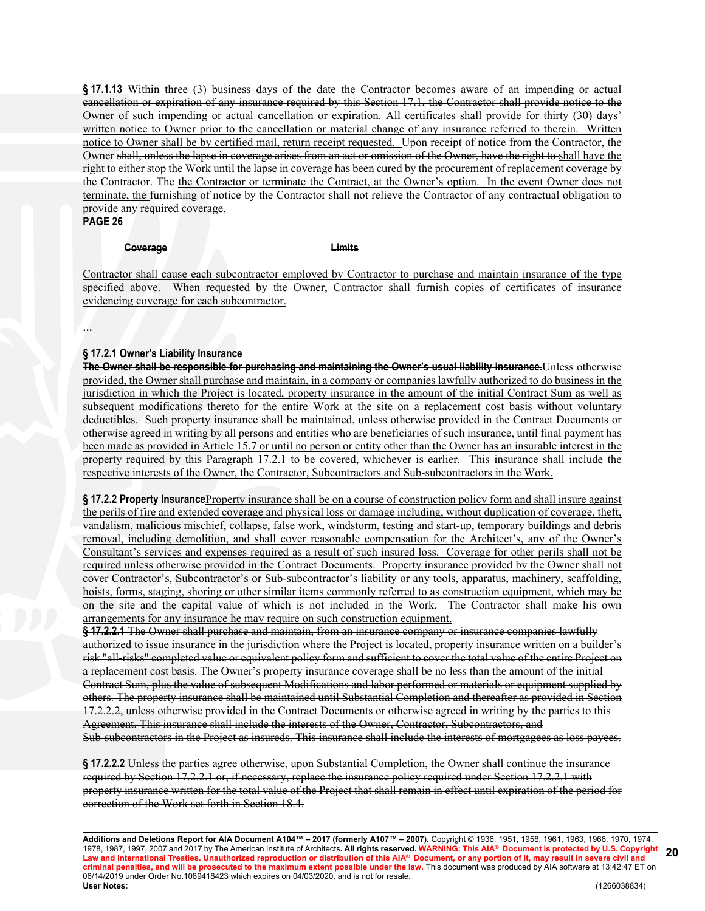**§ 17.1.13** ~~Within three (3) business days of the date the Contractor becomes aware of an impending or actual cancellation or expiration of any insurance required by this Section 17.1, the Contractor shall provide notice to the Owner of such impending or actual cancellation or expiration.~~ <u>All certificates shall provide for thirty (30) days' written notice to Owner prior to the cancellation or material change of any insurance referred to therein. Written notice to Owner shall be by certified mail, return receipt requested.</u> Upon receipt of notice from the Contractor, the Owner ~~shall, unless the lapse in coverage arises from an act or omission of the Owner, have the right to~~ <u>shall have the right to either</u> stop the Work until the lapse in coverage has been cured by the procurement of replacement coverage by ~~the Contractor. The~~ <u>the Contractor or terminate the Contract, at the Owner's option. In the event Owner does not terminate, the</u> furnishing of notice by the Contractor shall not relieve the Contractor of any contractual obligation to provide any required coverage.

**PAGE 26**

| ~~**Coverage**~~ | ~~**Limits**~~ |
| --- | --- |

<u>Contractor shall cause each subcontractor employed by Contractor to purchase and maintain insurance of the type specified above. When requested by the Owner, Contractor shall furnish copies of certificates of insurance evidencing coverage for each subcontractor.</u>

...

**§ 17.2.1** ~~**Owner's Liability Insurance**~~

~~**The Owner shall be responsible for purchasing and maintaining the Owner's usual liability insurance.**~~<u>Unless otherwise provided, the Owner shall purchase and maintain, in a company or companies lawfully authorized to do business in the jurisdiction in which the Project is located, property insurance in the amount of the initial Contract Sum as well as subsequent modifications thereto for the entire Work at the site on a replacement cost basis without voluntary deductibles. Such property insurance shall be maintained, unless otherwise provided in the Contract Documents or otherwise agreed in writing by all persons and entities who are beneficiaries of such insurance, until final payment has been made as provided in Article 15.7 or until no person or entity other than the Owner has an insurable interest in the property required by this Paragraph 17.2.1 to be covered, whichever is earlier. This insurance shall include the respective interests of the Owner, the Contractor, Subcontractors and Sub-subcontractors in the Work.</u>

**§ 17.2.2** ~~**Property Insurance**~~<u>Property insurance shall be on a course of construction policy form and shall insure against the perils of fire and extended coverage and physical loss or damage including, without duplication of coverage, theft, vandalism, malicious mischief, collapse, false work, windstorm, testing and start-up, temporary buildings and debris removal, including demolition, and shall cover reasonable compensation for the Architect's, any of the Owner's Consultant's services and expenses required as a result of such insured loss. Coverage for other perils shall not be required unless otherwise provided in the Contract Documents. Property insurance provided by the Owner shall not cover Contractor's, Subcontractor's or Sub-subcontractor's liability or any tools, apparatus, machinery, scaffolding, hoists, forms, staging, shoring or other similar items commonly referred to as construction equipment, which may be on the site and the capital value of which is not included in the Work. The Contractor shall make his own arrangements for any insurance he may require on such construction equipment.</u>

~~**§ 17.2.2.1** The Owner shall purchase and maintain, from an insurance company or insurance companies lawfully authorized to issue insurance in the jurisdiction where the Project is located, property insurance written on a builder's risk "all-risks" completed value or equivalent policy form and sufficient to cover the total value of the entire Project on a replacement cost basis. The Owner's property insurance coverage shall be no less than the amount of the initial Contract Sum, plus the value of subsequent Modifications and labor performed or materials or equipment supplied by others. The property insurance shall be maintained until Substantial Completion and thereafter as provided in Section 17.2.2.2, unless otherwise provided in the Contract Documents or otherwise agreed in writing by the parties to this Agreement. This insurance shall include the interests of the Owner, Contractor, Subcontractors, and Sub-subcontractors in the Project as insureds. This insurance shall include the interests of mortgagees as loss payees.~~

~~**§ 17.2.2.2** Unless the parties agree otherwise, upon Substantial Completion, the Owner shall continue the insurance required by Section 17.2.2.1 or, if necessary, replace the insurance policy required under Section 17.2.2.1 with property insurance written for the total value of the Project that shall remain in effect until expiration of the period for correction of the Work set forth in Section 18.4.~~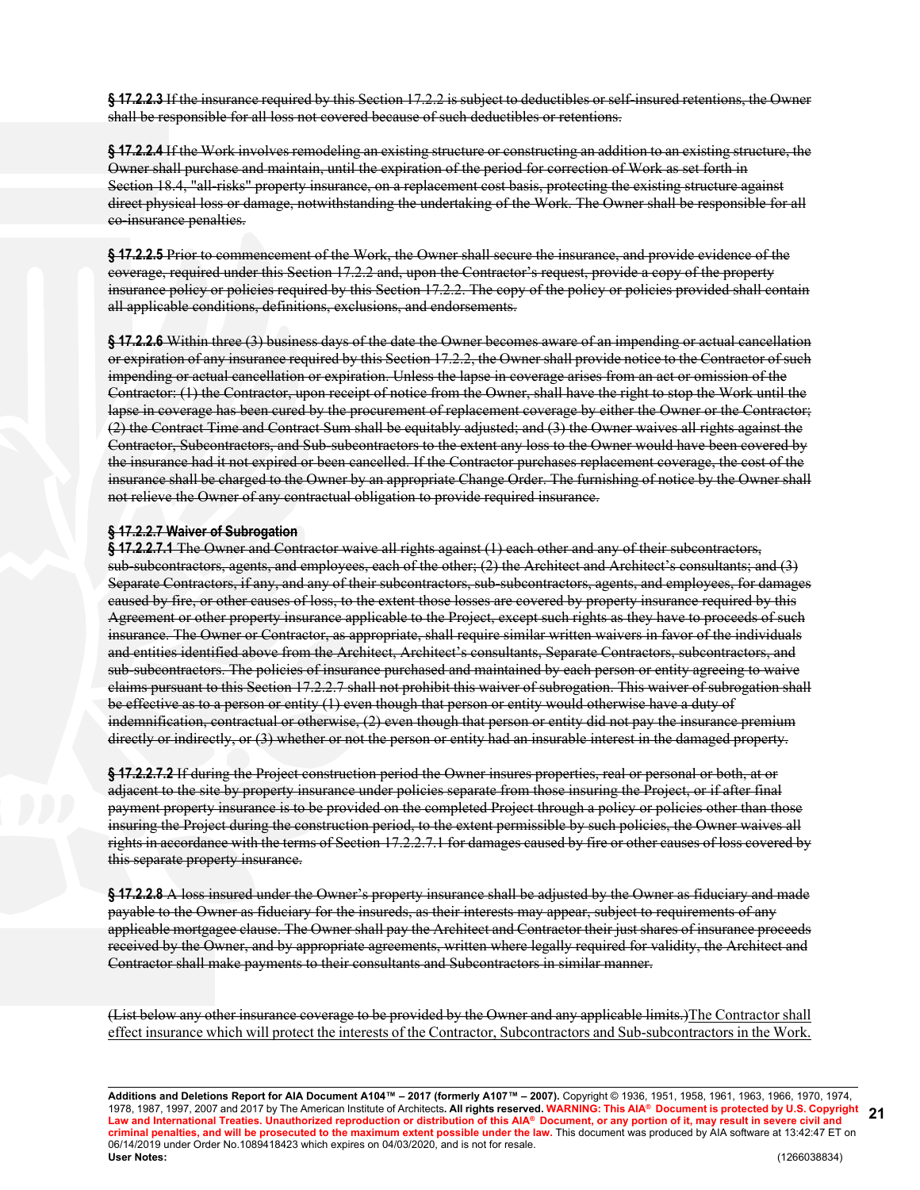~~**§ 17.2.2.3** If the insurance required by this Section 17.2.2 is subject to deductibles or self-insured retentions, the Owner shall be responsible for all loss not covered because of such deductibles or retentions.~~

~~**§ 17.2.2.4** If the Work involves remodeling an existing structure or constructing an addition to an existing structure, the Owner shall purchase and maintain, until the expiration of the period for correction of Work as set forth in Section 18.4, "all-risks" property insurance, on a replacement cost basis, protecting the existing structure against direct physical loss or damage, notwithstanding the undertaking of the Work. The Owner shall be responsible for all co-insurance penalties.~~

~~**§ 17.2.2.5** Prior to commencement of the Work, the Owner shall secure the insurance, and provide evidence of the coverage, required under this Section 17.2.2 and, upon the Contractor's request, provide a copy of the property insurance policy or policies required by this Section 17.2.2. The copy of the policy or policies provided shall contain all applicable conditions, definitions, exclusions, and endorsements.~~

~~**§ 17.2.2.6** Within three (3) business days of the date the Owner becomes aware of an impending or actual cancellation or expiration of any insurance required by this Section 17.2.2, the Owner shall provide notice to the Contractor of such impending or actual cancellation or expiration. Unless the lapse in coverage arises from an act or omission of the Contractor: (1) the Contractor, upon receipt of notice from the Owner, shall have the right to stop the Work until the lapse in coverage has been cured by the procurement of replacement coverage by either the Owner or the Contractor; (2) the Contract Time and Contract Sum shall be equitably adjusted; and (3) the Owner waives all rights against the Contractor, Subcontractors, and Sub-subcontractors to the extent any loss to the Owner would have been covered by the insurance had it not expired or been cancelled. If the Contractor purchases replacement coverage, the cost of the insurance shall be charged to the Owner by an appropriate Change Order. The furnishing of notice by the Owner shall not relieve the Owner of any contractual obligation to provide required insurance.~~

~~**§ 17.2.2.7 Waiver of Subrogation**~~
~~**§ 17.2.2.7.1** The Owner and Contractor waive all rights against (1) each other and any of their subcontractors, sub-subcontractors, agents, and employees, each of the other; (2) the Architect and Architect's consultants; and (3) Separate Contractors, if any, and any of their subcontractors, sub-subcontractors, agents, and employees, for damages caused by fire, or other causes of loss, to the extent those losses are covered by property insurance required by this Agreement or other property insurance applicable to the Project, except such rights as they have to proceeds of such insurance. The Owner or Contractor, as appropriate, shall require similar written waivers in favor of the individuals and entities identified above from the Architect, Architect's consultants, Separate Contractors, subcontractors, and sub-subcontractors. The policies of insurance purchased and maintained by each person or entity agreeing to waive claims pursuant to this Section 17.2.2.7 shall not prohibit this waiver of subrogation. This waiver of subrogation shall be effective as to a person or entity (1) even though that person or entity would otherwise have a duty of indemnification, contractual or otherwise, (2) even though that person or entity did not pay the insurance premium directly or indirectly, or (3) whether or not the person or entity had an insurable interest in the damaged property.~~

~~**§ 17.2.2.7.2** If during the Project construction period the Owner insures properties, real or personal or both, at or adjacent to the site by property insurance under policies separate from those insuring the Project, or if after final payment property insurance is to be provided on the completed Project through a policy or policies other than those insuring the Project during the construction period, to the extent permissible by such policies, the Owner waives all rights in accordance with the terms of Section 17.2.2.7.1 for damages caused by fire or other causes of loss covered by this separate property insurance.~~

~~**§ 17.2.2.8** A loss insured under the Owner's property insurance shall be adjusted by the Owner as fiduciary and made payable to the Owner as fiduciary for the insureds, as their interests may appear, subject to requirements of any applicable mortgagee clause. The Owner shall pay the Architect and Contractor their just shares of insurance proceeds received by the Owner, and by appropriate agreements, written where legally required for validity, the Architect and Contractor shall make payments to their consultants and Subcontractors in similar manner.~~

~~(List below any other insurance coverage to be provided by the Owner and any applicable limits.)~~<u>The Contractor shall effect insurance which will protect the interests of the Contractor, Subcontractors and Sub-subcontractors in the Work.</u>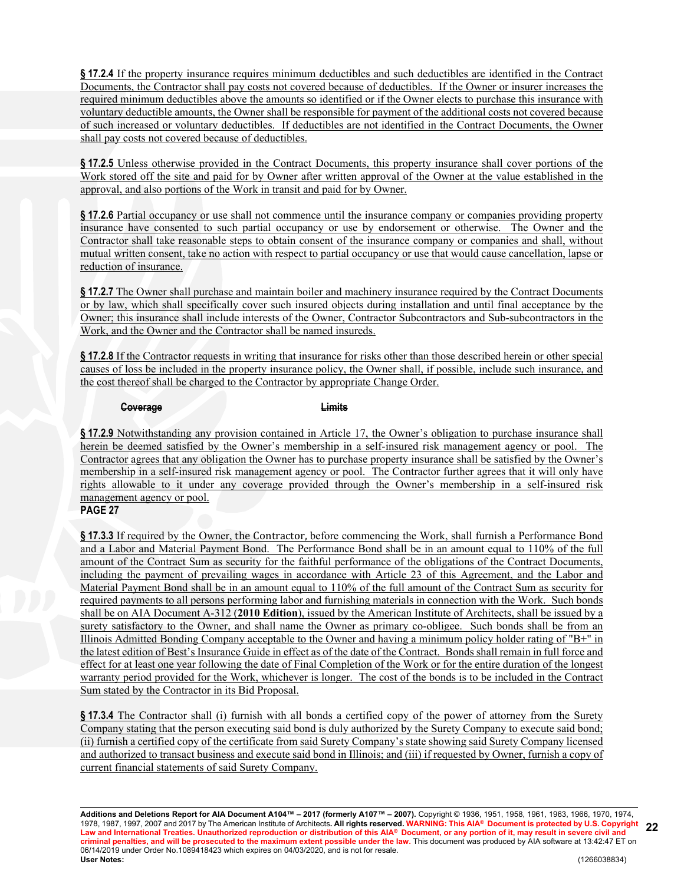**§ 17.2.4** If the property insurance requires minimum deductibles and such deductibles are identified in the Contract Documents, the Contractor shall pay costs not covered because of deductibles. If the Owner or insurer increases the required minimum deductibles above the amounts so identified or if the Owner elects to purchase this insurance with voluntary deductible amounts, the Owner shall be responsible for payment of the additional costs not covered because of such increased or voluntary deductibles. If deductibles are not identified in the Contract Documents, the Owner shall pay costs not covered because of deductibles.

**§ 17.2.5** Unless otherwise provided in the Contract Documents, this property insurance shall cover portions of the Work stored off the site and paid for by Owner after written approval of the Owner at the value established in the approval, and also portions of the Work in transit and paid for by Owner.

**§ 17.2.6** Partial occupancy or use shall not commence until the insurance company or companies providing property insurance have consented to such partial occupancy or use by endorsement or otherwise. The Owner and the Contractor shall take reasonable steps to obtain consent of the insurance company or companies and shall, without mutual written consent, take no action with respect to partial occupancy or use that would cause cancellation, lapse or reduction of insurance.

**§ 17.2.7** The Owner shall purchase and maintain boiler and machinery insurance required by the Contract Documents or by law, which shall specifically cover such insured objects during installation and until final acceptance by the Owner; this insurance shall include interests of the Owner, Contractor Subcontractors and Sub-subcontractors in the Work, and the Owner and the Contractor shall be named insureds.

**§ 17.2.8** If the Contractor requests in writing that insurance for risks other than those described herein or other special causes of loss be included in the property insurance policy, the Owner shall, if possible, include such insurance, and the cost thereof shall be charged to the Contractor by appropriate Change Order.

~~**Coverage**~~ ~~**Limits**~~

**§ 17.2.9** Notwithstanding any provision contained in Article 17, the Owner's obligation to purchase insurance shall herein be deemed satisfied by the Owner's membership in a self-insured risk management agency or pool. The Contractor agrees that any obligation the Owner has to purchase property insurance shall be satisfied by the Owner's membership in a self-insured risk management agency or pool. The Contractor further agrees that it will only have rights allowable to it under any coverage provided through the Owner's membership in a self-insured risk management agency or pool.

**PAGE 27**

**§ 17.3.3** If required by the Owner, the Contractor, before commencing the Work, shall furnish a Performance Bond and a Labor and Material Payment Bond. The Performance Bond shall be in an amount equal to 110% of the full amount of the Contract Sum as security for the faithful performance of the obligations of the Contract Documents, including the payment of prevailing wages in accordance with Article 23 of this Agreement, and the Labor and Material Payment Bond shall be in an amount equal to 110% of the full amount of the Contract Sum as security for required payments to all persons performing labor and furnishing materials in connection with the Work. Such bonds shall be on AIA Document A-312 (**2010 Edition**), issued by the American Institute of Architects, shall be issued by a surety satisfactory to the Owner, and shall name the Owner as primary co-obligee. Such bonds shall be from an Illinois Admitted Bonding Company acceptable to the Owner and having a minimum policy holder rating of "B+" in the latest edition of Best's Insurance Guide in effect as of the date of the Contract. Bonds shall remain in full force and effect for at least one year following the date of Final Completion of the Work or for the entire duration of the longest warranty period provided for the Work, whichever is longer. The cost of the bonds is to be included in the Contract Sum stated by the Contractor in its Bid Proposal.

**§ 17.3.4** The Contractor shall (i) furnish with all bonds a certified copy of the power of attorney from the Surety Company stating that the person executing said bond is duly authorized by the Surety Company to execute said bond; (ii) furnish a certified copy of the certificate from said Surety Company's state showing said Surety Company licensed and authorized to transact business and execute said bond in Illinois; and (iii) if requested by Owner, furnish a copy of current financial statements of said Surety Company.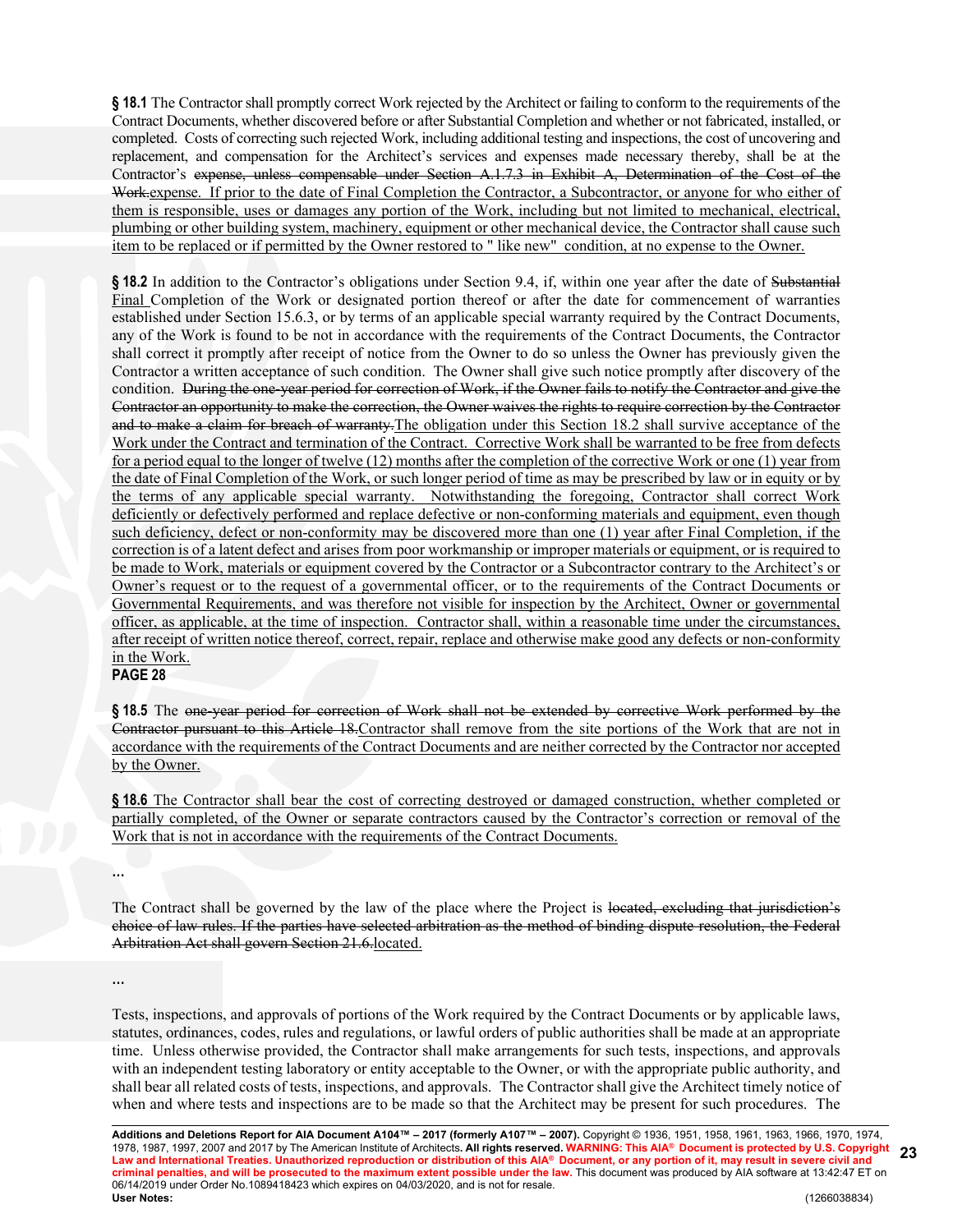**§ 18.1** The Contractor shall promptly correct Work rejected by the Architect or failing to conform to the requirements of the Contract Documents, whether discovered before or after Substantial Completion and whether or not fabricated, installed, or completed. Costs of correcting such rejected Work, including additional testing and inspections, the cost of uncovering and replacement, and compensation for the Architect's services and expenses made necessary thereby, shall be at the Contractor's ~~expense, unless compensable under Section A.1.7.3 in Exhibit A, Determination of the Cost of the Work.~~expense. If prior to the date of Final Completion the Contractor, a Subcontractor, or anyone for who either of them is responsible, uses or damages any portion of the Work, including but not limited to mechanical, electrical, plumbing or other building system, machinery, equipment or other mechanical device, the Contractor shall cause such item to be replaced or if permitted by the Owner restored to " like new" condition, at no expense to the Owner.

**§ 18.2** In addition to the Contractor's obligations under Section 9.4, if, within one year after the date of ~~Substantial~~ Final Completion of the Work or designated portion thereof or after the date for commencement of warranties established under Section 15.6.3, or by terms of an applicable special warranty required by the Contract Documents, any of the Work is found to be not in accordance with the requirements of the Contract Documents, the Contractor shall correct it promptly after receipt of notice from the Owner to do so unless the Owner has previously given the Contractor a written acceptance of such condition. The Owner shall give such notice promptly after discovery of the condition. ~~During the one-year period for correction of Work, if the Owner fails to notify the Contractor and give the Contractor an opportunity to make the correction, the Owner waives the rights to require correction by the Contractor and to make a claim for breach of warranty.~~The obligation under this Section 18.2 shall survive acceptance of the Work under the Contract and termination of the Contract. Corrective Work shall be warranted to be free from defects for a period equal to the longer of twelve (12) months after the completion of the corrective Work or one (1) year from the date of Final Completion of the Work, or such longer period of time as may be prescribed by law or in equity or by the terms of any applicable special warranty. Notwithstanding the foregoing, Contractor shall correct Work deficiently or defectively performed and replace defective or non-conforming materials and equipment, even though such deficiency, defect or non-conformity may be discovered more than one (1) year after Final Completion, if the correction is of a latent defect and arises from poor workmanship or improper materials or equipment, or is required to be made to Work, materials or equipment covered by the Contractor or a Subcontractor contrary to the Architect's or Owner's request or to the request of a governmental officer, or to the requirements of the Contract Documents or Governmental Requirements, and was therefore not visible for inspection by the Architect, Owner or governmental officer, as applicable, at the time of inspection. Contractor shall, within a reasonable time under the circumstances, after receipt of written notice thereof, correct, repair, replace and otherwise make good any defects or non-conformity in the Work.

**PAGE 28**

**§ 18.5** The ~~one-year period for correction of Work shall not be extended by corrective Work performed by the Contractor pursuant to this Article 18.~~Contractor shall remove from the site portions of the Work that are not in accordance with the requirements of the Contract Documents and are neither corrected by the Contractor nor accepted by the Owner.

**§ 18.6** The Contractor shall bear the cost of correcting destroyed or damaged construction, whether completed or partially completed, of the Owner or separate contractors caused by the Contractor's correction or removal of the Work that is not in accordance with the requirements of the Contract Documents.

...

The Contract shall be governed by the law of the place where the Project is ~~located, excluding that jurisdiction's choice of law rules. If the parties have selected arbitration as the method of binding dispute resolution, the Federal Arbitration Act shall govern Section 21.6.~~located.

...

Tests, inspections, and approvals of portions of the Work required by the Contract Documents or by applicable laws, statutes, ordinances, codes, rules and regulations, or lawful orders of public authorities shall be made at an appropriate time. Unless otherwise provided, the Contractor shall make arrangements for such tests, inspections, and approvals with an independent testing laboratory or entity acceptable to the Owner, or with the appropriate public authority, and shall bear all related costs of tests, inspections, and approvals. The Contractor shall give the Architect timely notice of when and where tests and inspections are to be made so that the Architect may be present for such procedures. The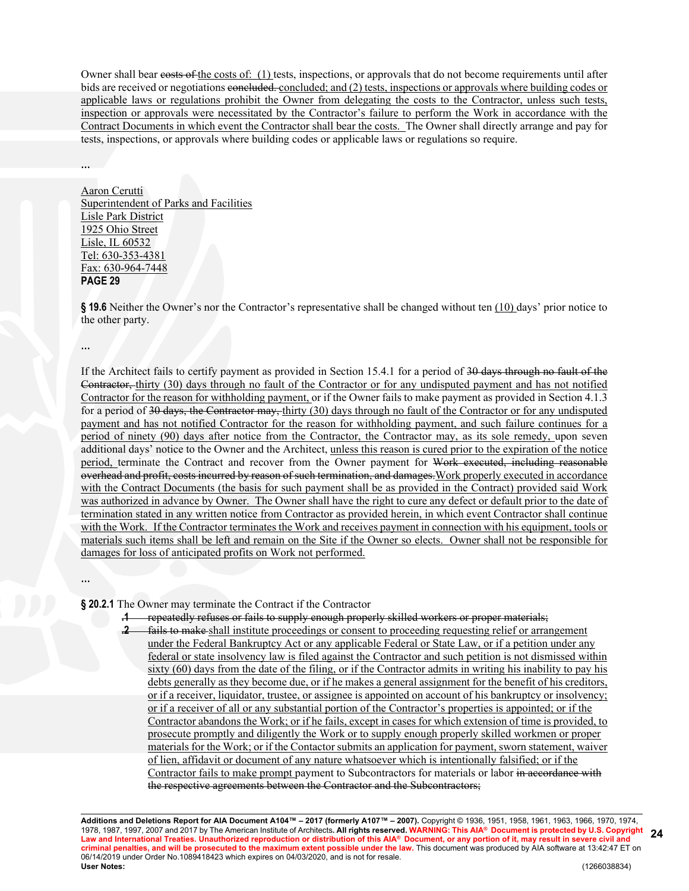Owner shall bear ~~costs of~~ the costs of: (1) tests, inspections, or approvals that do not become requirements until after bids are received or negotiations ~~concluded.~~ concluded; and (2) tests, inspections or approvals where building codes or applicable laws or regulations prohibit the Owner from delegating the costs to the Contractor, unless such tests, inspection or approvals were necessitated by the Contractor's failure to perform the Work in accordance with the Contract Documents in which event the Contractor shall bear the costs. The Owner shall directly arrange and pay for tests, inspections, or approvals where building codes or applicable laws or regulations so require.

...

Aaron Cerutti
Superintendent of Parks and Facilities
Lisle Park District
1925 Ohio Street
Lisle, IL 60532
Tel: 630-353-4381
Fax: 630-964-7448

**PAGE 29**

**§ 19.6** Neither the Owner's nor the Contractor's representative shall be changed without ten (10) days' prior notice to the other party.

...

If the Architect fails to certify payment as provided in Section 15.4.1 for a period of ~~30 days through no fault of the Contractor,~~ thirty (30) days through no fault of the Contractor or for any undisputed payment and has not notified Contractor for the reason for withholding payment, or if the Owner fails to make payment as provided in Section 4.1.3 for a period of ~~30 days, the Contractor may,~~ thirty (30) days through no fault of the Contractor or for any undisputed payment and has not notified Contractor for the reason for withholding payment, and such failure continues for a period of ninety (90) days after notice from the Contractor, the Contractor may, as its sole remedy, upon seven additional days' notice to the Owner and the Architect, unless this reason is cured prior to the expiration of the notice period, terminate the Contract and recover from the Owner payment for ~~Work executed, including reasonable overhead and profit, costs incurred by reason of such termination, and damages.~~ Work properly executed in accordance with the Contract Documents (the basis for such payment shall be as provided in the Contract) provided said Work was authorized in advance by Owner. The Owner shall have the right to cure any defect or default prior to the date of termination stated in any written notice from Contractor as provided herein, in which event Contractor shall continue with the Work. If the Contractor terminates the Work and receives payment in connection with his equipment, tools or materials such items shall be left and remain on the Site if the Owner so elects. Owner shall not be responsible for damages for loss of anticipated profits on Work not performed.

...

**§ 20.2.1** The Owner may terminate the Contract if the Contractor

~~**.1** repeatedly refuses or fails to supply enough properly skilled workers or proper materials;~~

~~**.2**~~ ~~fails to make~~ shall institute proceedings or consent to proceeding requesting relief or arrangement under the Federal Bankruptcy Act or any applicable Federal or State Law, or if a petition under any federal or state insolvency law is filed against the Contractor and such petition is not dismissed within sixty (60) days from the date of the filing, or if the Contractor admits in writing his inability to pay his debts generally as they become due, or if he makes a general assignment for the benefit of his creditors, or if a receiver, liquidator, trustee, or assignee is appointed on account of his bankruptcy or insolvency; or if a receiver of all or any substantial portion of the Contractor's properties is appointed; or if the Contractor abandons the Work; or if he fails, except in cases for which extension of time is provided, to prosecute promptly and diligently the Work or to supply enough properly skilled workmen or proper materials for the Work; or if the Contactor submits an application for payment, sworn statement, waiver of lien, affidavit or document of any nature whatsoever which is intentionally falsified; or if the Contractor fails to make prompt payment to Subcontractors for materials or labor ~~in accordance with the respective agreements between the Contractor and the Subcontractors;~~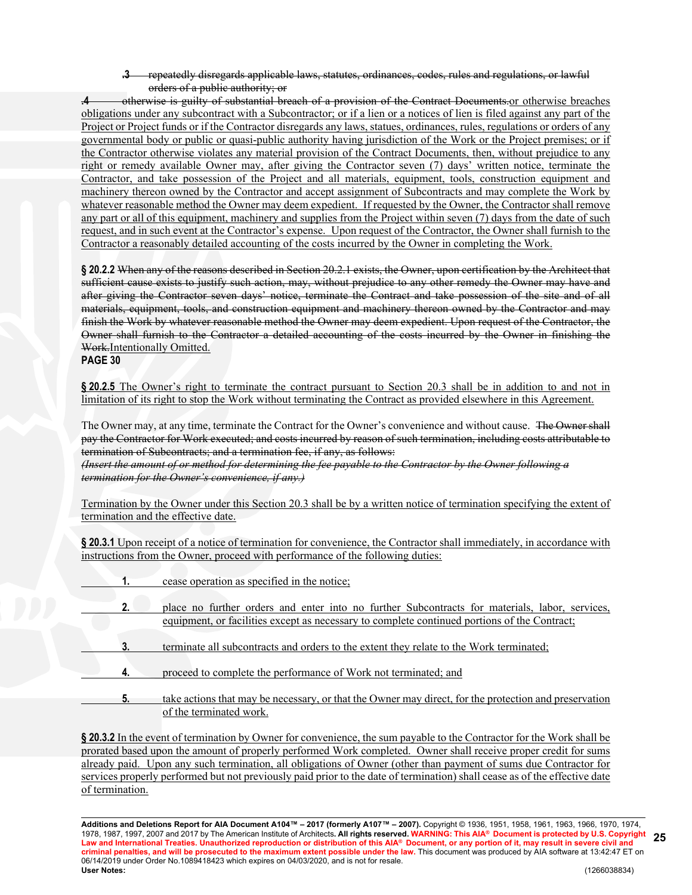.3 ~~repeatedly disregards applicable laws, statutes, ordinances, codes, rules and regulations, or lawful orders of a public authority; or~~

~~.4 otherwise is guilty of substantial breach of a provision of the Contract Documents.~~or otherwise breaches obligations under any subcontract with a Subcontractor; or if a lien or a notices of lien is filed against any part of the Project or Project funds or if the Contractor disregards any laws, statues, ordinances, rules, regulations or orders of any governmental body or public or quasi-public authority having jurisdiction of the Work or the Project premises; or if the Contractor otherwise violates any material provision of the Contract Documents, then, without prejudice to any right or remedy available Owner may, after giving the Contractor seven (7) days' written notice, terminate the Contractor, and take possession of the Project and all materials, equipment, tools, construction equipment and machinery thereon owned by the Contractor and accept assignment of Subcontracts and may complete the Work by whatever reasonable method the Owner may deem expedient. If requested by the Owner, the Contractor shall remove any part or all of this equipment, machinery and supplies from the Project within seven (7) days from the date of such request, and in such event at the Contractor's expense. Upon request of the Contractor, the Owner shall furnish to the Contractor a reasonably detailed accounting of the costs incurred by the Owner in completing the Work.

**§ 20.2.2** ~~When any of the reasons described in Section 20.2.1 exists, the Owner, upon certification by the Architect that sufficient cause exists to justify such action, may, without prejudice to any other remedy the Owner may have and after giving the Contractor seven days' notice, terminate the Contract and take possession of the site and of all materials, equipment, tools, and construction equipment and machinery thereon owned by the Contractor and may finish the Work by whatever reasonable method the Owner may deem expedient. Upon request of the Contractor, the Owner shall furnish to the Contractor a detailed accounting of the costs incurred by the Owner in finishing the Work.~~Intentionally Omitted.

**PAGE 30**

**§ 20.2.5** The Owner's right to terminate the contract pursuant to Section 20.3 shall be in addition to and not in limitation of its right to stop the Work without terminating the Contract as provided elsewhere in this Agreement.

The Owner may, at any time, terminate the Contract for the Owner's convenience and without cause. ~~The Owner shall pay the Contractor for Work executed; and costs incurred by reason of such termination, including costs attributable to termination of Subcontracts; and a termination fee, if any, as follows:~~
~~*(Insert the amount of or method for determining the fee payable to the Contractor by the Owner following a termination for the Owner's convenience, if any.)*~~

Termination by the Owner under this Section 20.3 shall be by a written notice of termination specifying the extent of termination and the effective date.

**§ 20.3.1** Upon receipt of a notice of termination for convenience, the Contractor shall immediately, in accordance with instructions from the Owner, proceed with performance of the following duties:

1. cease operation as specified in the notice;
2. place no further orders and enter into no further Subcontracts for materials, labor, services, equipment, or facilities except as necessary to complete continued portions of the Contract;
3. terminate all subcontracts and orders to the extent they relate to the Work terminated;
4. proceed to complete the performance of Work not terminated; and
5. take actions that may be necessary, or that the Owner may direct, for the protection and preservation of the terminated work.

**§ 20.3.2** In the event of termination by Owner for convenience, the sum payable to the Contractor for the Work shall be prorated based upon the amount of properly performed Work completed. Owner shall receive proper credit for sums already paid. Upon any such termination, all obligations of Owner (other than payment of sums due Contractor for services properly performed but not previously paid prior to the date of termination) shall cease as of the effective date of termination.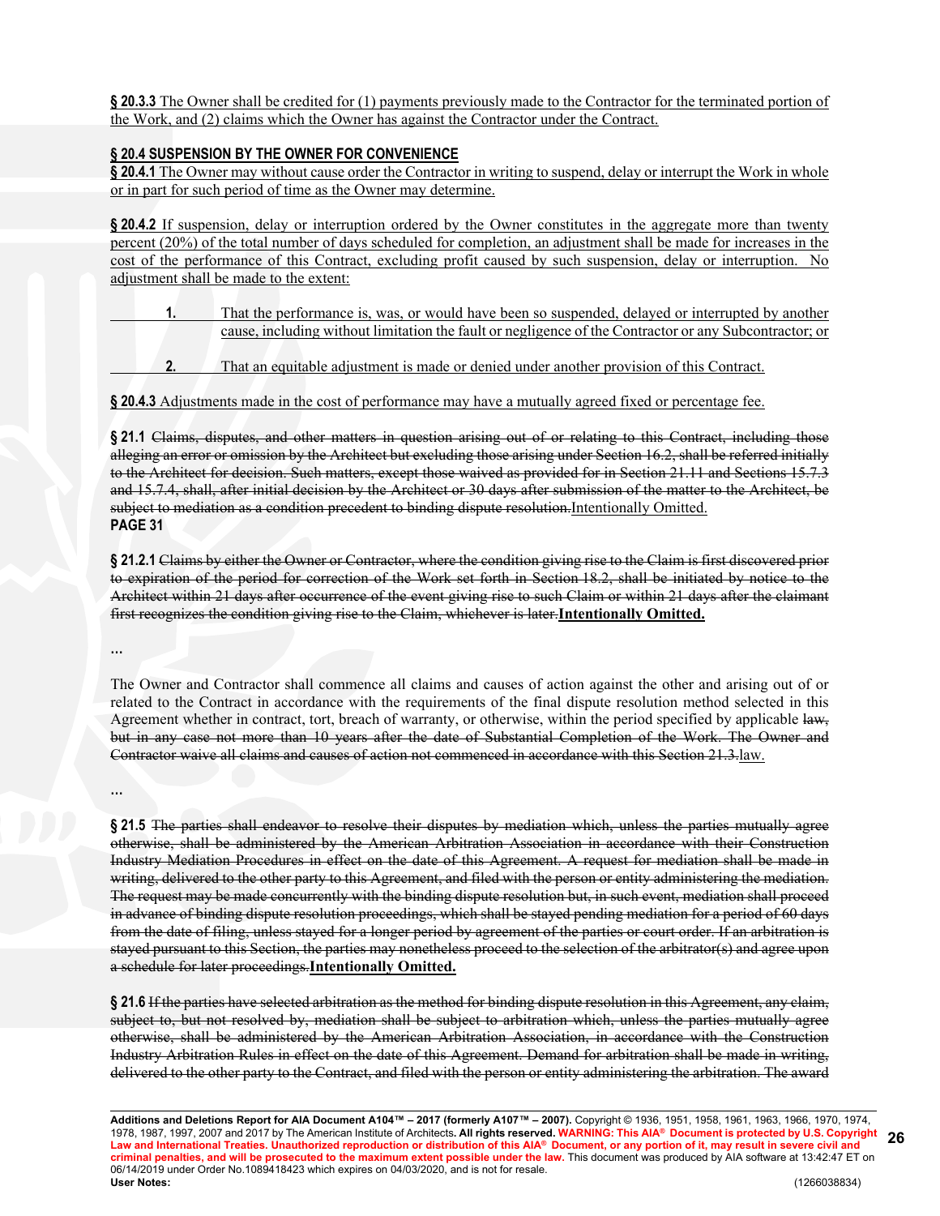**§ 20.3.3** The Owner shall be credited for (1) payments previously made to the Contractor for the terminated portion of the Work, and (2) claims which the Owner has against the Contractor under the Contract.

**§ 20.4 SUSPENSION BY THE OWNER FOR CONVENIENCE**

**§ 20.4.1** The Owner may without cause order the Contractor in writing to suspend, delay or interrupt the Work in whole or in part for such period of time as the Owner may determine.

**§ 20.4.2** If suspension, delay or interruption ordered by the Owner constitutes in the aggregate more than twenty percent (20%) of the total number of days scheduled for completion, an adjustment shall be made for increases in the cost of the performance of this Contract, excluding profit caused by such suspension, delay or interruption. No adjustment shall be made to the extent:

**1.** That the performance is, was, or would have been so suspended, delayed or interrupted by another cause, including without limitation the fault or negligence of the Contractor or any Subcontractor; or

**2.** That an equitable adjustment is made or denied under another provision of this Contract.

**§ 20.4.3** Adjustments made in the cost of performance may have a mutually agreed fixed or percentage fee.

**§ 21.1** ~~Claims, disputes, and other matters in question arising out of or relating to this Contract, including those alleging an error or omission by the Architect but excluding those arising under Section 16.2, shall be referred initially to the Architect for decision. Such matters, except those waived as provided for in Section 21.11 and Sections 15.7.3 and 15.7.4, shall, after initial decision by the Architect or 30 days after submission of the matter to the Architect, be subject to mediation as a condition precedent to binding dispute resolution.~~Intentionally Omitted.

**PAGE 31**

**§ 21.2.1** ~~Claims by either the Owner or Contractor, where the condition giving rise to the Claim is first discovered prior to expiration of the period for correction of the Work set forth in Section 18.2, shall be initiated by notice to the Architect within 21 days after occurrence of the event giving rise to such Claim or within 21 days after the claimant first recognizes the condition giving rise to the Claim, whichever is later.~~**Intentionally Omitted.**

...

The Owner and Contractor shall commence all claims and causes of action against the other and arising out of or related to the Contract in accordance with the requirements of the final dispute resolution method selected in this Agreement whether in contract, tort, breach of warranty, or otherwise, within the period specified by applicable ~~law, but in any case not more than 10 years after the date of Substantial Completion of the Work. The Owner and Contractor waive all claims and causes of action not commenced in accordance with this Section 21.3.~~law.

...

**§ 21.5** ~~The parties shall endeavor to resolve their disputes by mediation which, unless the parties mutually agree otherwise, shall be administered by the American Arbitration Association in accordance with their Construction Industry Mediation Procedures in effect on the date of this Agreement. A request for mediation shall be made in writing, delivered to the other party to this Agreement, and filed with the person or entity administering the mediation. The request may be made concurrently with the binding dispute resolution but, in such event, mediation shall proceed in advance of binding dispute resolution proceedings, which shall be stayed pending mediation for a period of 60 days from the date of filing, unless stayed for a longer period by agreement of the parties or court order. If an arbitration is stayed pursuant to this Section, the parties may nonetheless proceed to the selection of the arbitrator(s) and agree upon a schedule for later proceedings.~~**Intentionally Omitted.**

**§ 21.6** ~~If the parties have selected arbitration as the method for binding dispute resolution in this Agreement, any claim, subject to, but not resolved by, mediation shall be subject to arbitration which, unless the parties mutually agree otherwise, shall be administered by the American Arbitration Association, in accordance with the Construction Industry Arbitration Rules in effect on the date of this Agreement. Demand for arbitration shall be made in writing, delivered to the other party to the Contract, and filed with the person or entity administering the arbitration. The award~~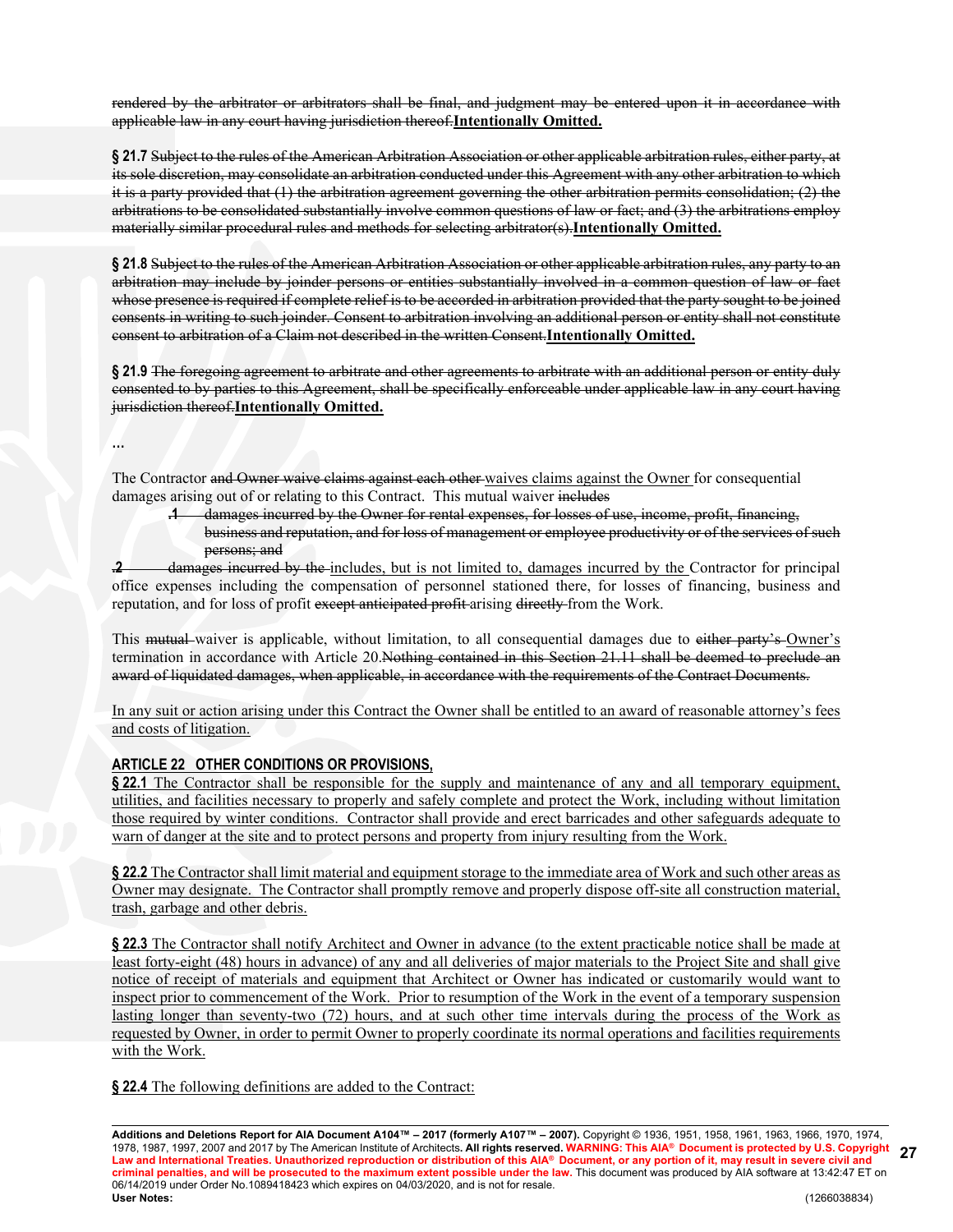~~rendered by the arbitrator or arbitrators shall be final, and judgment may be entered upon it in accordance with applicable law in any court having jurisdiction thereof.~~**<u>Intentionally Omitted.</u>**

**§ 21.7** ~~Subject to the rules of the American Arbitration Association or other applicable arbitration rules, either party, at its sole discretion, may consolidate an arbitration conducted under this Agreement with any other arbitration to which it is a party provided that (1) the arbitration agreement governing the other arbitration permits consolidation; (2) the arbitrations to be consolidated substantially involve common questions of law or fact; and (3) the arbitrations employ materially similar procedural rules and methods for selecting arbitrator(s).~~**<u>Intentionally Omitted.</u>**

**§ 21.8** ~~Subject to the rules of the American Arbitration Association or other applicable arbitration rules, any party to an arbitration may include by joinder persons or entities substantially involved in a common question of law or fact whose presence is required if complete relief is to be accorded in arbitration provided that the party sought to be joined consents in writing to such joinder. Consent to arbitration involving an additional person or entity shall not constitute consent to arbitration of a Claim not described in the written Consent.~~**<u>Intentionally Omitted.</u>**

**§ 21.9** ~~The foregoing agreement to arbitrate and other agreements to arbitrate with an additional person or entity duly consented to by parties to this Agreement, shall be specifically enforceable under applicable law in any court having jurisdiction thereof.~~**<u>Intentionally Omitted.</u>**

…

The Contractor ~~and Owner waive claims against each other~~ <u>waives claims against the Owner</u> for consequential damages arising out of or relating to this Contract. This mutual waiver ~~includes~~

~~**.1** damages incurred by the Owner for rental expenses, for losses of use, income, profit, financing, business and reputation, and for loss of management or employee productivity or of the services of such persons; and~~

~~**.2** damages incurred by the~~ <u>includes, but is not limited to, damages incurred by the</u> Contractor for principal office expenses including the compensation of personnel stationed there, for losses of financing, business and reputation, and for loss of profit ~~except anticipated profit~~ arising ~~directly~~ from the Work.

This ~~mutual~~ waiver is applicable, without limitation, to all consequential damages due to ~~either party's~~ <u>Owner's</u> termination in accordance with Article 20.~~Nothing contained in this Section 21.11 shall be deemed to preclude an award of liquidated damages, when applicable, in accordance with the requirements of the Contract Documents.~~

<u>In any suit or action arising under this Contract the Owner shall be entitled to an award of reasonable attorney's fees and costs of litigation.</u>

## ARTICLE 22 OTHER CONDITIONS OR PROVISIONS,

**§ 22.1** <u>The Contractor shall be responsible for the supply and maintenance of any and all temporary equipment, utilities, and facilities necessary to properly and safely complete and protect the Work, including without limitation those required by winter conditions. Contractor shall provide and erect barricades and other safeguards adequate to warn of danger at the site and to protect persons and property from injury resulting from the Work.</u>

**§ 22.2** <u>The Contractor shall limit material and equipment storage to the immediate area of Work and such other areas as Owner may designate. The Contractor shall promptly remove and properly dispose off-site all construction material, trash, garbage and other debris.</u>

**§ 22.3** <u>The Contractor shall notify Architect and Owner in advance (to the extent practicable notice shall be made at least forty-eight (48) hours in advance) of any and all deliveries of major materials to the Project Site and shall give notice of receipt of materials and equipment that Architect or Owner has indicated or customarily would want to inspect prior to commencement of the Work. Prior to resumption of the Work in the event of a temporary suspension lasting longer than seventy-two (72) hours, and at such other time intervals during the process of the Work as requested by Owner, in order to permit Owner to properly coordinate its normal operations and facilities requirements with the Work.</u>

**§ 22.4** <u>The following definitions are added to the Contract:</u>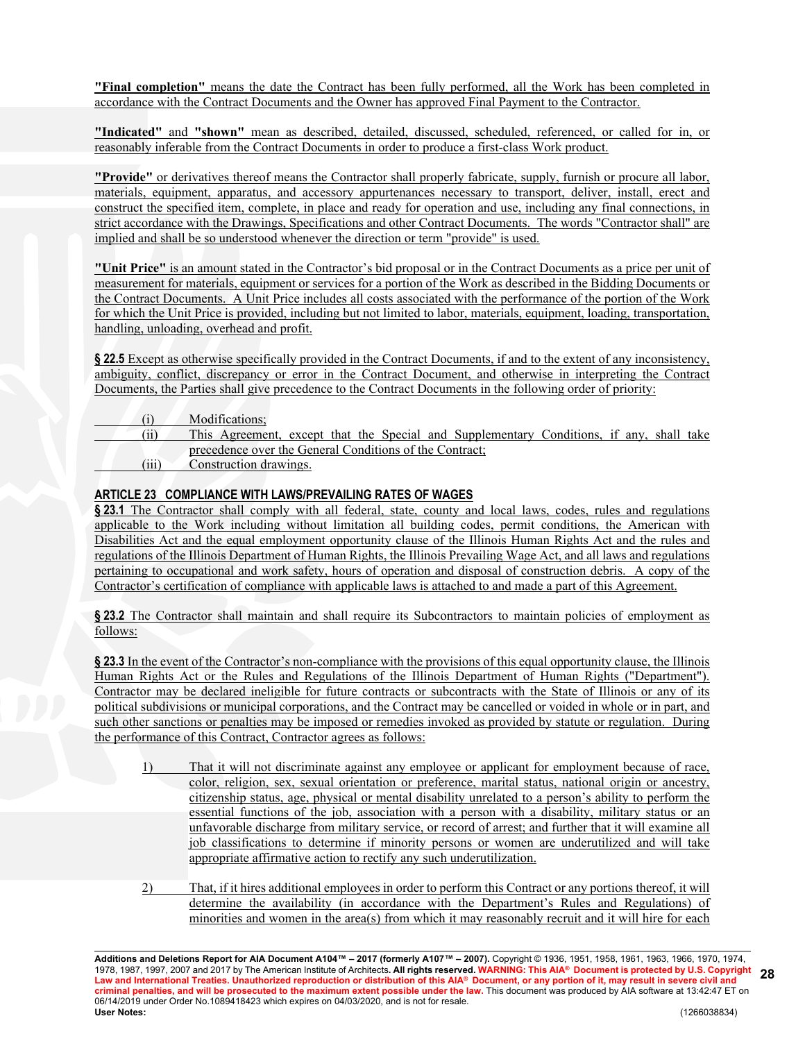**"Final completion"** means the date the Contract has been fully performed, all the Work has been completed in accordance with the Contract Documents and the Owner has approved Final Payment to the Contractor.

**"Indicated"** and **"shown"** mean as described, detailed, discussed, scheduled, referenced, or called for in, or reasonably inferable from the Contract Documents in order to produce a first-class Work product.

**"Provide"** or derivatives thereof means the Contractor shall properly fabricate, supply, furnish or procure all labor, materials, equipment, apparatus, and accessory appurtenances necessary to transport, deliver, install, erect and construct the specified item, complete, in place and ready for operation and use, including any final connections, in strict accordance with the Drawings, Specifications and other Contract Documents. The words "Contractor shall" are implied and shall be so understood whenever the direction or term "provide" is used.

**"Unit Price"** is an amount stated in the Contractor's bid proposal or in the Contract Documents as a price per unit of measurement for materials, equipment or services for a portion of the Work as described in the Bidding Documents or the Contract Documents. A Unit Price includes all costs associated with the performance of the portion of the Work for which the Unit Price is provided, including but not limited to labor, materials, equipment, loading, transportation, handling, unloading, overhead and profit.

**§ 22.5** Except as otherwise specifically provided in the Contract Documents, if and to the extent of any inconsistency, ambiguity, conflict, discrepancy or error in the Contract Document, and otherwise in interpreting the Contract Documents, the Parties shall give precedence to the Contract Documents in the following order of priority:

(i) Modifications;

(ii) This Agreement, except that the Special and Supplementary Conditions, if any, shall take precedence over the General Conditions of the Contract;

(iii) Construction drawings.

## ARTICLE 23 COMPLIANCE WITH LAWS/PREVAILING RATES OF WAGES

**§ 23.1** The Contractor shall comply with all federal, state, county and local laws, codes, rules and regulations applicable to the Work including without limitation all building codes, permit conditions, the American with Disabilities Act and the equal employment opportunity clause of the Illinois Human Rights Act and the rules and regulations of the Illinois Department of Human Rights, the Illinois Prevailing Wage Act, and all laws and regulations pertaining to occupational and work safety, hours of operation and disposal of construction debris. A copy of the Contractor's certification of compliance with applicable laws is attached to and made a part of this Agreement.

**§ 23.2** The Contractor shall maintain and shall require its Subcontractors to maintain policies of employment as follows:

**§ 23.3** In the event of the Contractor's non-compliance with the provisions of this equal opportunity clause, the Illinois Human Rights Act or the Rules and Regulations of the Illinois Department of Human Rights ("Department"). Contractor may be declared ineligible for future contracts or subcontracts with the State of Illinois or any of its political subdivisions or municipal corporations, and the Contract may be cancelled or voided in whole or in part, and such other sanctions or penalties may be imposed or remedies invoked as provided by statute or regulation. During the performance of this Contract, Contractor agrees as follows:

1) That it will not discriminate against any employee or applicant for employment because of race, color, religion, sex, sexual orientation or preference, marital status, national origin or ancestry, citizenship status, age, physical or mental disability unrelated to a person's ability to perform the essential functions of the job, association with a person with a disability, military status or an unfavorable discharge from military service, or record of arrest; and further that it will examine all job classifications to determine if minority persons or women are underutilized and will take appropriate affirmative action to rectify any such underutilization.

2) That, if it hires additional employees in order to perform this Contract or any portions thereof, it will determine the availability (in accordance with the Department's Rules and Regulations) of minorities and women in the area(s) from which it may reasonably recruit and it will hire for each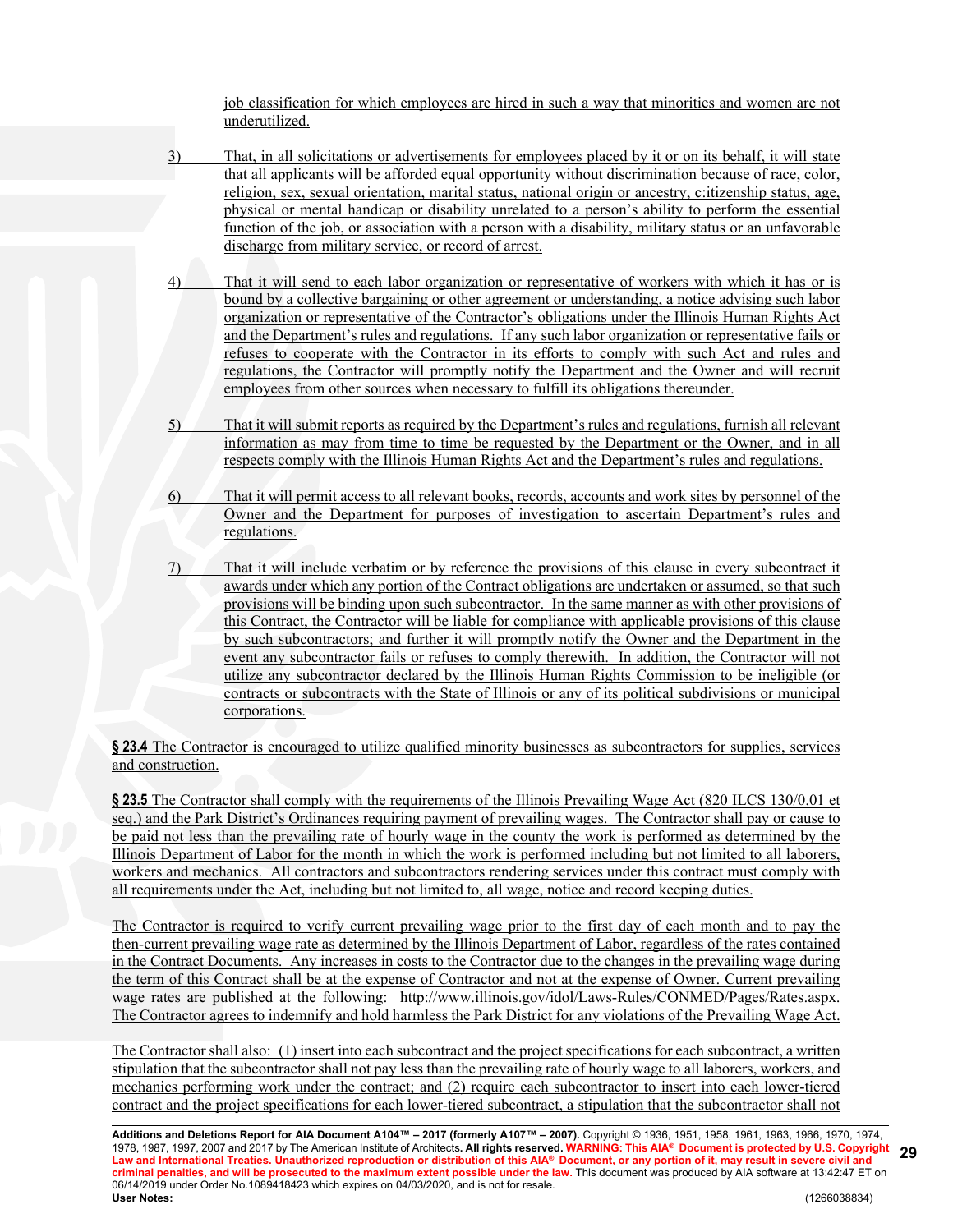job classification for which employees are hired in such a way that minorities and women are not underutilized.

3) That, in all solicitations or advertisements for employees placed by it or on its behalf, it will state that all applicants will be afforded equal opportunity without discrimination because of race, color, religion, sex, sexual orientation, marital status, national origin or ancestry, c:itizenship status, age, physical or mental handicap or disability unrelated to a person's ability to perform the essential function of the job, or association with a person with a disability, military status or an unfavorable discharge from military service, or record of arrest.

4) That it will send to each labor organization or representative of workers with which it has or is bound by a collective bargaining or other agreement or understanding, a notice advising such labor organization or representative of the Contractor's obligations under the Illinois Human Rights Act and the Department's rules and regulations. If any such labor organization or representative fails or refuses to cooperate with the Contractor in its efforts to comply with such Act and rules and regulations, the Contractor will promptly notify the Department and the Owner and will recruit employees from other sources when necessary to fulfill its obligations thereunder.

5) That it will submit reports as required by the Department's rules and regulations, furnish all relevant information as may from time to time be requested by the Department or the Owner, and in all respects comply with the Illinois Human Rights Act and the Department's rules and regulations.

6) That it will permit access to all relevant books, records, accounts and work sites by personnel of the Owner and the Department for purposes of investigation to ascertain Department's rules and regulations.

7) That it will include verbatim or by reference the provisions of this clause in every subcontract it awards under which any portion of the Contract obligations are undertaken or assumed, so that such provisions will be binding upon such subcontractor. In the same manner as with other provisions of this Contract, the Contractor will be liable for compliance with applicable provisions of this clause by such subcontractors; and further it will promptly notify the Owner and the Department in the event any subcontractor fails or refuses to comply therewith. In addition, the Contractor will not utilize any subcontractor declared by the Illinois Human Rights Commission to be ineligible (or contracts or subcontracts with the State of Illinois or any of its political subdivisions or municipal corporations.

**§ 23.4** The Contractor is encouraged to utilize qualified minority businesses as subcontractors for supplies, services and construction.

**§ 23.5** The Contractor shall comply with the requirements of the Illinois Prevailing Wage Act (820 ILCS 130/0.01 et seq.) and the Park District's Ordinances requiring payment of prevailing wages. The Contractor shall pay or cause to be paid not less than the prevailing rate of hourly wage in the county the work is performed as determined by the Illinois Department of Labor for the month in which the work is performed including but not limited to all laborers, workers and mechanics. All contractors and subcontractors rendering services under this contract must comply with all requirements under the Act, including but not limited to, all wage, notice and record keeping duties.

The Contractor is required to verify current prevailing wage prior to the first day of each month and to pay the then-current prevailing wage rate as determined by the Illinois Department of Labor, regardless of the rates contained in the Contract Documents. Any increases in costs to the Contractor due to the changes in the prevailing wage during the term of this Contract shall be at the expense of Contractor and not at the expense of Owner. Current prevailing wage rates are published at the following: http://www.illinois.gov/idol/Laws-Rules/CONMED/Pages/Rates.aspx. The Contractor agrees to indemnify and hold harmless the Park District for any violations of the Prevailing Wage Act.

The Contractor shall also: (1) insert into each subcontract and the project specifications for each subcontract, a written stipulation that the subcontractor shall not pay less than the prevailing rate of hourly wage to all laborers, workers, and mechanics performing work under the contract; and (2) require each subcontractor to insert into each lower-tiered contract and the project specifications for each lower-tiered subcontract, a stipulation that the subcontractor shall not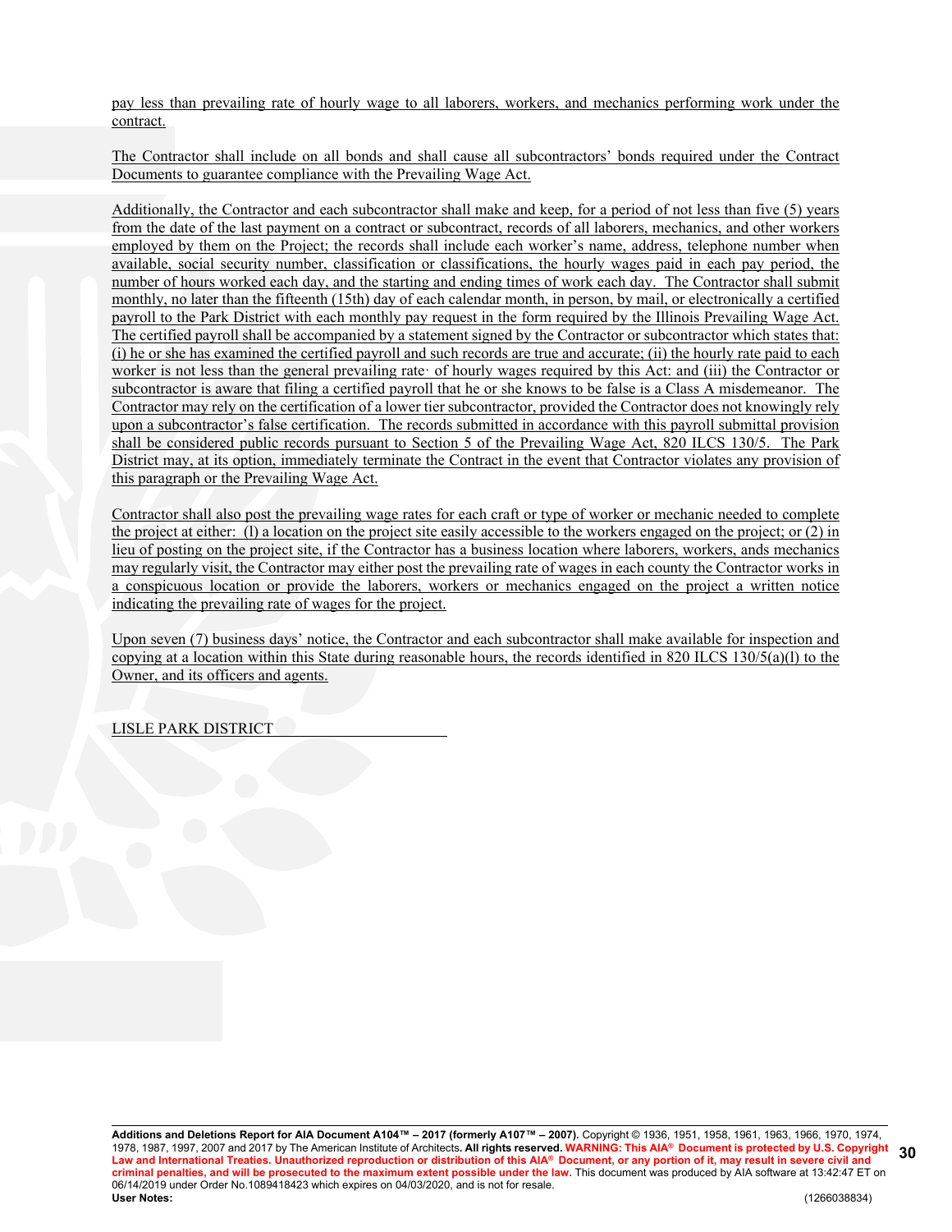pay less than prevailing rate of hourly wage to all laborers, workers, and mechanics performing work under the contract.

The Contractor shall include on all bonds and shall cause all subcontractors' bonds required under the Contract Documents to guarantee compliance with the Prevailing Wage Act.

Additionally, the Contractor and each subcontractor shall make and keep, for a period of not less than five (5) years from the date of the last payment on a contract or subcontract, records of all laborers, mechanics, and other workers employed by them on the Project; the records shall include each worker's name, address, telephone number when available, social security number, classification or classifications, the hourly wages paid in each pay period, the number of hours worked each day, and the starting and ending times of work each day. The Contractor shall submit monthly, no later than the fifteenth (15th) day of each calendar month, in person, by mail, or electronically a certified payroll to the Park District with each monthly pay request in the form required by the Illinois Prevailing Wage Act. The certified payroll shall be accompanied by a statement signed by the Contractor or subcontractor which states that: (i) he or she has examined the certified payroll and such records are true and accurate; (ii) the hourly rate paid to each worker is not less than the general prevailing rate· of hourly wages required by this Act: and (iii) the Contractor or subcontractor is aware that filing a certified payroll that he or she knows to be false is a Class A misdemeanor. The Contractor may rely on the certification of a lower tier subcontractor, provided the Contractor does not knowingly rely upon a subcontractor's false certification. The records submitted in accordance with this payroll submittal provision shall be considered public records pursuant to Section 5 of the Prevailing Wage Act, 820 ILCS 130/5. The Park District may, at its option, immediately terminate the Contract in the event that Contractor violates any provision of this paragraph or the Prevailing Wage Act.

Contractor shall also post the prevailing wage rates for each craft or type of worker or mechanic needed to complete the project at either: (l) a location on the project site easily accessible to the workers engaged on the project; or (2) in lieu of posting on the project site, if the Contractor has a business location where laborers, workers, ands mechanics may regularly visit, the Contractor may either post the prevailing rate of wages in each county the Contractor works in a conspicuous location or provide the laborers, workers or mechanics engaged on the project a written notice indicating the prevailing rate of wages for the project.

Upon seven (7) business days' notice, the Contractor and each subcontractor shall make available for inspection and copying at a location within this State during reasonable hours, the records identified in 820 ILCS 130/5(a)(l) to the Owner, and its officers and agents.

LISLE PARK DISTRICT \_\_\_\_\_\_\_\_\_\_\_\_\_\_\_\_\_\_\_\_\_\_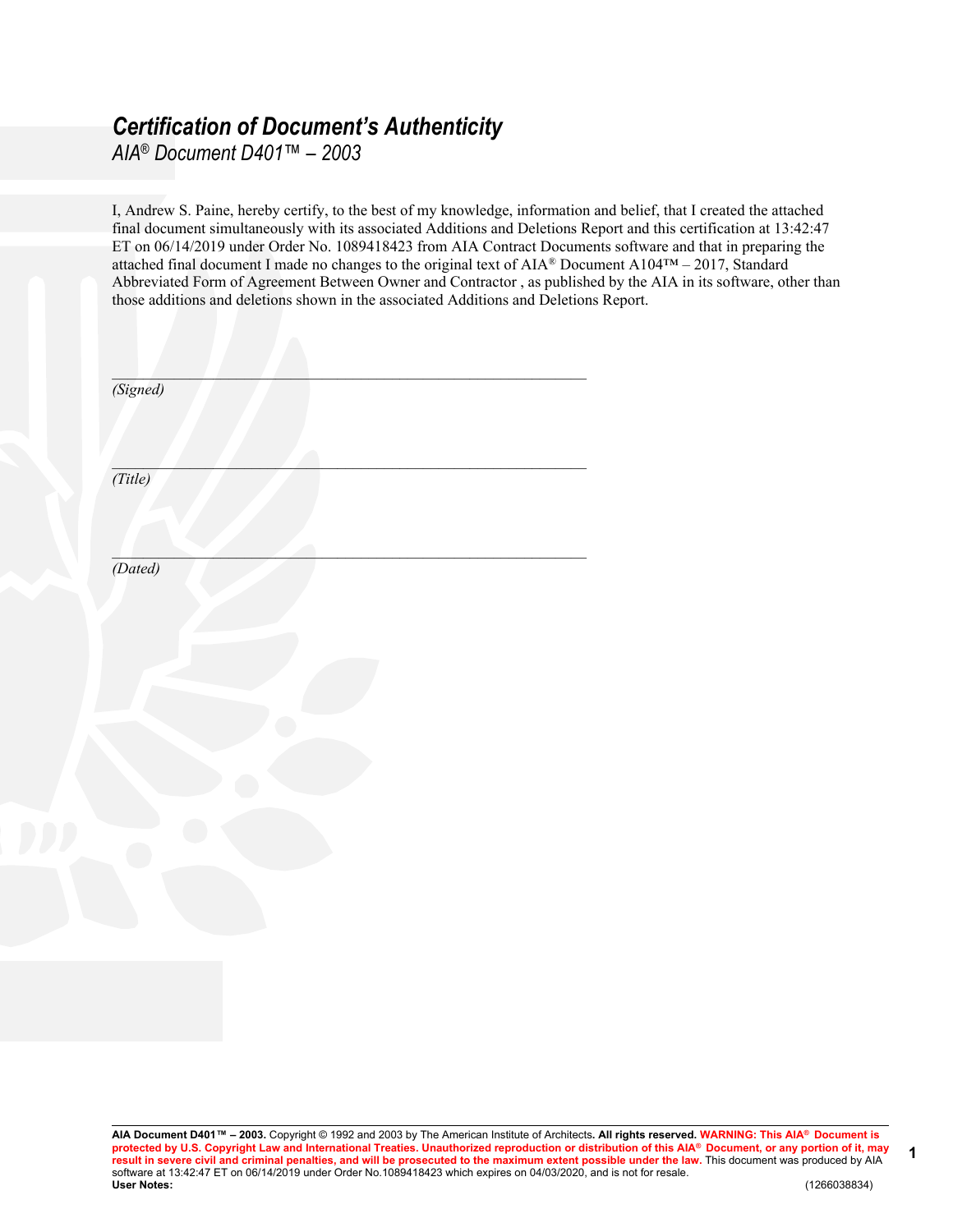# *Certification of Document's Authenticity*

*AIA® Document D401™ – 2003*

I, Andrew S. Paine, hereby certify, to the best of my knowledge, information and belief, that I created the attached final document simultaneously with its associated Additions and Deletions Report and this certification at 13:42:47 ET on 06/14/2019 under Order No. 1089418423 from AIA Contract Documents software and that in preparing the attached final document I made no changes to the original text of AIA® Document A104™ – 2017, Standard Abbreviated Form of Agreement Between Owner and Contractor , as published by the AIA in its software, other than those additions and deletions shown in the associated Additions and Deletions Report.

\_\_\_\_\_\_\_\_\_\_\_\_\_\_\_\_\_\_\_\_\_\_\_\_\_\_\_\_\_\_\_\_\_\_\_\_\_\_\_\_\_\_\_\_\_\_\_\_\_\_\_\_\_\_\_\_\_\_

*(Signed)*

\_\_\_\_\_\_\_\_\_\_\_\_\_\_\_\_\_\_\_\_\_\_\_\_\_\_\_\_\_\_\_\_\_\_\_\_\_\_\_\_\_\_\_\_\_\_\_\_\_\_\_\_\_\_\_\_\_\_

*(Title)*

\_\_\_\_\_\_\_\_\_\_\_\_\_\_\_\_\_\_\_\_\_\_\_\_\_\_\_\_\_\_\_\_\_\_\_\_\_\_\_\_\_\_\_\_\_\_\_\_\_\_\_\_\_\_\_\_\_\_

*(Dated)*

**AIA Document D401™ – 2003.** Copyright © 1992 and 2003 by The American Institute of Architects. **All rights reserved. WARNING: This AIA® Document is protected by U.S. Copyright Law and International Treaties. Unauthorized reproduction or distribution of this AIA® Document, or any portion of it, may result in severe civil and criminal penalties, and will be prosecuted to the maximum extent possible under the law.** This document was produced by AIA software at 13:42:47 ET on 06/14/2019 under Order No.1089418423 which expires on 04/03/2020, and is not for resale.
**User Notes:** (1266038834)